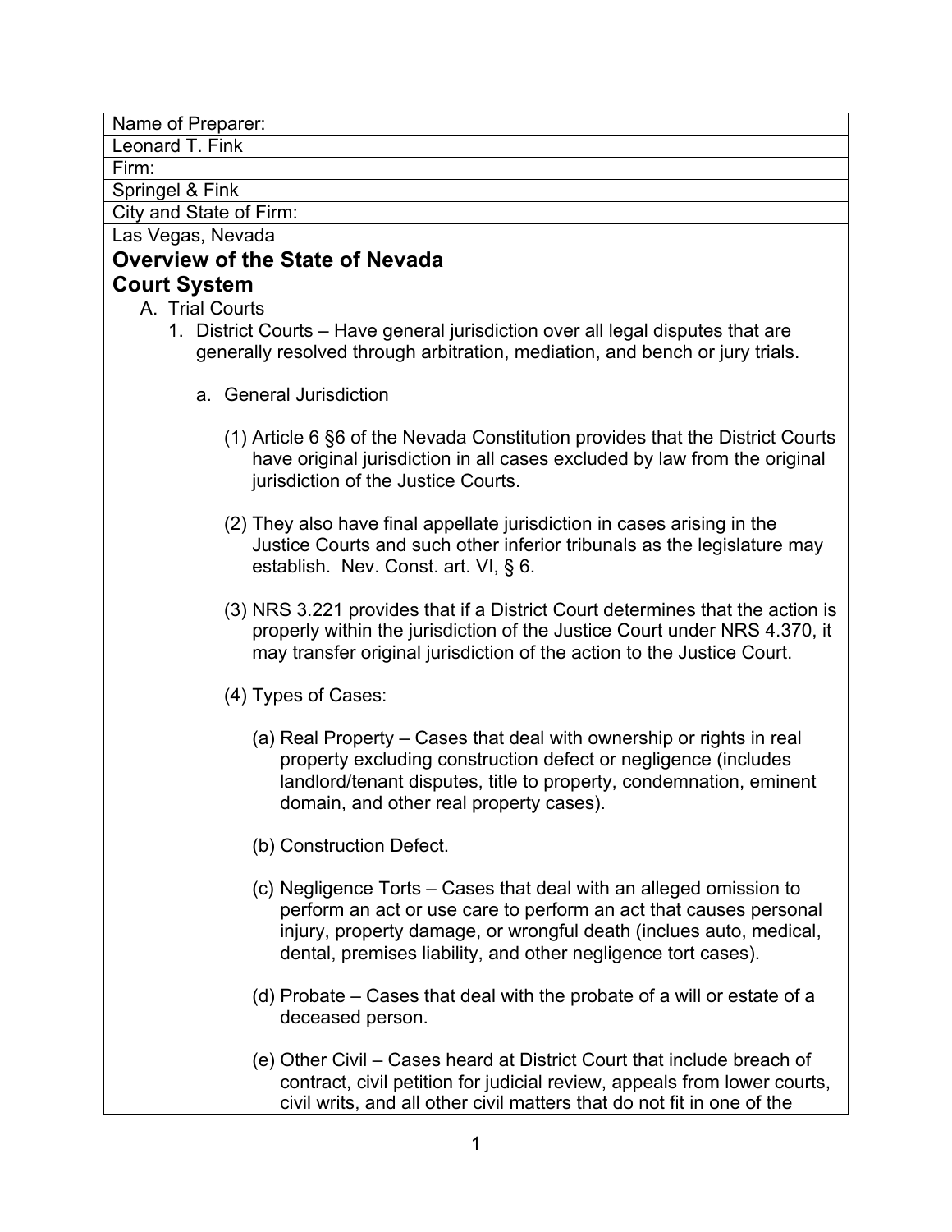Name of Preparer:

Leonard T. Fink

Firm:

Springel & Fink

City and State of Firm:

Las Vegas, Nevada

# Overview of the State of Nevada Court System

## A. Trial Courts

1. District Courts – Have general jurisdiction over all legal disputes that are generally resolved through arbitration, mediation, and bench or jury trials.

   a. General Jurisdiction

      (1) Article 6 §6 of the Nevada Constitution provides that the District Courts have original jurisdiction in all cases excluded by law from the original jurisdiction of the Justice Courts.

      (2) They also have final appellate jurisdiction in cases arising in the Justice Courts and such other inferior tribunals as the legislature may establish. Nev. Const. art. VI, § 6.

      (3) NRS 3.221 provides that if a District Court determines that the action is properly within the jurisdiction of the Justice Court under NRS 4.370, it may transfer original jurisdiction of the action to the Justice Court.

      (4) Types of Cases:

         (a) Real Property – Cases that deal with ownership or rights in real property excluding construction defect or negligence (includes landlord/tenant disputes, title to property, condemnation, eminent domain, and other real property cases).

         (b) Construction Defect.

         (c) Negligence Torts – Cases that deal with an alleged omission to perform an act or use care to perform an act that causes personal injury, property damage, or wrongful death (inclues auto, medical, dental, premises liability, and other negligence tort cases).

         (d) Probate – Cases that deal with the probate of a will or estate of a deceased person.

         (e) Other Civil – Cases heard at District Court that include breach of contract, civil petition for judicial review, appeals from lower courts, civil writs, and all other civil matters that do not fit in one of the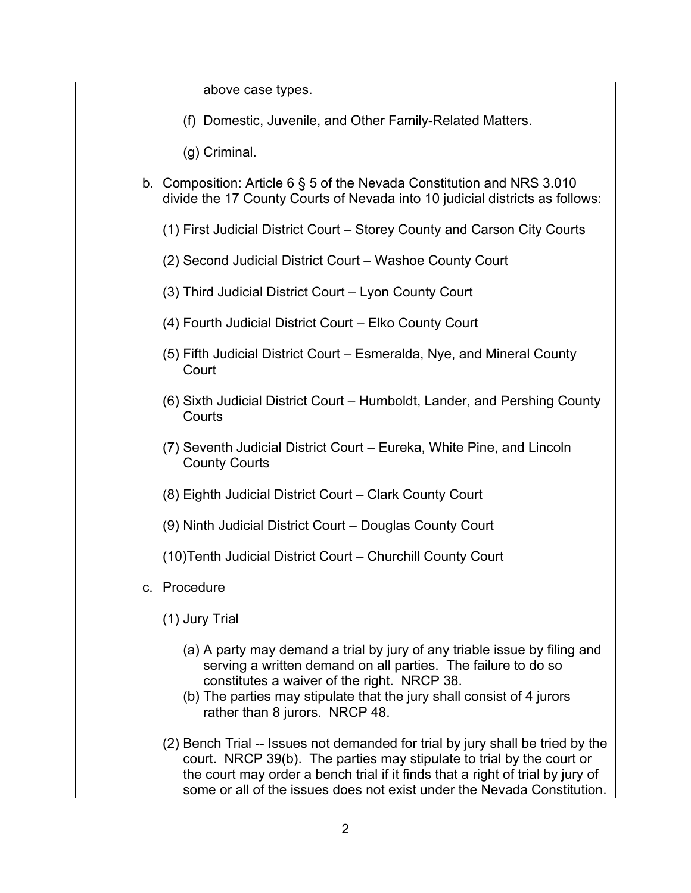above case types.

(f) Domestic, Juvenile, and Other Family-Related Matters.

(g) Criminal.

b. Composition: Article 6 § 5 of the Nevada Constitution and NRS 3.010 divide the 17 County Courts of Nevada into 10 judicial districts as follows:

   (1) First Judicial District Court – Storey County and Carson City Courts

   (2) Second Judicial District Court – Washoe County Court

   (3) Third Judicial District Court – Lyon County Court

   (4) Fourth Judicial District Court – Elko County Court

   (5) Fifth Judicial District Court – Esmeralda, Nye, and Mineral County Court

   (6) Sixth Judicial District Court – Humboldt, Lander, and Pershing County Courts

   (7) Seventh Judicial District Court – Eureka, White Pine, and Lincoln County Courts

   (8) Eighth Judicial District Court – Clark County Court

   (9) Ninth Judicial District Court – Douglas County Court

   (10) Tenth Judicial District Court – Churchill County Court

c. Procedure

   (1) Jury Trial

      (a) A party may demand a trial by jury of any triable issue by filing and serving a written demand on all parties. The failure to do so constitutes a waiver of the right. NRCP 38.

      (b) The parties may stipulate that the jury shall consist of 4 jurors rather than 8 jurors. NRCP 48.

   (2) Bench Trial -- Issues not demanded for trial by jury shall be tried by the court. NRCP 39(b). The parties may stipulate to trial by the court or the court may order a bench trial if it finds that a right of trial by jury of some or all of the issues does not exist under the Nevada Constitution.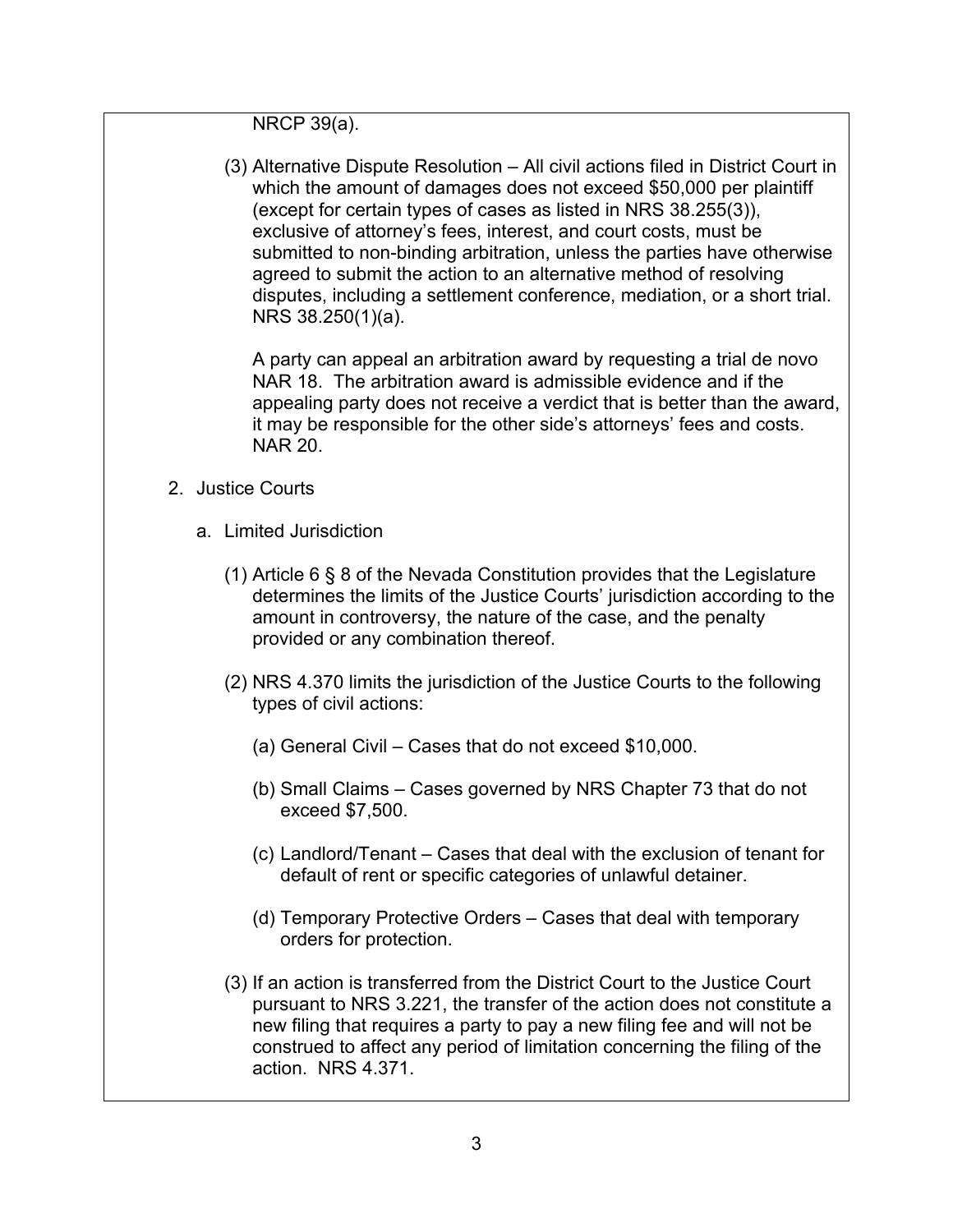NRCP 39(a).

(3) Alternative Dispute Resolution – All civil actions filed in District Court in which the amount of damages does not exceed $50,000 per plaintiff (except for certain types of cases as listed in NRS 38.255(3)), exclusive of attorney's fees, interest, and court costs, must be submitted to non-binding arbitration, unless the parties have otherwise agreed to submit the action to an alternative method of resolving disputes, including a settlement conference, mediation, or a short trial. NRS 38.250(1)(a).

A party can appeal an arbitration award by requesting a trial de novo NAR 18. The arbitration award is admissible evidence and if the appealing party does not receive a verdict that is better than the award, it may be responsible for the other side's attorneys' fees and costs. NAR 20.

2. Justice Courts

   a. Limited Jurisdiction

      (1) Article 6 § 8 of the Nevada Constitution provides that the Legislature determines the limits of the Justice Courts' jurisdiction according to the amount in controversy, the nature of the case, and the penalty provided or any combination thereof.

      (2) NRS 4.370 limits the jurisdiction of the Justice Courts to the following types of civil actions:

         (a) General Civil – Cases that do not exceed $10,000.

         (b) Small Claims – Cases governed by NRS Chapter 73 that do not exceed $7,500.

         (c) Landlord/Tenant – Cases that deal with the exclusion of tenant for default of rent or specific categories of unlawful detainer.

         (d) Temporary Protective Orders – Cases that deal with temporary orders for protection.

      (3) If an action is transferred from the District Court to the Justice Court pursuant to NRS 3.221, the transfer of the action does not constitute a new filing that requires a party to pay a new filing fee and will not be construed to affect any period of limitation concerning the filing of the action. NRS 4.371.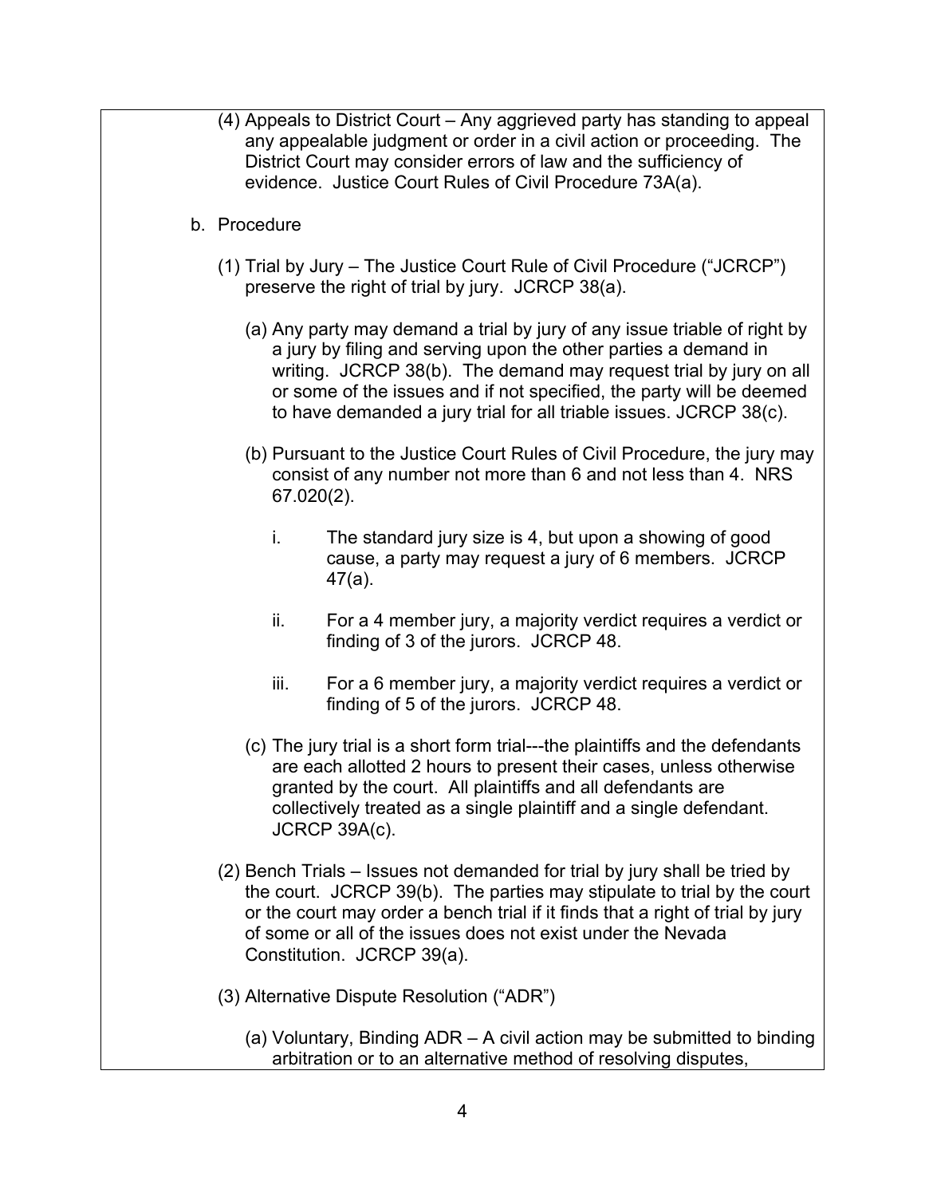(4) Appeals to District Court – Any aggrieved party has standing to appeal any appealable judgment or order in a civil action or proceeding. The District Court may consider errors of law and the sufficiency of evidence. Justice Court Rules of Civil Procedure 73A(a).

b. Procedure

(1) Trial by Jury – The Justice Court Rule of Civil Procedure ("JCRCP") preserve the right of trial by jury. JCRCP 38(a).

(a) Any party may demand a trial by jury of any issue triable of right by a jury by filing and serving upon the other parties a demand in writing. JCRCP 38(b). The demand may request trial by jury on all or some of the issues and if not specified, the party will be deemed to have demanded a jury trial for all triable issues. JCRCP 38(c).

(b) Pursuant to the Justice Court Rules of Civil Procedure, the jury may consist of any number not more than 6 and not less than 4. NRS 67.020(2).

i. The standard jury size is 4, but upon a showing of good cause, a party may request a jury of 6 members. JCRCP 47(a).

ii. For a 4 member jury, a majority verdict requires a verdict or finding of 3 of the jurors. JCRCP 48.

iii. For a 6 member jury, a majority verdict requires a verdict or finding of 5 of the jurors. JCRCP 48.

(c) The jury trial is a short form trial---the plaintiffs and the defendants are each allotted 2 hours to present their cases, unless otherwise granted by the court. All plaintiffs and all defendants are collectively treated as a single plaintiff and a single defendant. JCRCP 39A(c).

(2) Bench Trials – Issues not demanded for trial by jury shall be tried by the court. JCRCP 39(b). The parties may stipulate to trial by the court or the court may order a bench trial if it finds that a right of trial by jury of some or all of the issues does not exist under the Nevada Constitution. JCRCP 39(a).

(3) Alternative Dispute Resolution ("ADR")

(a) Voluntary, Binding ADR – A civil action may be submitted to binding arbitration or to an alternative method of resolving disputes,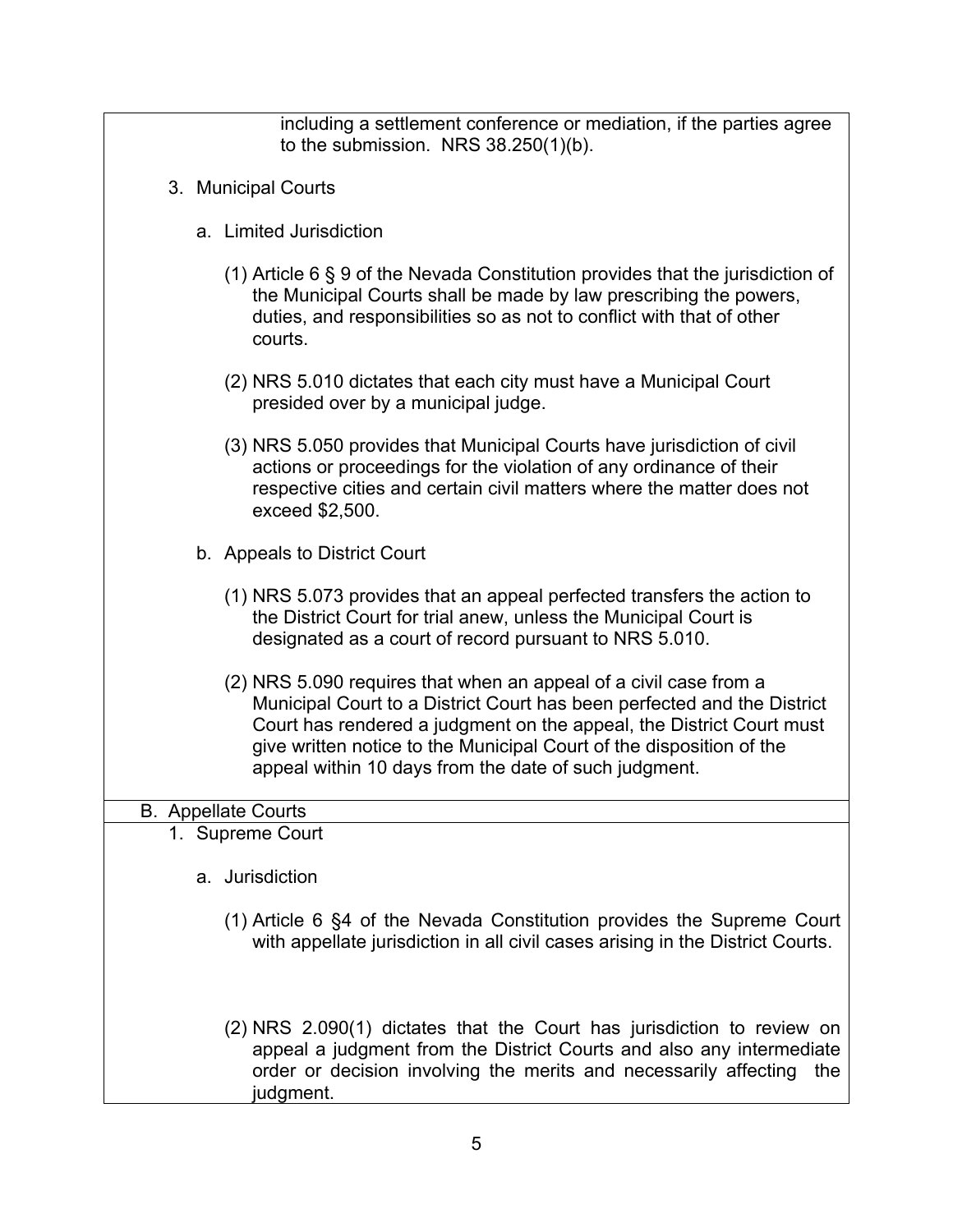including a settlement conference or mediation, if the parties agree to the submission. NRS 38.250(1)(b).

3. Municipal Courts

   a. Limited Jurisdiction

      (1) Article 6 § 9 of the Nevada Constitution provides that the jurisdiction of the Municipal Courts shall be made by law prescribing the powers, duties, and responsibilities so as not to conflict with that of other courts.

      (2) NRS 5.010 dictates that each city must have a Municipal Court presided over by a municipal judge.

      (3) NRS 5.050 provides that Municipal Courts have jurisdiction of civil actions or proceedings for the violation of any ordinance of their respective cities and certain civil matters where the matter does not exceed $2,500.

   b. Appeals to District Court

      (1) NRS 5.073 provides that an appeal perfected transfers the action to the District Court for trial anew, unless the Municipal Court is designated as a court of record pursuant to NRS 5.010.

      (2) NRS 5.090 requires that when an appeal of a civil case from a Municipal Court to a District Court has been perfected and the District Court has rendered a judgment on the appeal, the District Court must give written notice to the Municipal Court of the disposition of the appeal within 10 days from the date of such judgment.

B. Appellate Courts

1. Supreme Court

   a. Jurisdiction

      (1) Article 6 §4 of the Nevada Constitution provides the Supreme Court with appellate jurisdiction in all civil cases arising in the District Courts.

      (2) NRS 2.090(1) dictates that the Court has jurisdiction to review on appeal a judgment from the District Courts and also any intermediate order or decision involving the merits and necessarily affecting the judgment.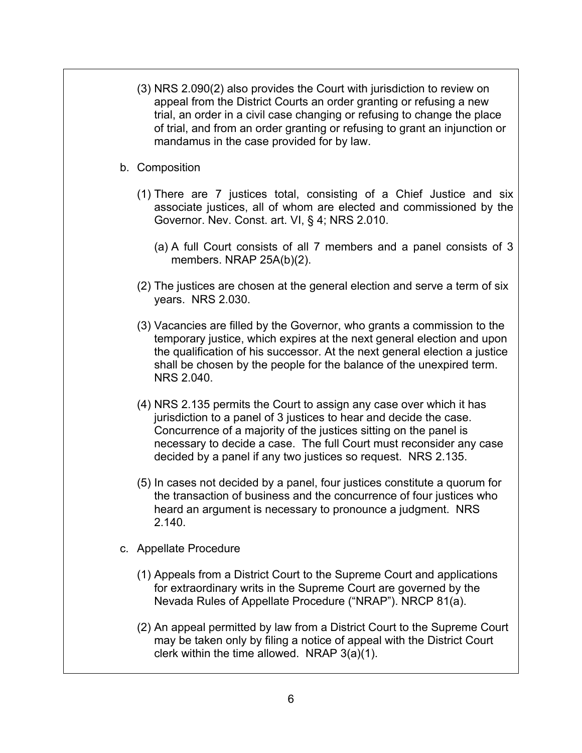(3) NRS 2.090(2) also provides the Court with jurisdiction to review on appeal from the District Courts an order granting or refusing a new trial, an order in a civil case changing or refusing to change the place of trial, and from an order granting or refusing to grant an injunction or mandamus in the case provided for by law.

b. Composition

(1) There are 7 justices total, consisting of a Chief Justice and six associate justices, all of whom are elected and commissioned by the Governor. Nev. Const. art. VI, § 4; NRS 2.010.

(a) A full Court consists of all 7 members and a panel consists of 3 members. NRAP 25A(b)(2).

(2) The justices are chosen at the general election and serve a term of six years. NRS 2.030.

(3) Vacancies are filled by the Governor, who grants a commission to the temporary justice, which expires at the next general election and upon the qualification of his successor. At the next general election a justice shall be chosen by the people for the balance of the unexpired term. NRS 2.040.

(4) NRS 2.135 permits the Court to assign any case over which it has jurisdiction to a panel of 3 justices to hear and decide the case. Concurrence of a majority of the justices sitting on the panel is necessary to decide a case. The full Court must reconsider any case decided by a panel if any two justices so request. NRS 2.135.

(5) In cases not decided by a panel, four justices constitute a quorum for the transaction of business and the concurrence of four justices who heard an argument is necessary to pronounce a judgment. NRS 2.140.

c. Appellate Procedure

(1) Appeals from a District Court to the Supreme Court and applications for extraordinary writs in the Supreme Court are governed by the Nevada Rules of Appellate Procedure ("NRAP"). NRCP 81(a).

(2) An appeal permitted by law from a District Court to the Supreme Court may be taken only by filing a notice of appeal with the District Court clerk within the time allowed. NRAP 3(a)(1).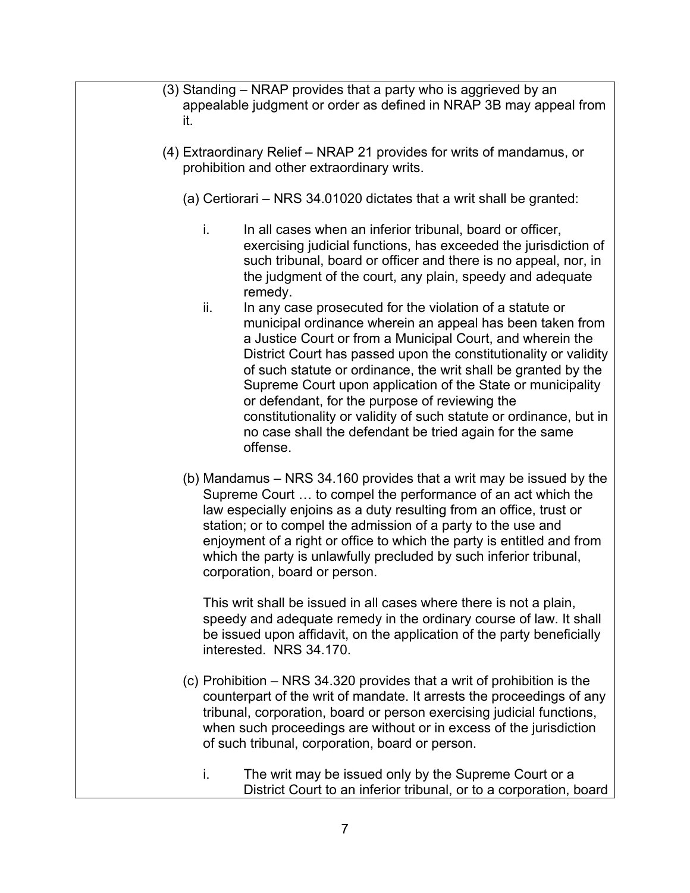(3) Standing – NRAP provides that a party who is aggrieved by an appealable judgment or order as defined in NRAP 3B may appeal from it.

(4) Extraordinary Relief – NRAP 21 provides for writs of mandamus, or prohibition and other extraordinary writs.

(a) Certiorari – NRS 34.01020 dictates that a writ shall be granted:

i. In all cases when an inferior tribunal, board or officer, exercising judicial functions, has exceeded the jurisdiction of such tribunal, board or officer and there is no appeal, nor, in the judgment of the court, any plain, speedy and adequate remedy.

ii. In any case prosecuted for the violation of a statute or municipal ordinance wherein an appeal has been taken from a Justice Court or from a Municipal Court, and wherein the District Court has passed upon the constitutionality or validity of such statute or ordinance, the writ shall be granted by the Supreme Court upon application of the State or municipality or defendant, for the purpose of reviewing the constitutionality or validity of such statute or ordinance, but in no case shall the defendant be tried again for the same offense.

(b) Mandamus – NRS 34.160 provides that a writ may be issued by the Supreme Court … to compel the performance of an act which the law especially enjoins as a duty resulting from an office, trust or station; or to compel the admission of a party to the use and enjoyment of a right or office to which the party is entitled and from which the party is unlawfully precluded by such inferior tribunal, corporation, board or person.

This writ shall be issued in all cases where there is not a plain, speedy and adequate remedy in the ordinary course of law. It shall be issued upon affidavit, on the application of the party beneficially interested. NRS 34.170.

(c) Prohibition – NRS 34.320 provides that a writ of prohibition is the counterpart of the writ of mandate. It arrests the proceedings of any tribunal, corporation, board or person exercising judicial functions, when such proceedings are without or in excess of the jurisdiction of such tribunal, corporation, board or person.

i. The writ may be issued only by the Supreme Court or a District Court to an inferior tribunal, or to a corporation, board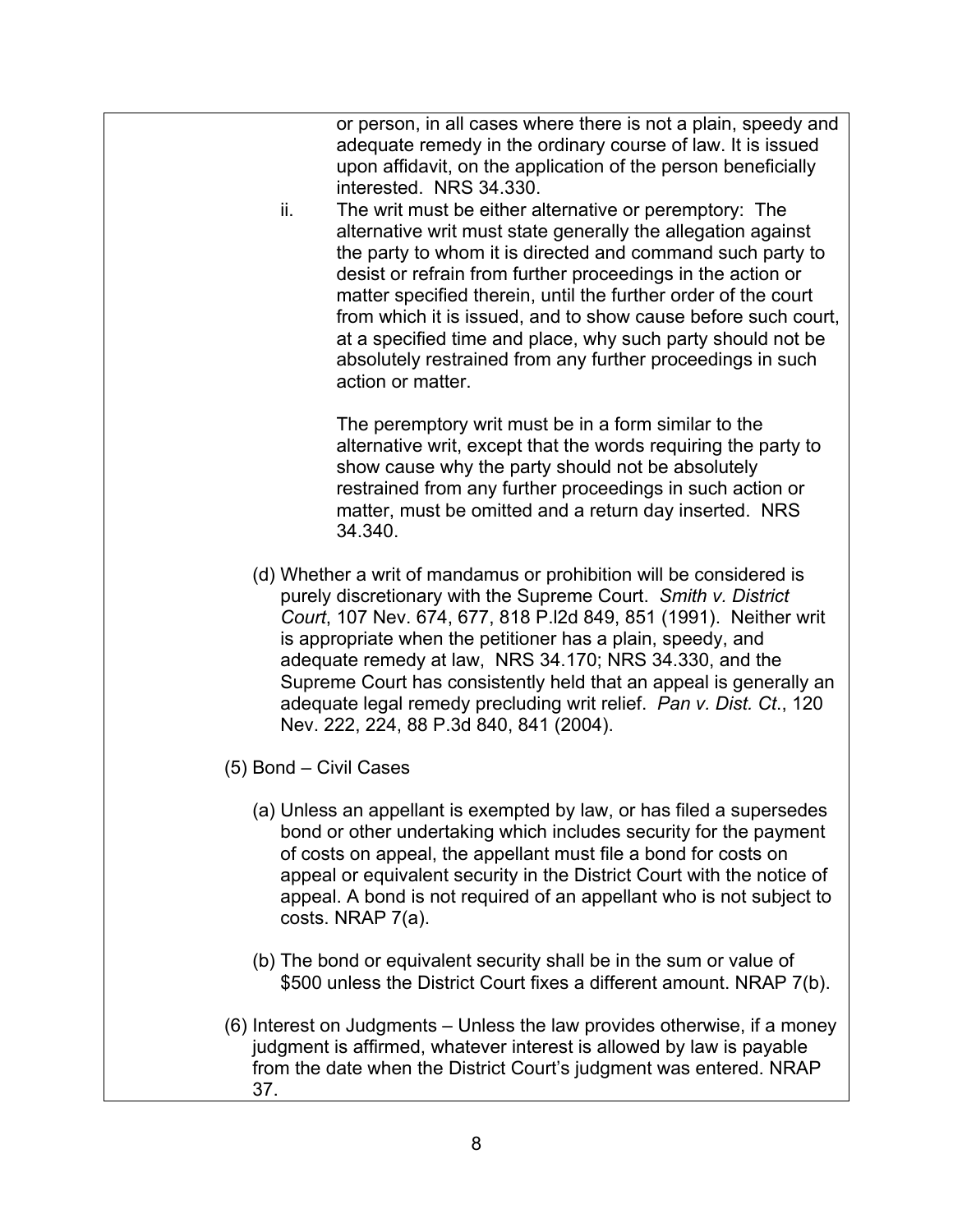or person, in all cases where there is not a plain, speedy and adequate remedy in the ordinary course of law. It is issued upon affidavit, on the application of the person beneficially interested. NRS 34.330.

ii. The writ must be either alternative or peremptory: The alternative writ must state generally the allegation against the party to whom it is directed and command such party to desist or refrain from further proceedings in the action or matter specified therein, until the further order of the court from which it is issued, and to show cause before such court, at a specified time and place, why such party should not be absolutely restrained from any further proceedings in such action or matter.

The peremptory writ must be in a form similar to the alternative writ, except that the words requiring the party to show cause why the party should not be absolutely restrained from any further proceedings in such action or matter, must be omitted and a return day inserted. NRS 34.340.

(d) Whether a writ of mandamus or prohibition will be considered is purely discretionary with the Supreme Court. *Smith v. District Court*, 107 Nev. 674, 677, 818 P.l2d 849, 851 (1991). Neither writ is appropriate when the petitioner has a plain, speedy, and adequate remedy at law, NRS 34.170; NRS 34.330, and the Supreme Court has consistently held that an appeal is generally an adequate legal remedy precluding writ relief. *Pan v. Dist. Ct.*, 120 Nev. 222, 224, 88 P.3d 840, 841 (2004).

(5) Bond – Civil Cases

(a) Unless an appellant is exempted by law, or has filed a supersedes bond or other undertaking which includes security for the payment of costs on appeal, the appellant must file a bond for costs on appeal or equivalent security in the District Court with the notice of appeal. A bond is not required of an appellant who is not subject to costs. NRAP 7(a).

(b) The bond or equivalent security shall be in the sum or value of $500 unless the District Court fixes a different amount. NRAP 7(b).

(6) Interest on Judgments – Unless the law provides otherwise, if a money judgment is affirmed, whatever interest is allowed by law is payable from the date when the District Court's judgment was entered. NRAP 37.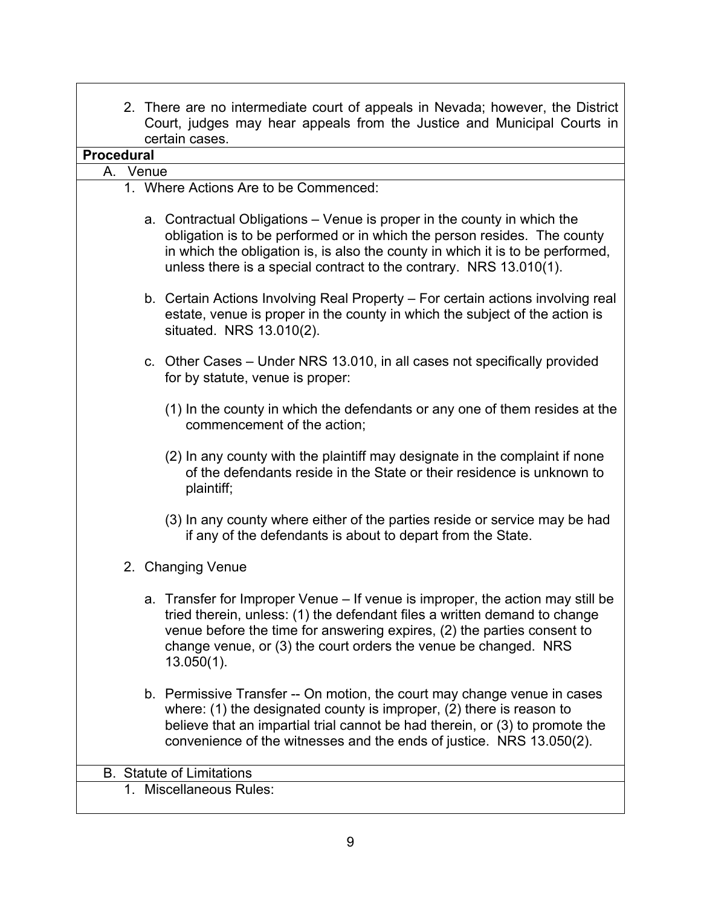2. There are no intermediate court of appeals in Nevada; however, the District Court, judges may hear appeals from the Justice and Municipal Courts in certain cases.

**Procedural**

A. Venue

1. Where Actions Are to be Commenced:

   a. Contractual Obligations – Venue is proper in the county in which the obligation is to be performed or in which the person resides. The county in which the obligation is, is also the county in which it is to be performed, unless there is a special contract to the contrary. NRS 13.010(1).

   b. Certain Actions Involving Real Property – For certain actions involving real estate, venue is proper in the county in which the subject of the action is situated. NRS 13.010(2).

   c. Other Cases – Under NRS 13.010, in all cases not specifically provided for by statute, venue is proper:

      (1) In the county in which the defendants or any one of them resides at the commencement of the action;

      (2) In any county with the plaintiff may designate in the complaint if none of the defendants reside in the State or their residence is unknown to plaintiff;

      (3) In any county where either of the parties reside or service may be had if any of the defendants is about to depart from the State.

2. Changing Venue

   a. Transfer for Improper Venue – If venue is improper, the action may still be tried therein, unless: (1) the defendant files a written demand to change venue before the time for answering expires, (2) the parties consent to change venue, or (3) the court orders the venue be changed. NRS 13.050(1).

   b. Permissive Transfer -- On motion, the court may change venue in cases where: (1) the designated county is improper, (2) there is reason to believe that an impartial trial cannot be had therein, or (3) to promote the convenience of the witnesses and the ends of justice. NRS 13.050(2).

B. Statute of Limitations

1. Miscellaneous Rules: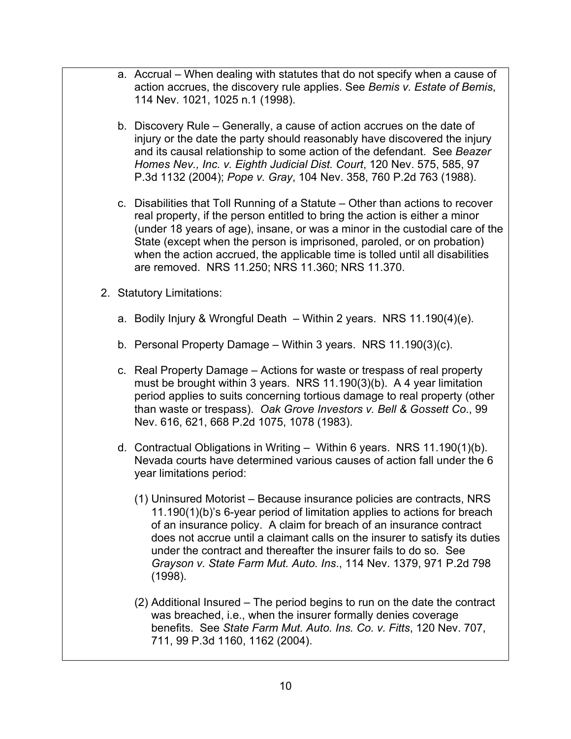a. Accrual – When dealing with statutes that do not specify when a cause of action accrues, the discovery rule applies. See *Bemis v. Estate of Bemis*, 114 Nev. 1021, 1025 n.1 (1998).

b. Discovery Rule – Generally, a cause of action accrues on the date of injury or the date the party should reasonably have discovered the injury and its causal relationship to some action of the defendant. See *Beazer Homes Nev., Inc. v. Eighth Judicial Dist. Court*, 120 Nev. 575, 585, 97 P.3d 1132 (2004); *Pope v. Gray*, 104 Nev. 358, 760 P.2d 763 (1988).

c. Disabilities that Toll Running of a Statute – Other than actions to recover real property, if the person entitled to bring the action is either a minor (under 18 years of age), insane, or was a minor in the custodial care of the State (except when the person is imprisoned, paroled, or on probation) when the action accrued, the applicable time is tolled until all disabilities are removed. NRS 11.250; NRS 11.360; NRS 11.370.

2. Statutory Limitations:

   a. Bodily Injury & Wrongful Death – Within 2 years. NRS 11.190(4)(e).

   b. Personal Property Damage – Within 3 years. NRS 11.190(3)(c).

   c. Real Property Damage – Actions for waste or trespass of real property must be brought within 3 years. NRS 11.190(3)(b). A 4 year limitation period applies to suits concerning tortious damage to real property (other than waste or trespass). *Oak Grove Investors v. Bell & Gossett Co*., 99 Nev. 616, 621, 668 P.2d 1075, 1078 (1983).

   d. Contractual Obligations in Writing – Within 6 years. NRS 11.190(1)(b). Nevada courts have determined various causes of action fall under the 6 year limitations period:

      (1) Uninsured Motorist – Because insurance policies are contracts, NRS 11.190(1)(b)'s 6-year period of limitation applies to actions for breach of an insurance policy. A claim for breach of an insurance contract does not accrue until a claimant calls on the insurer to satisfy its duties under the contract and thereafter the insurer fails to do so. See *Grayson v. State Farm Mut. Auto. Ins*., 114 Nev. 1379, 971 P.2d 798 (1998).

      (2) Additional Insured – The period begins to run on the date the contract was breached, i.e., when the insurer formally denies coverage benefits. See *State Farm Mut. Auto. Ins. Co. v. Fitts*, 120 Nev. 707, 711, 99 P.3d 1160, 1162 (2004).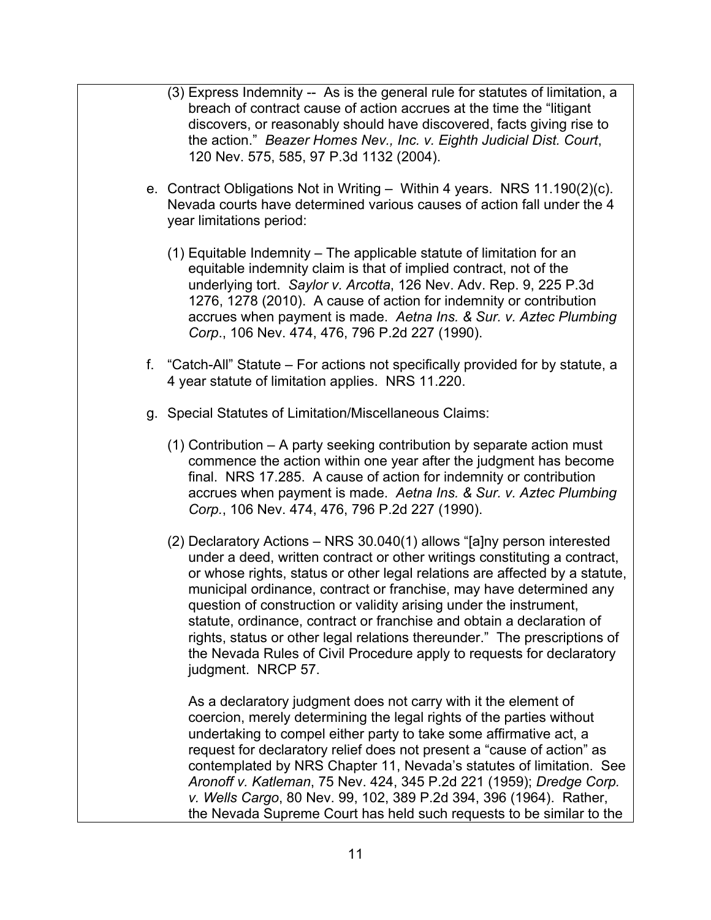(3) Express Indemnity -- As is the general rule for statutes of limitation, a breach of contract cause of action accrues at the time the "litigant discovers, or reasonably should have discovered, facts giving rise to the action." *Beazer Homes Nev., Inc. v. Eighth Judicial Dist. Court*, 120 Nev. 575, 585, 97 P.3d 1132 (2004).

e. Contract Obligations Not in Writing – Within 4 years. NRS 11.190(2)(c). Nevada courts have determined various causes of action fall under the 4 year limitations period:

(1) Equitable Indemnity – The applicable statute of limitation for an equitable indemnity claim is that of implied contract, not of the underlying tort. *Saylor v. Arcotta*, 126 Nev. Adv. Rep. 9, 225 P.3d 1276, 1278 (2010). A cause of action for indemnity or contribution accrues when payment is made. *Aetna Ins. & Sur. v. Aztec Plumbing Corp*., 106 Nev. 474, 476, 796 P.2d 227 (1990).

f. "Catch-All" Statute – For actions not specifically provided for by statute, a 4 year statute of limitation applies. NRS 11.220.

g. Special Statutes of Limitation/Miscellaneous Claims:

(1) Contribution – A party seeking contribution by separate action must commence the action within one year after the judgment has become final. NRS 17.285. A cause of action for indemnity or contribution accrues when payment is made. *Aetna Ins. & Sur. v. Aztec Plumbing Corp.*, 106 Nev. 474, 476, 796 P.2d 227 (1990).

(2) Declaratory Actions – NRS 30.040(1) allows "[a]ny person interested under a deed, written contract or other writings constituting a contract, or whose rights, status or other legal relations are affected by a statute, municipal ordinance, contract or franchise, may have determined any question of construction or validity arising under the instrument, statute, ordinance, contract or franchise and obtain a declaration of rights, status or other legal relations thereunder." The prescriptions of the Nevada Rules of Civil Procedure apply to requests for declaratory judgment. NRCP 57.

As a declaratory judgment does not carry with it the element of coercion, merely determining the legal rights of the parties without undertaking to compel either party to take some affirmative act, a request for declaratory relief does not present a "cause of action" as contemplated by NRS Chapter 11, Nevada's statutes of limitation. See *Aronoff v. Katleman*, 75 Nev. 424, 345 P.2d 221 (1959); *Dredge Corp. v. Wells Cargo*, 80 Nev. 99, 102, 389 P.2d 394, 396 (1964). Rather, the Nevada Supreme Court has held such requests to be similar to the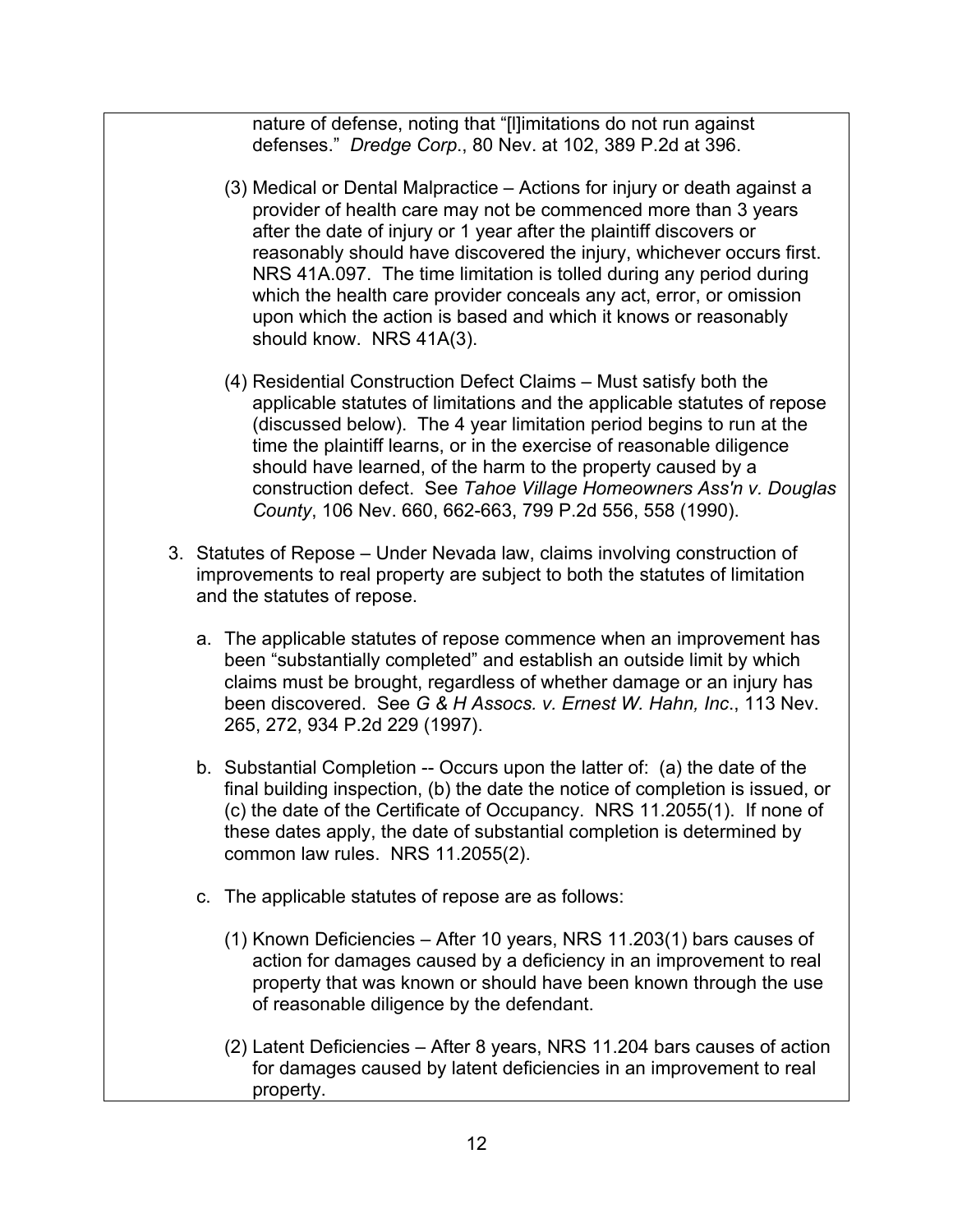nature of defense, noting that "[l]imitations do not run against defenses." *Dredge Corp*., 80 Nev. at 102, 389 P.2d at 396.

(3) Medical or Dental Malpractice – Actions for injury or death against a provider of health care may not be commenced more than 3 years after the date of injury or 1 year after the plaintiff discovers or reasonably should have discovered the injury, whichever occurs first. NRS 41A.097. The time limitation is tolled during any period during which the health care provider conceals any act, error, or omission upon which the action is based and which it knows or reasonably should know. NRS 41A(3).

(4) Residential Construction Defect Claims – Must satisfy both the applicable statutes of limitations and the applicable statutes of repose (discussed below). The 4 year limitation period begins to run at the time the plaintiff learns, or in the exercise of reasonable diligence should have learned, of the harm to the property caused by a construction defect. See *Tahoe Village Homeowners Ass'n v. Douglas County*, 106 Nev. 660, 662-663, 799 P.2d 556, 558 (1990).

3. Statutes of Repose – Under Nevada law, claims involving construction of improvements to real property are subject to both the statutes of limitation and the statutes of repose.

   a. The applicable statutes of repose commence when an improvement has been "substantially completed" and establish an outside limit by which claims must be brought, regardless of whether damage or an injury has been discovered. See *G & H Assocs. v. Ernest W. Hahn, Inc*., 113 Nev. 265, 272, 934 P.2d 229 (1997).

   b. Substantial Completion -- Occurs upon the latter of: (a) the date of the final building inspection, (b) the date the notice of completion is issued, or (c) the date of the Certificate of Occupancy. NRS 11.2055(1). If none of these dates apply, the date of substantial completion is determined by common law rules. NRS 11.2055(2).

   c. The applicable statutes of repose are as follows:

      (1) Known Deficiencies – After 10 years, NRS 11.203(1) bars causes of action for damages caused by a deficiency in an improvement to real property that was known or should have been known through the use of reasonable diligence by the defendant.

      (2) Latent Deficiencies – After 8 years, NRS 11.204 bars causes of action for damages caused by latent deficiencies in an improvement to real property.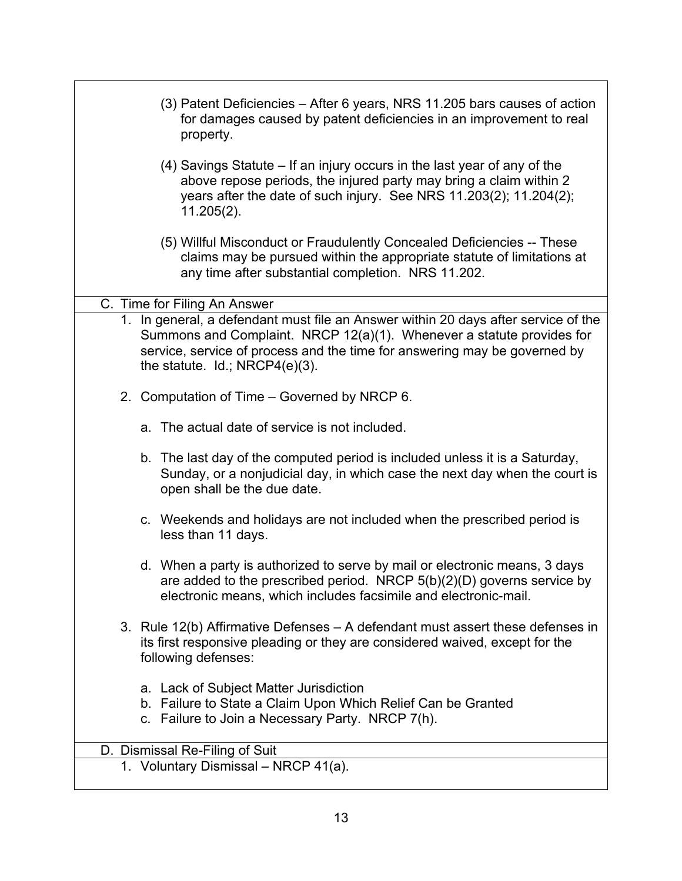(3) Patent Deficiencies – After 6 years, NRS 11.205 bars causes of action for damages caused by patent deficiencies in an improvement to real property.

(4) Savings Statute – If an injury occurs in the last year of any of the above repose periods, the injured party may bring a claim within 2 years after the date of such injury. See NRS 11.203(2); 11.204(2); 11.205(2).

(5) Willful Misconduct or Fraudulently Concealed Deficiencies -- These claims may be pursued within the appropriate statute of limitations at any time after substantial completion. NRS 11.202.

C. Time for Filing An Answer

1. In general, a defendant must file an Answer within 20 days after service of the Summons and Complaint. NRCP 12(a)(1). Whenever a statute provides for service, service of process and the time for answering may be governed by the statute. Id.; NRCP4(e)(3).

2. Computation of Time – Governed by NRCP 6.

   a. The actual date of service is not included.

   b. The last day of the computed period is included unless it is a Saturday, Sunday, or a nonjudicial day, in which case the next day when the court is open shall be the due date.

   c. Weekends and holidays are not included when the prescribed period is less than 11 days.

   d. When a party is authorized to serve by mail or electronic means, 3 days are added to the prescribed period. NRCP 5(b)(2)(D) governs service by electronic means, which includes facsimile and electronic-mail.

3. Rule 12(b) Affirmative Defenses – A defendant must assert these defenses in its first responsive pleading or they are considered waived, except for the following defenses:

   a. Lack of Subject Matter Jurisdiction
   b. Failure to State a Claim Upon Which Relief Can be Granted
   c. Failure to Join a Necessary Party. NRCP 7(h).

D. Dismissal Re-Filing of Suit

1. Voluntary Dismissal – NRCP 41(a).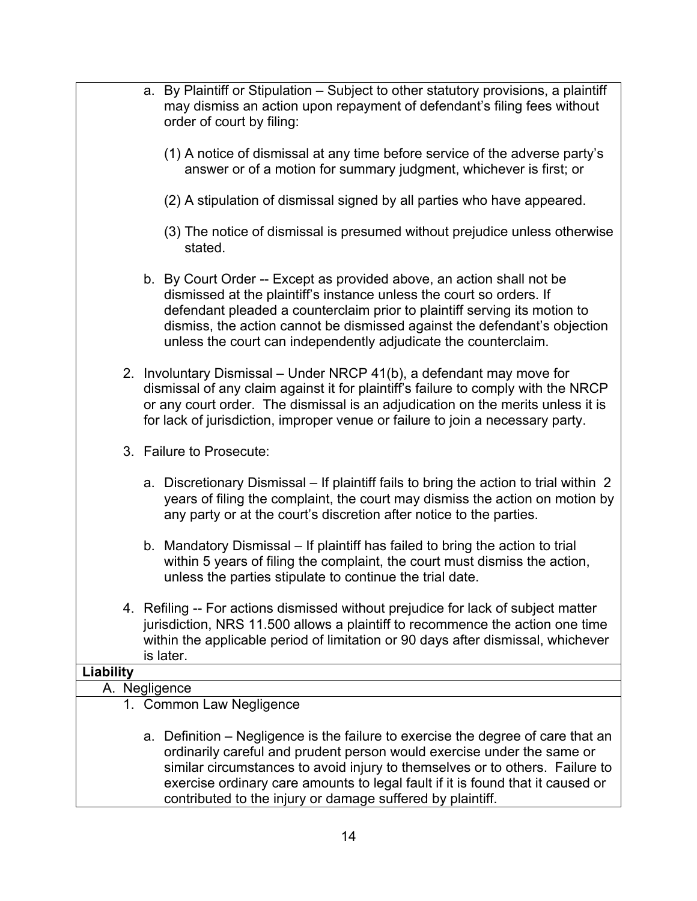a. By Plaintiff or Stipulation – Subject to other statutory provisions, a plaintiff may dismiss an action upon repayment of defendant's filing fees without order of court by filing:

   (1) A notice of dismissal at any time before service of the adverse party's answer or of a motion for summary judgment, whichever is first; or

   (2) A stipulation of dismissal signed by all parties who have appeared.

   (3) The notice of dismissal is presumed without prejudice unless otherwise stated.

b. By Court Order -- Except as provided above, an action shall not be dismissed at the plaintiff's instance unless the court so orders. If defendant pleaded a counterclaim prior to plaintiff serving its motion to dismiss, the action cannot be dismissed against the defendant's objection unless the court can independently adjudicate the counterclaim.

2. Involuntary Dismissal – Under NRCP 41(b), a defendant may move for dismissal of any claim against it for plaintiff's failure to comply with the NRCP or any court order. The dismissal is an adjudication on the merits unless it is for lack of jurisdiction, improper venue or failure to join a necessary party.

3. Failure to Prosecute:

   a. Discretionary Dismissal – If plaintiff fails to bring the action to trial within 2 years of filing the complaint, the court may dismiss the action on motion by any party or at the court's discretion after notice to the parties.

   b. Mandatory Dismissal – If plaintiff has failed to bring the action to trial within 5 years of filing the complaint, the court must dismiss the action, unless the parties stipulate to continue the trial date.

4. Refiling -- For actions dismissed without prejudice for lack of subject matter jurisdiction, NRS 11.500 allows a plaintiff to recommence the action one time within the applicable period of limitation or 90 days after dismissal, whichever is later.

## Liability

### A. Negligence

1. Common Law Negligence

   a. Definition – Negligence is the failure to exercise the degree of care that an ordinarily careful and prudent person would exercise under the same or similar circumstances to avoid injury to themselves or to others. Failure to exercise ordinary care amounts to legal fault if it is found that it caused or contributed to the injury or damage suffered by plaintiff.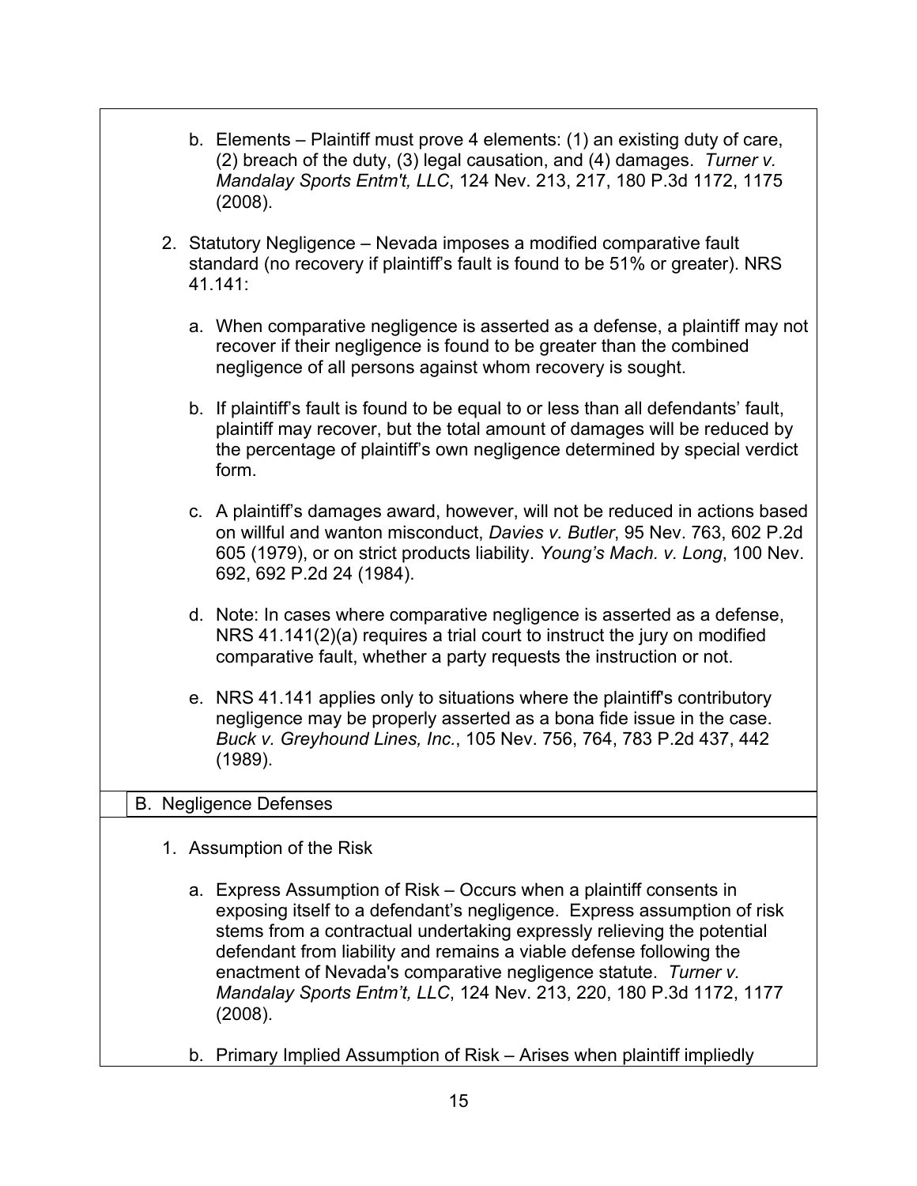b. Elements – Plaintiff must prove 4 elements: (1) an existing duty of care, (2) breach of the duty, (3) legal causation, and (4) damages. *Turner v. Mandalay Sports Entm't, LLC*, 124 Nev. 213, 217, 180 P.3d 1172, 1175 (2008).

2. Statutory Negligence – Nevada imposes a modified comparative fault standard (no recovery if plaintiff's fault is found to be 51% or greater). NRS 41.141:

   a. When comparative negligence is asserted as a defense, a plaintiff may not recover if their negligence is found to be greater than the combined negligence of all persons against whom recovery is sought.

   b. If plaintiff's fault is found to be equal to or less than all defendants' fault, plaintiff may recover, but the total amount of damages will be reduced by the percentage of plaintiff's own negligence determined by special verdict form.

   c. A plaintiff's damages award, however, will not be reduced in actions based on willful and wanton misconduct, *Davies v. Butler*, 95 Nev. 763, 602 P.2d 605 (1979), or on strict products liability. *Young's Mach. v. Long*, 100 Nev. 692, 692 P.2d 24 (1984).

   d. Note: In cases where comparative negligence is asserted as a defense, NRS 41.141(2)(a) requires a trial court to instruct the jury on modified comparative fault, whether a party requests the instruction or not.

   e. NRS 41.141 applies only to situations where the plaintiff's contributory negligence may be properly asserted as a bona fide issue in the case. *Buck v. Greyhound Lines, Inc.*, 105 Nev. 756, 764, 783 P.2d 437, 442 (1989).

## B. Negligence Defenses

1. Assumption of the Risk

   a. Express Assumption of Risk – Occurs when a plaintiff consents in exposing itself to a defendant's negligence. Express assumption of risk stems from a contractual undertaking expressly relieving the potential defendant from liability and remains a viable defense following the enactment of Nevada's comparative negligence statute. *Turner v. Mandalay Sports Entm't, LLC*, 124 Nev. 213, 220, 180 P.3d 1172, 1177 (2008).

   b. Primary Implied Assumption of Risk – Arises when plaintiff impliedly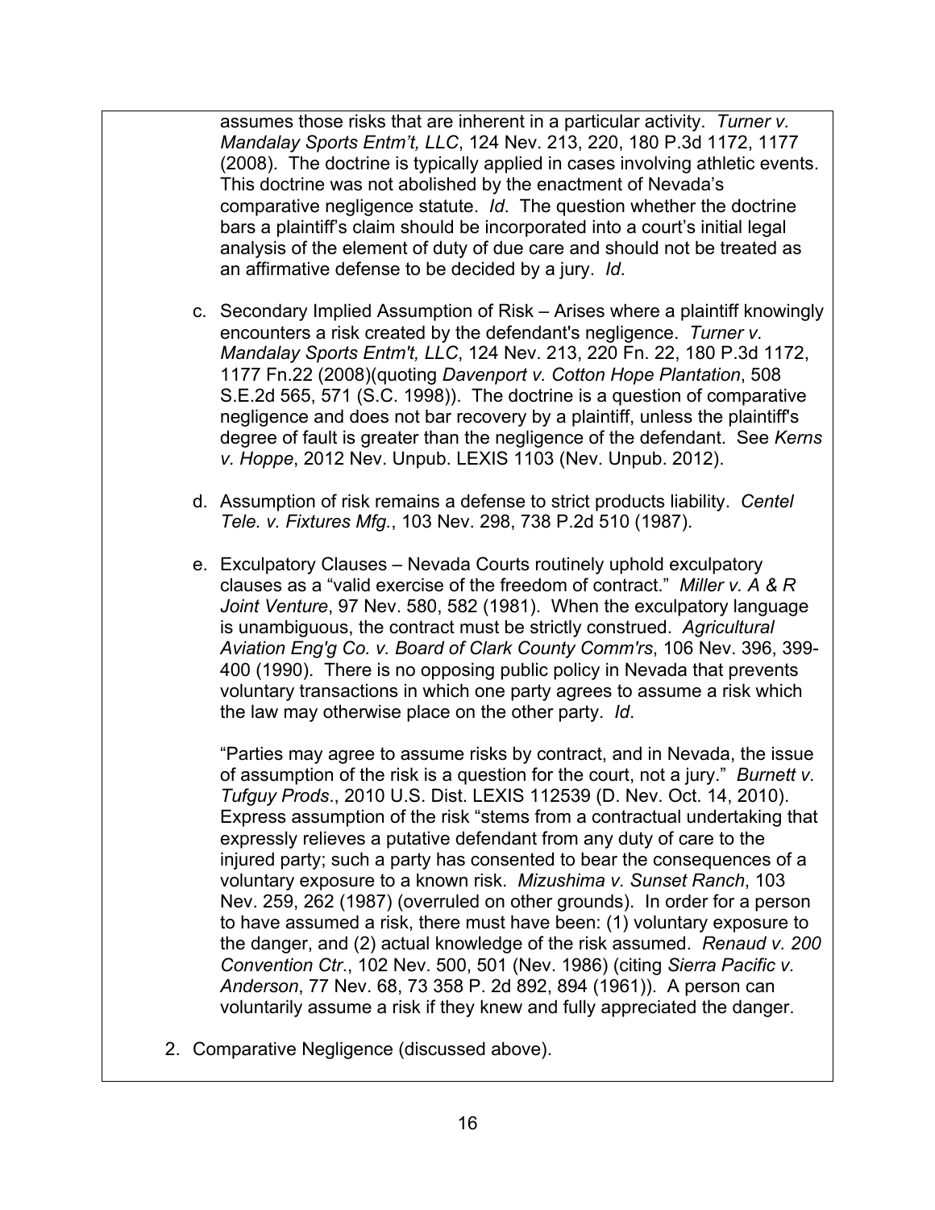assumes those risks that are inherent in a particular activity. *Turner v. Mandalay Sports Entm't, LLC*, 124 Nev. 213, 220, 180 P.3d 1172, 1177 (2008). The doctrine is typically applied in cases involving athletic events. This doctrine was not abolished by the enactment of Nevada's comparative negligence statute. *Id*. The question whether the doctrine bars a plaintiff's claim should be incorporated into a court's initial legal analysis of the element of duty of due care and should not be treated as an affirmative defense to be decided by a jury. *Id*.

c. Secondary Implied Assumption of Risk – Arises where a plaintiff knowingly encounters a risk created by the defendant's negligence. *Turner v. Mandalay Sports Entm't, LLC*, 124 Nev. 213, 220 Fn. 22, 180 P.3d 1172, 1177 Fn.22 (2008)(quoting *Davenport v. Cotton Hope Plantation*, 508 S.E.2d 565, 571 (S.C. 1998)). The doctrine is a question of comparative negligence and does not bar recovery by a plaintiff, unless the plaintiff's degree of fault is greater than the negligence of the defendant. See *Kerns v. Hoppe*, 2012 Nev. Unpub. LEXIS 1103 (Nev. Unpub. 2012).

d. Assumption of risk remains a defense to strict products liability. *Centel Tele. v. Fixtures Mfg.*, 103 Nev. 298, 738 P.2d 510 (1987).

e. Exculpatory Clauses – Nevada Courts routinely uphold exculpatory clauses as a "valid exercise of the freedom of contract." *Miller v. A & R Joint Venture*, 97 Nev. 580, 582 (1981). When the exculpatory language is unambiguous, the contract must be strictly construed. *Agricultural Aviation Eng'g Co. v. Board of Clark County Comm'rs*, 106 Nev. 396, 399-400 (1990). There is no opposing public policy in Nevada that prevents voluntary transactions in which one party agrees to assume a risk which the law may otherwise place on the other party. *Id*.

"Parties may agree to assume risks by contract, and in Nevada, the issue of assumption of the risk is a question for the court, not a jury." *Burnett v. Tufguy Prods*., 2010 U.S. Dist. LEXIS 112539 (D. Nev. Oct. 14, 2010). Express assumption of the risk "stems from a contractual undertaking that expressly relieves a putative defendant from any duty of care to the injured party; such a party has consented to bear the consequences of a voluntary exposure to a known risk. *Mizushima v. Sunset Ranch*, 103 Nev. 259, 262 (1987) (overruled on other grounds). In order for a person to have assumed a risk, there must have been: (1) voluntary exposure to the danger, and (2) actual knowledge of the risk assumed. *Renaud v. 200 Convention Ctr.*, 102 Nev. 500, 501 (Nev. 1986) (citing *Sierra Pacific v. Anderson*, 77 Nev. 68, 73 358 P. 2d 892, 894 (1961)). A person can voluntarily assume a risk if they knew and fully appreciated the danger.

2. Comparative Negligence (discussed above).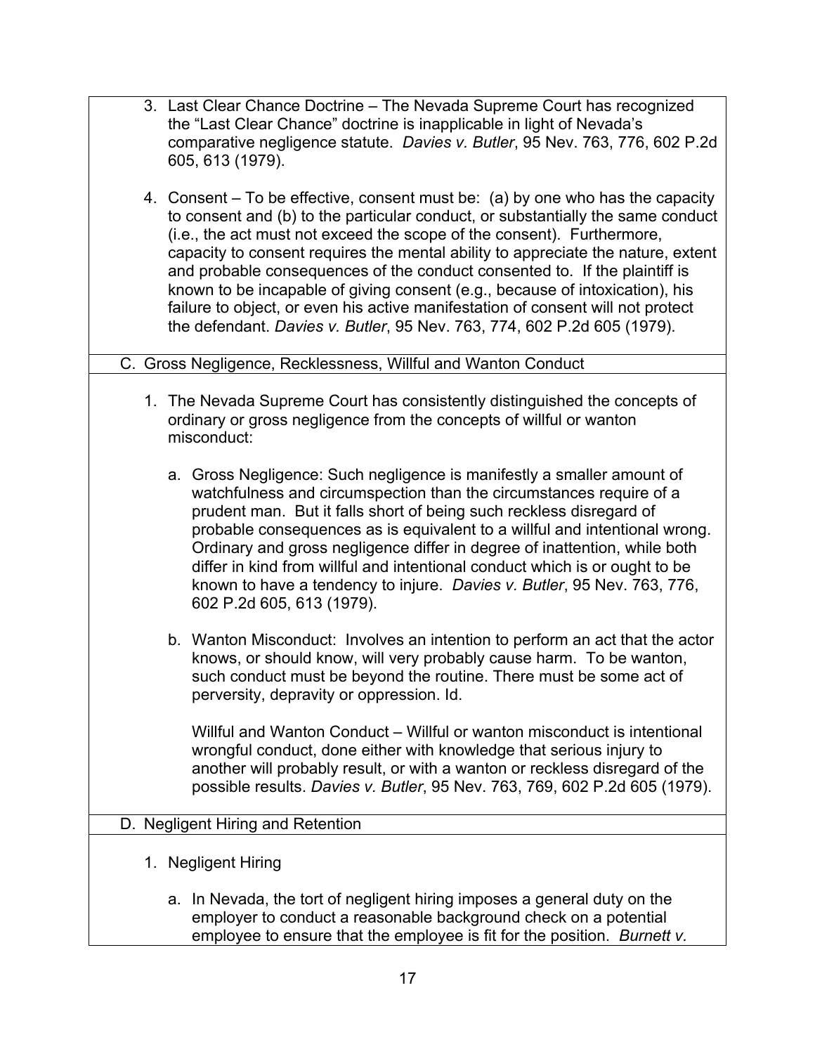3. Last Clear Chance Doctrine – The Nevada Supreme Court has recognized the "Last Clear Chance" doctrine is inapplicable in light of Nevada's comparative negligence statute. *Davies v. Butler*, 95 Nev. 763, 776, 602 P.2d 605, 613 (1979).

4. Consent – To be effective, consent must be: (a) by one who has the capacity to consent and (b) to the particular conduct, or substantially the same conduct (i.e., the act must not exceed the scope of the consent). Furthermore, capacity to consent requires the mental ability to appreciate the nature, extent and probable consequences of the conduct consented to. If the plaintiff is known to be incapable of giving consent (e.g., because of intoxication), his failure to object, or even his active manifestation of consent will not protect the defendant. *Davies v. Butler*, 95 Nev. 763, 774, 602 P.2d 605 (1979).

## C. Gross Negligence, Recklessness, Willful and Wanton Conduct

1. The Nevada Supreme Court has consistently distinguished the concepts of ordinary or gross negligence from the concepts of willful or wanton misconduct:

   a. Gross Negligence: Such negligence is manifestly a smaller amount of watchfulness and circumspection than the circumstances require of a prudent man. But it falls short of being such reckless disregard of probable consequences as is equivalent to a willful and intentional wrong. Ordinary and gross negligence differ in degree of inattention, while both differ in kind from willful and intentional conduct which is or ought to be known to have a tendency to injure. *Davies v. Butler*, 95 Nev. 763, 776, 602 P.2d 605, 613 (1979).

   b. Wanton Misconduct: Involves an intention to perform an act that the actor knows, or should know, will very probably cause harm. To be wanton, such conduct must be beyond the routine. There must be some act of perversity, depravity or oppression. Id.

      Willful and Wanton Conduct – Willful or wanton misconduct is intentional wrongful conduct, done either with knowledge that serious injury to another will probably result, or with a wanton or reckless disregard of the possible results. *Davies v. Butler*, 95 Nev. 763, 769, 602 P.2d 605 (1979).

## D. Negligent Hiring and Retention

1. Negligent Hiring

   a. In Nevada, the tort of negligent hiring imposes a general duty on the employer to conduct a reasonable background check on a potential employee to ensure that the employee is fit for the position. *Burnett v.*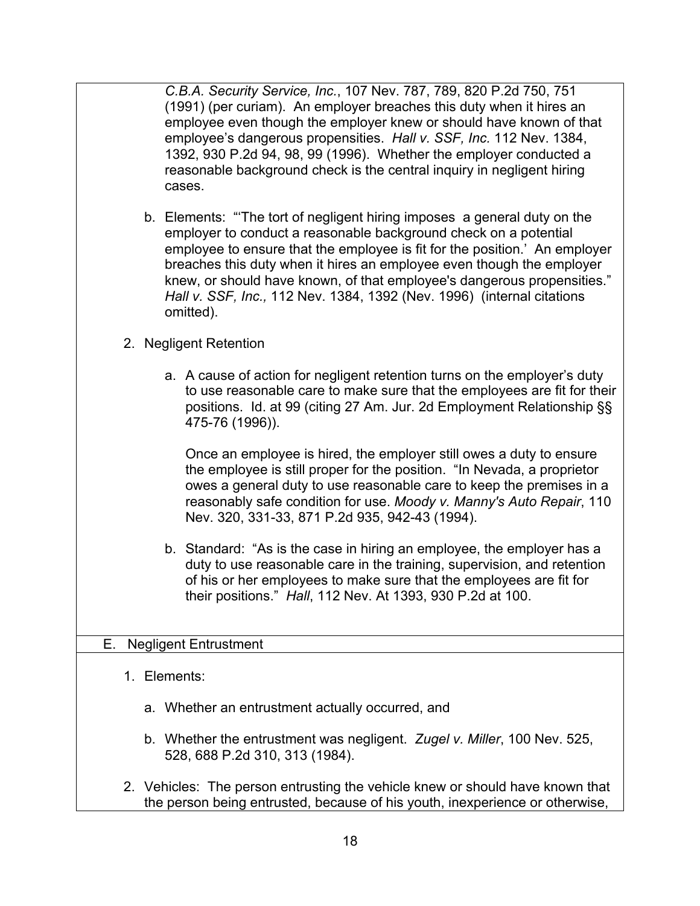*C.B.A. Security Service, Inc.*, 107 Nev. 787, 789, 820 P.2d 750, 751 (1991) (per curiam). An employer breaches this duty when it hires an employee even though the employer knew or should have known of that employee's dangerous propensities. *Hall v. SSF, Inc.* 112 Nev. 1384, 1392, 930 P.2d 94, 98, 99 (1996). Whether the employer conducted a reasonable background check is the central inquiry in negligent hiring cases.

b. Elements: "'The tort of negligent hiring imposes a general duty on the employer to conduct a reasonable background check on a potential employee to ensure that the employee is fit for the position.' An employer breaches this duty when it hires an employee even though the employer knew, or should have known, of that employee's dangerous propensities." *Hall v. SSF, Inc.,* 112 Nev. 1384, 1392 (Nev. 1996) (internal citations omitted).

2. Negligent Retention

   a. A cause of action for negligent retention turns on the employer's duty to use reasonable care to make sure that the employees are fit for their positions. Id. at 99 (citing 27 Am. Jur. 2d Employment Relationship §§ 475-76 (1996)).

   Once an employee is hired, the employer still owes a duty to ensure the employee is still proper for the position. "In Nevada, a proprietor owes a general duty to use reasonable care to keep the premises in a reasonably safe condition for use. *Moody v. Manny's Auto Repair*, 110 Nev. 320, 331-33, 871 P.2d 935, 942-43 (1994).

   b. Standard: "As is the case in hiring an employee, the employer has a duty to use reasonable care in the training, supervision, and retention of his or her employees to make sure that the employees are fit for their positions." *Hall*, 112 Nev. At 1393, 930 P.2d at 100.

## E. Negligent Entrustment

1. Elements:

   a. Whether an entrustment actually occurred, and

   b. Whether the entrustment was negligent. *Zugel v. Miller*, 100 Nev. 525, 528, 688 P.2d 310, 313 (1984).

2. Vehicles: The person entrusting the vehicle knew or should have known that the person being entrusted, because of his youth, inexperience or otherwise,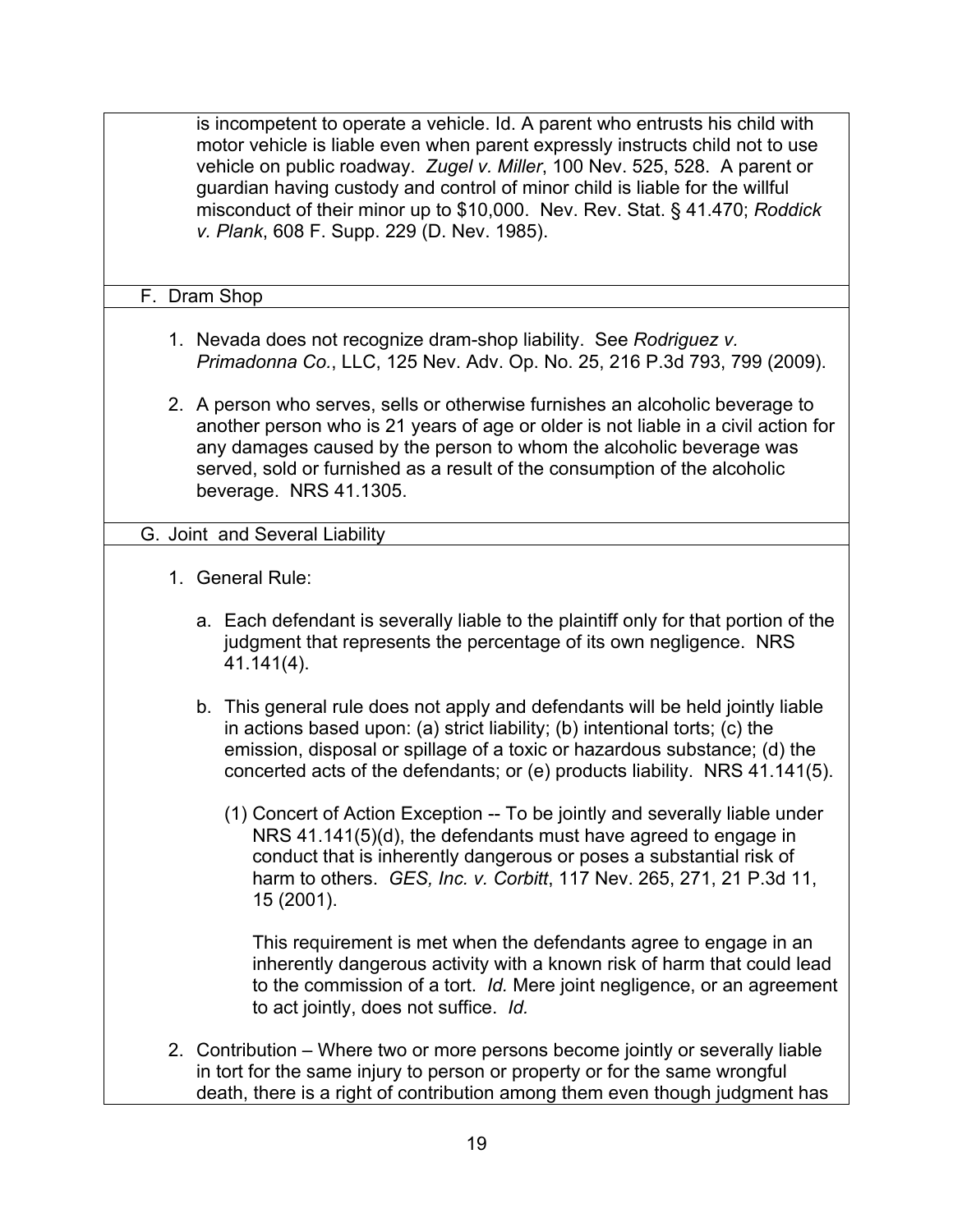is incompetent to operate a vehicle. Id. A parent who entrusts his child with motor vehicle is liable even when parent expressly instructs child not to use vehicle on public roadway. *Zugel v. Miller*, 100 Nev. 525, 528. A parent or guardian having custody and control of minor child is liable for the willful misconduct of their minor up to $10,000. Nev. Rev. Stat. § 41.470; *Roddick v. Plank*, 608 F. Supp. 229 (D. Nev. 1985).

## F. Dram Shop

1. Nevada does not recognize dram-shop liability. See *Rodriguez v. Primadonna Co.*, LLC, 125 Nev. Adv. Op. No. 25, 216 P.3d 793, 799 (2009).

2. A person who serves, sells or otherwise furnishes an alcoholic beverage to another person who is 21 years of age or older is not liable in a civil action for any damages caused by the person to whom the alcoholic beverage was served, sold or furnished as a result of the consumption of the alcoholic beverage. NRS 41.1305.

## G. Joint and Several Liability

1. General Rule:

   a. Each defendant is severally liable to the plaintiff only for that portion of the judgment that represents the percentage of its own negligence. NRS 41.141(4).

   b. This general rule does not apply and defendants will be held jointly liable in actions based upon: (a) strict liability; (b) intentional torts; (c) the emission, disposal or spillage of a toxic or hazardous substance; (d) the concerted acts of the defendants; or (e) products liability. NRS 41.141(5).

      (1) Concert of Action Exception -- To be jointly and severally liable under NRS 41.141(5)(d), the defendants must have agreed to engage in conduct that is inherently dangerous or poses a substantial risk of harm to others. *GES, Inc. v. Corbitt*, 117 Nev. 265, 271, 21 P.3d 11, 15 (2001).

      This requirement is met when the defendants agree to engage in an inherently dangerous activity with a known risk of harm that could lead to the commission of a tort. *Id.* Mere joint negligence, or an agreement to act jointly, does not suffice. *Id.*

2. Contribution – Where two or more persons become jointly or severally liable in tort for the same injury to person or property or for the same wrongful death, there is a right of contribution among them even though judgment has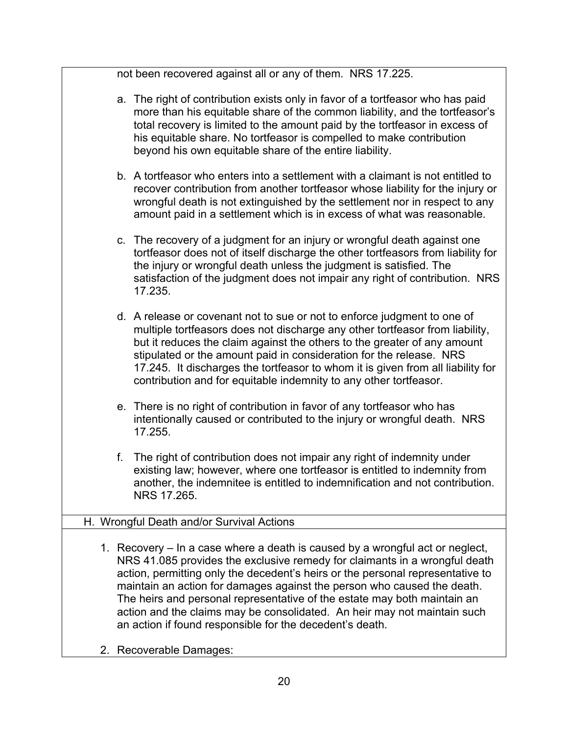not been recovered against all or any of them. NRS 17.225.

a. The right of contribution exists only in favor of a tortfeasor who has paid more than his equitable share of the common liability, and the tortfeasor's total recovery is limited to the amount paid by the tortfeasor in excess of his equitable share. No tortfeasor is compelled to make contribution beyond his own equitable share of the entire liability.

b. A tortfeasor who enters into a settlement with a claimant is not entitled to recover contribution from another tortfeasor whose liability for the injury or wrongful death is not extinguished by the settlement nor in respect to any amount paid in a settlement which is in excess of what was reasonable.

c. The recovery of a judgment for an injury or wrongful death against one tortfeasor does not of itself discharge the other tortfeasors from liability for the injury or wrongful death unless the judgment is satisfied. The satisfaction of the judgment does not impair any right of contribution. NRS 17.235.

d. A release or covenant not to sue or not to enforce judgment to one of multiple tortfeasors does not discharge any other tortfeasor from liability, but it reduces the claim against the others to the greater of any amount stipulated or the amount paid in consideration for the release. NRS 17.245. It discharges the tortfeasor to whom it is given from all liability for contribution and for equitable indemnity to any other tortfeasor.

e. There is no right of contribution in favor of any tortfeasor who has intentionally caused or contributed to the injury or wrongful death. NRS 17.255.

f. The right of contribution does not impair any right of indemnity under existing law; however, where one tortfeasor is entitled to indemnity from another, the indemnitee is entitled to indemnification and not contribution. NRS 17.265.

## H. Wrongful Death and/or Survival Actions

1. Recovery – In a case where a death is caused by a wrongful act or neglect, NRS 41.085 provides the exclusive remedy for claimants in a wrongful death action, permitting only the decedent's heirs or the personal representative to maintain an action for damages against the person who caused the death. The heirs and personal representative of the estate may both maintain an action and the claims may be consolidated. An heir may not maintain such an action if found responsible for the decedent's death.

2. Recoverable Damages: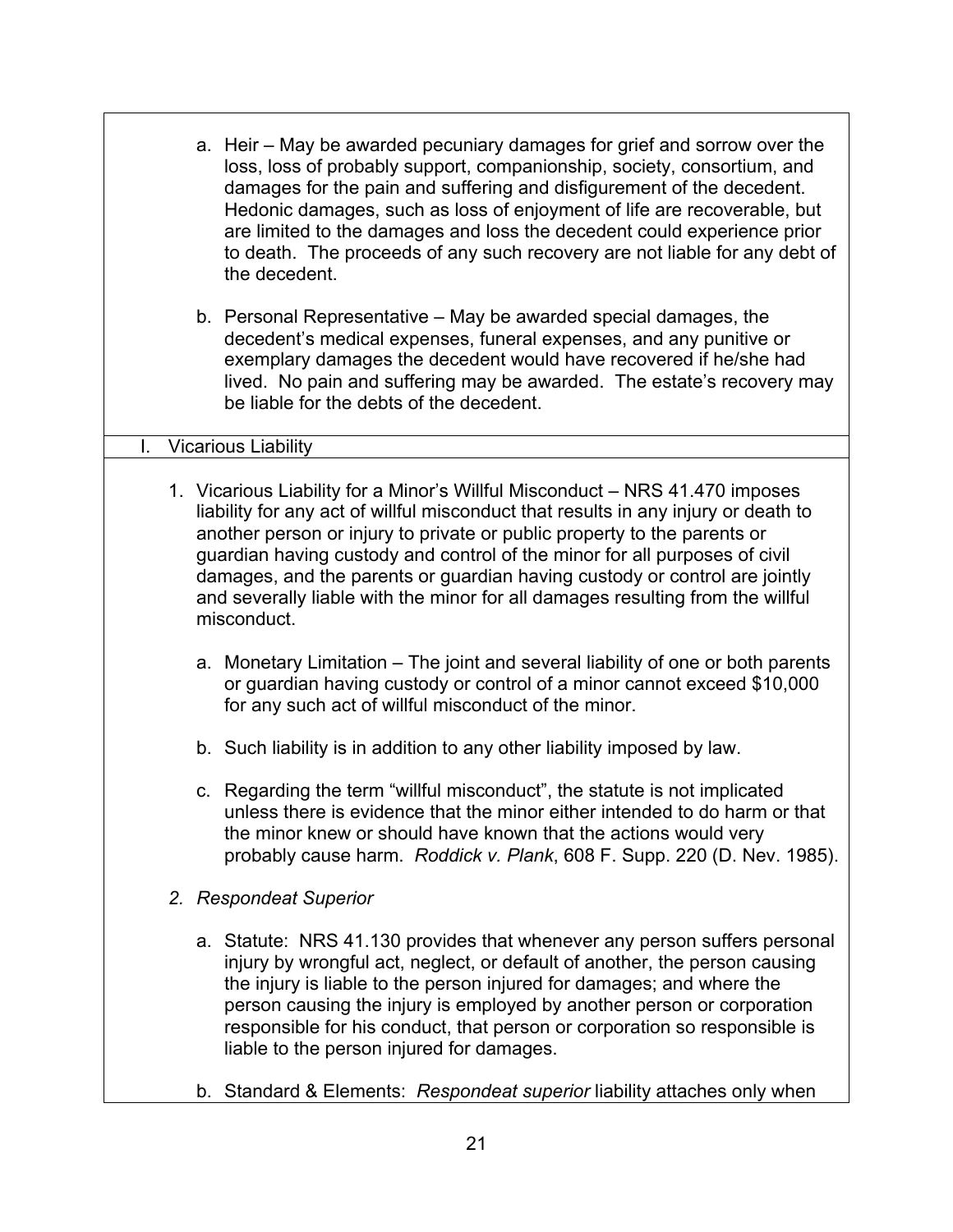a. Heir – May be awarded pecuniary damages for grief and sorrow over the loss, loss of probably support, companionship, society, consortium, and damages for the pain and suffering and disfigurement of the decedent. Hedonic damages, such as loss of enjoyment of life are recoverable, but are limited to the damages and loss the decedent could experience prior to death. The proceeds of any such recovery are not liable for any debt of the decedent.

b. Personal Representative – May be awarded special damages, the decedent's medical expenses, funeral expenses, and any punitive or exemplary damages the decedent would have recovered if he/she had lived. No pain and suffering may be awarded. The estate's recovery may be liable for the debts of the decedent.

## I. Vicarious Liability

1. Vicarious Liability for a Minor's Willful Misconduct – NRS 41.470 imposes liability for any act of willful misconduct that results in any injury or death to another person or injury to private or public property to the parents or guardian having custody and control of the minor for all purposes of civil damages, and the parents or guardian having custody or control are jointly and severally liable with the minor for all damages resulting from the willful misconduct.

   a. Monetary Limitation – The joint and several liability of one or both parents or guardian having custody or control of a minor cannot exceed $10,000 for any such act of willful misconduct of the minor.

   b. Such liability is in addition to any other liability imposed by law.

   c. Regarding the term "willful misconduct", the statute is not implicated unless there is evidence that the minor either intended to do harm or that the minor knew or should have known that the actions would very probably cause harm. *Roddick v. Plank*, 608 F. Supp. 220 (D. Nev. 1985).

2. *Respondeat Superior*

   a. Statute: NRS 41.130 provides that whenever any person suffers personal injury by wrongful act, neglect, or default of another, the person causing the injury is liable to the person injured for damages; and where the person causing the injury is employed by another person or corporation responsible for his conduct, that person or corporation so responsible is liable to the person injured for damages.

   b. Standard & Elements: *Respondeat superior* liability attaches only when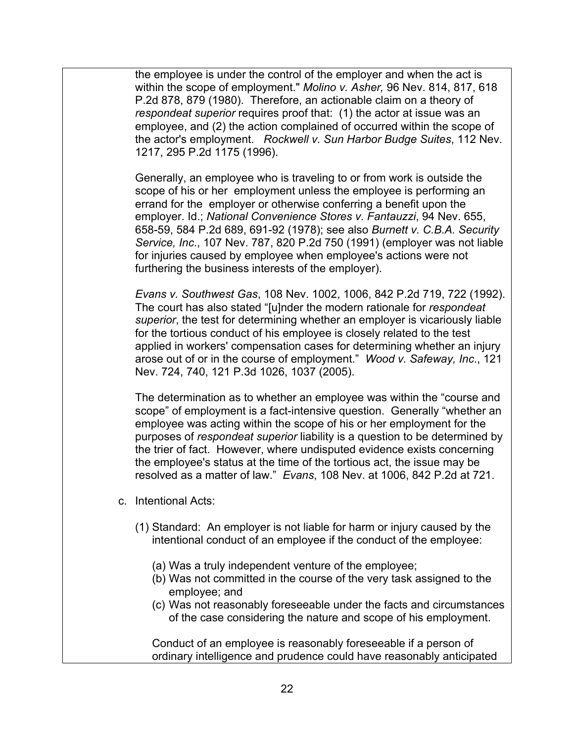the employee is under the control of the employer and when the act is within the scope of employment." *Molino v. Asher,* 96 Nev. 814, 817, 618 P.2d 878, 879 (1980). Therefore, an actionable claim on a theory of *respondeat superior* requires proof that: (1) the actor at issue was an employee, and (2) the action complained of occurred within the scope of the actor's employment. *Rockwell v. Sun Harbor Budge Suites*, 112 Nev. 1217, 295 P.2d 1175 (1996).

Generally, an employee who is traveling to or from work is outside the scope of his or her employment unless the employee is performing an errand for the employer or otherwise conferring a benefit upon the employer. Id.; *National Convenience Stores v. Fantauzzi*, 94 Nev. 655, 658-59, 584 P.2d 689, 691-92 (1978); see also *Burnett v. C.B.A. Security Service, Inc*., 107 Nev. 787, 820 P.2d 750 (1991) (employer was not liable for injuries caused by employee when employee's actions were not furthering the business interests of the employer).

*Evans v. Southwest Gas*, 108 Nev. 1002, 1006, 842 P.2d 719, 722 (1992). The court has also stated "[u]nder the modern rationale for *respondeat superior*, the test for determining whether an employer is vicariously liable for the tortious conduct of his employee is closely related to the test applied in workers' compensation cases for determining whether an injury arose out of or in the course of employment." *Wood v. Safeway, Inc*., 121 Nev. 724, 740, 121 P.3d 1026, 1037 (2005).

The determination as to whether an employee was within the "course and scope" of employment is a fact-intensive question. Generally "whether an employee was acting within the scope of his or her employment for the purposes of *respondeat superior* liability is a question to be determined by the trier of fact. However, where undisputed evidence exists concerning the employee's status at the time of the tortious act, the issue may be resolved as a matter of law." *Evans*, 108 Nev. at 1006, 842 P.2d at 721.

c. Intentional Acts:

(1) Standard: An employer is not liable for harm or injury caused by the intentional conduct of an employee if the conduct of the employee:

(a) Was a truly independent venture of the employee;
(b) Was not committed in the course of the very task assigned to the employee; and
(c) Was not reasonably foreseeable under the facts and circumstances of the case considering the nature and scope of his employment.

Conduct of an employee is reasonably foreseeable if a person of ordinary intelligence and prudence could have reasonably anticipated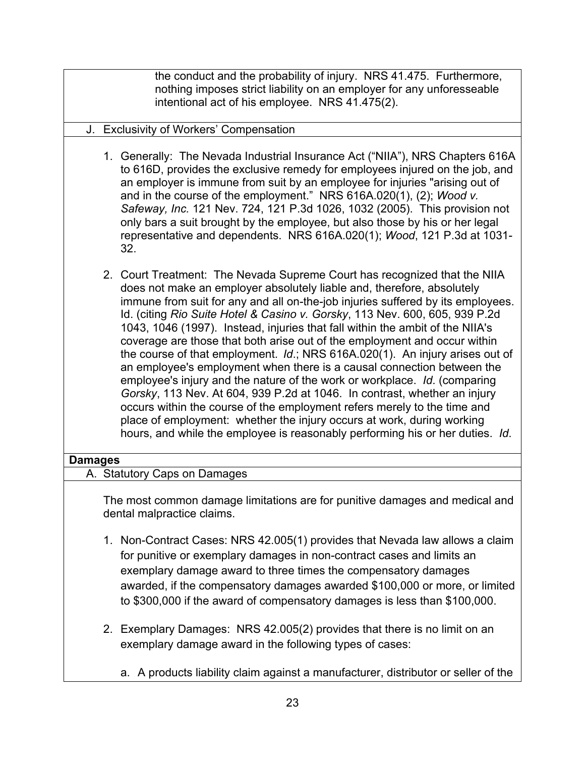the conduct and the probability of injury. NRS 41.475. Furthermore, nothing imposes strict liability on an employer for any unforesseable intentional act of his employee. NRS 41.475(2).

### J. Exclusivity of Workers' Compensation

1. Generally: The Nevada Industrial Insurance Act ("NIIA"), NRS Chapters 616A to 616D, provides the exclusive remedy for employees injured on the job, and an employer is immune from suit by an employee for injuries "arising out of and in the course of the employment." NRS 616A.020(1), (2); *Wood v. Safeway, Inc.* 121 Nev. 724, 121 P.3d 1026, 1032 (2005). This provision not only bars a suit brought by the employee, but also those by his or her legal representative and dependents. NRS 616A.020(1); *Wood*, 121 P.3d at 1031-32.

2. Court Treatment: The Nevada Supreme Court has recognized that the NIIA does not make an employer absolutely liable and, therefore, absolutely immune from suit for any and all on-the-job injuries suffered by its employees. Id. (citing *Rio Suite Hotel & Casino v. Gorsky*, 113 Nev. 600, 605, 939 P.2d 1043, 1046 (1997). Instead, injuries that fall within the ambit of the NIIA's coverage are those that both arise out of the employment and occur within the course of that employment. *Id*.; NRS 616A.020(1). An injury arises out of an employee's employment when there is a causal connection between the employee's injury and the nature of the work or workplace. *Id*. (comparing *Gorsky*, 113 Nev. At 604, 939 P.2d at 1046. In contrast, whether an injury occurs within the course of the employment refers merely to the time and place of employment: whether the injury occurs at work, during working hours, and while the employee is reasonably performing his or her duties. *Id*.

## Damages

### A. Statutory Caps on Damages

The most common damage limitations are for punitive damages and medical and dental malpractice claims.

1. Non-Contract Cases: NRS 42.005(1) provides that Nevada law allows a claim for punitive or exemplary damages in non-contract cases and limits an exemplary damage award to three times the compensatory damages awarded, if the compensatory damages awarded $100,000 or more, or limited to $300,000 if the award of compensatory damages is less than $100,000.

2. Exemplary Damages: NRS 42.005(2) provides that there is no limit on an exemplary damage award in the following types of cases:

   a. A products liability claim against a manufacturer, distributor or seller of the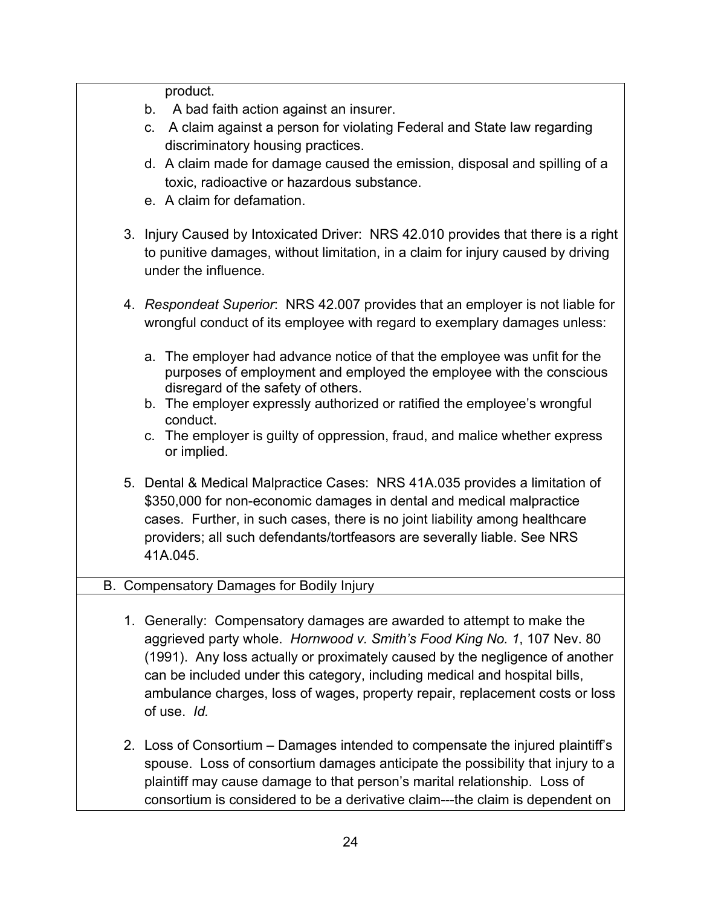product.

   b. A bad faith action against an insurer.
   c. A claim against a person for violating Federal and State law regarding discriminatory housing practices.
   d. A claim made for damage caused the emission, disposal and spilling of a toxic, radioactive or hazardous substance.
   e. A claim for defamation.

3. Injury Caused by Intoxicated Driver: NRS 42.010 provides that there is a right to punitive damages, without limitation, in a claim for injury caused by driving under the influence.

4. *Respondeat Superior*: NRS 42.007 provides that an employer is not liable for wrongful conduct of its employee with regard to exemplary damages unless:

   a. The employer had advance notice of that the employee was unfit for the purposes of employment and employed the employee with the conscious disregard of the safety of others.
   b. The employer expressly authorized or ratified the employee's wrongful conduct.
   c. The employer is guilty of oppression, fraud, and malice whether express or implied.

5. Dental & Medical Malpractice Cases: NRS 41A.035 provides a limitation of $350,000 for non-economic damages in dental and medical malpractice cases. Further, in such cases, there is no joint liability among healthcare providers; all such defendants/tortfeasors are severally liable. See NRS 41A.045.

## B. Compensatory Damages for Bodily Injury

1. Generally: Compensatory damages are awarded to attempt to make the aggrieved party whole. *Hornwood v. Smith's Food King No. 1*, 107 Nev. 80 (1991). Any loss actually or proximately caused by the negligence of another can be included under this category, including medical and hospital bills, ambulance charges, loss of wages, property repair, replacement costs or loss of use. *Id.*

2. Loss of Consortium – Damages intended to compensate the injured plaintiff's spouse. Loss of consortium damages anticipate the possibility that injury to a plaintiff may cause damage to that person's marital relationship. Loss of consortium is considered to be a derivative claim---the claim is dependent on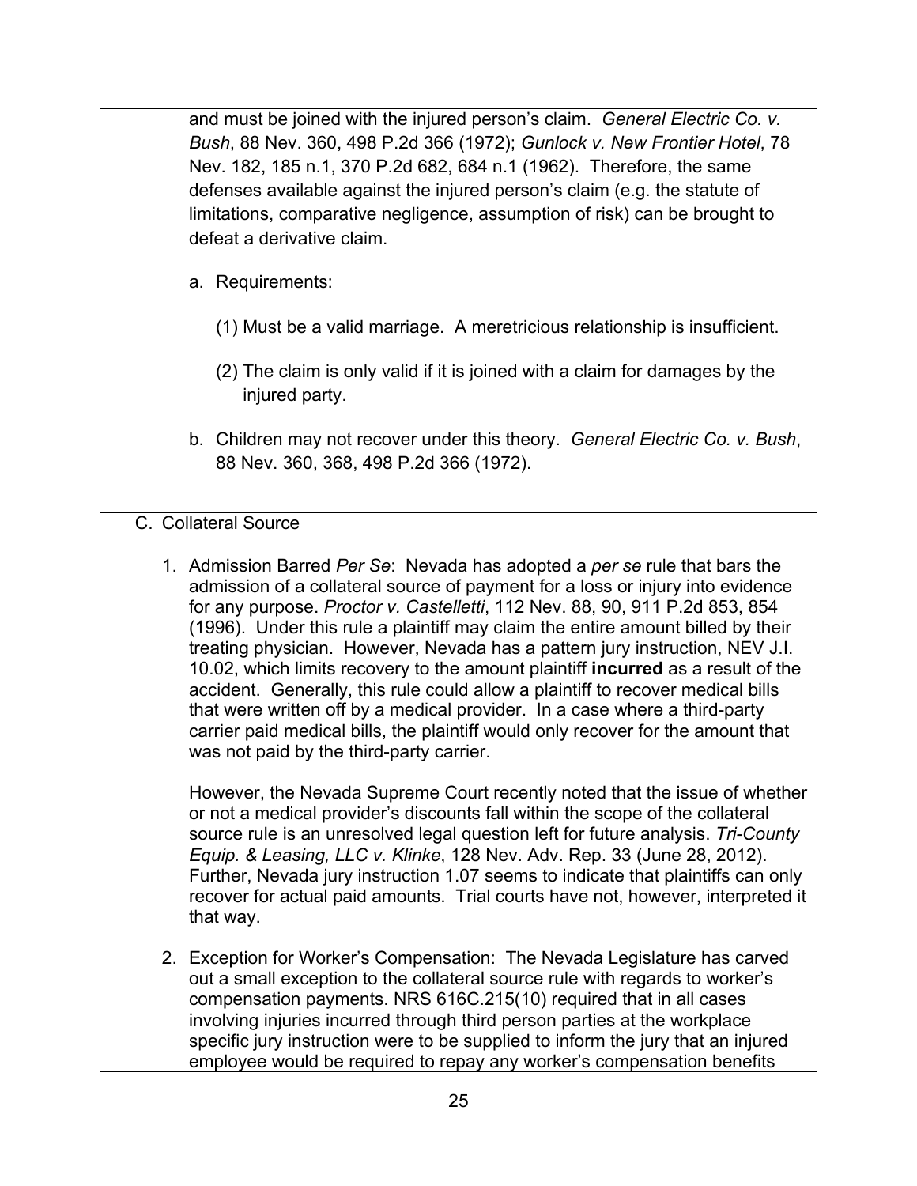and must be joined with the injured person's claim. *General Electric Co. v. Bush*, 88 Nev. 360, 498 P.2d 366 (1972); *Gunlock v. New Frontier Hotel*, 78 Nev. 182, 185 n.1, 370 P.2d 682, 684 n.1 (1962). Therefore, the same defenses available against the injured person's claim (e.g. the statute of limitations, comparative negligence, assumption of risk) can be brought to defeat a derivative claim.

a. Requirements:

   (1) Must be a valid marriage. A meretricious relationship is insufficient.

   (2) The claim is only valid if it is joined with a claim for damages by the injured party.

b. Children may not recover under this theory. *General Electric Co. v. Bush*, 88 Nev. 360, 368, 498 P.2d 366 (1972).

### C. Collateral Source

1. Admission Barred *Per Se*: Nevada has adopted a *per se* rule that bars the admission of a collateral source of payment for a loss or injury into evidence for any purpose. *Proctor v. Castelletti*, 112 Nev. 88, 90, 911 P.2d 853, 854 (1996). Under this rule a plaintiff may claim the entire amount billed by their treating physician. However, Nevada has a pattern jury instruction, NEV J.I. 10.02, which limits recovery to the amount plaintiff **incurred** as a result of the accident. Generally, this rule could allow a plaintiff to recover medical bills that were written off by a medical provider. In a case where a third-party carrier paid medical bills, the plaintiff would only recover for the amount that was not paid by the third-party carrier.

   However, the Nevada Supreme Court recently noted that the issue of whether or not a medical provider's discounts fall within the scope of the collateral source rule is an unresolved legal question left for future analysis. *Tri-County Equip. & Leasing, LLC v. Klinke*, 128 Nev. Adv. Rep. 33 (June 28, 2012). Further, Nevada jury instruction 1.07 seems to indicate that plaintiffs can only recover for actual paid amounts. Trial courts have not, however, interpreted it that way.

2. Exception for Worker's Compensation: The Nevada Legislature has carved out a small exception to the collateral source rule with regards to worker's compensation payments. NRS 616C.215(10) required that in all cases involving injuries incurred through third person parties at the workplace specific jury instruction were to be supplied to inform the jury that an injured employee would be required to repay any worker's compensation benefits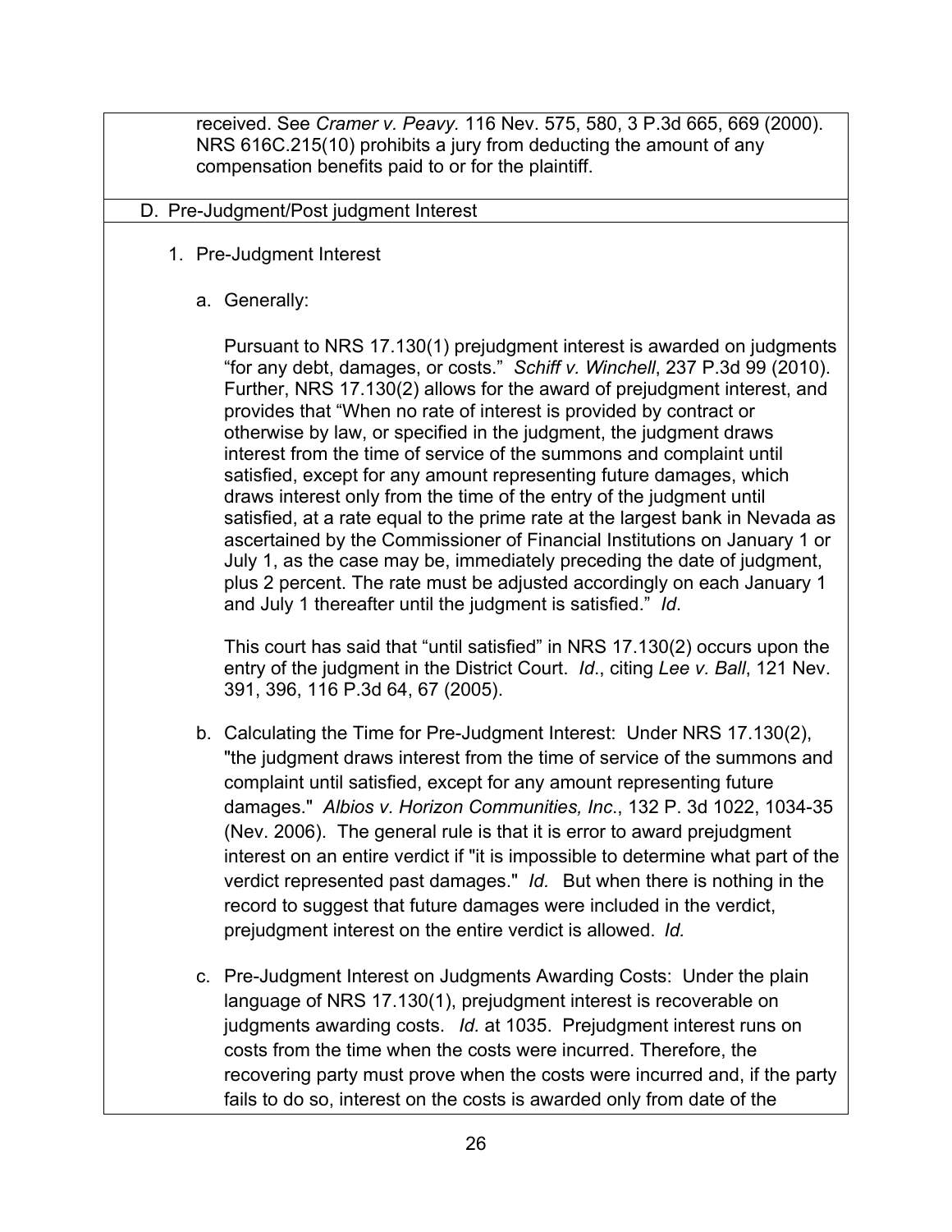received. See *Cramer v. Peavy.* 116 Nev. 575, 580, 3 P.3d 665, 669 (2000). NRS 616C.215(10) prohibits a jury from deducting the amount of any compensation benefits paid to or for the plaintiff.

D. Pre-Judgment/Post judgment Interest

1. Pre-Judgment Interest

a. Generally:

Pursuant to NRS 17.130(1) prejudgment interest is awarded on judgments "for any debt, damages, or costs." *Schiff v. Winchell*, 237 P.3d 99 (2010). Further, NRS 17.130(2) allows for the award of prejudgment interest, and provides that "When no rate of interest is provided by contract or otherwise by law, or specified in the judgment, the judgment draws interest from the time of service of the summons and complaint until satisfied, except for any amount representing future damages, which draws interest only from the time of the entry of the judgment until satisfied, at a rate equal to the prime rate at the largest bank in Nevada as ascertained by the Commissioner of Financial Institutions on January 1 or July 1, as the case may be, immediately preceding the date of judgment, plus 2 percent. The rate must be adjusted accordingly on each January 1 and July 1 thereafter until the judgment is satisfied." *Id*.

This court has said that "until satisfied" in NRS 17.130(2) occurs upon the entry of the judgment in the District Court. *Id*., citing *Lee v. Ball*, 121 Nev. 391, 396, 116 P.3d 64, 67 (2005).

b. Calculating the Time for Pre-Judgment Interest: Under NRS 17.130(2), "the judgment draws interest from the time of service of the summons and complaint until satisfied, except for any amount representing future damages." *Albios v. Horizon Communities, Inc*., 132 P. 3d 1022, 1034-35 (Nev. 2006). The general rule is that it is error to award prejudgment interest on an entire verdict if "it is impossible to determine what part of the verdict represented past damages." *Id.* But when there is nothing in the record to suggest that future damages were included in the verdict, prejudgment interest on the entire verdict is allowed. *Id.*

c. Pre-Judgment Interest on Judgments Awarding Costs: Under the plain language of NRS 17.130(1), prejudgment interest is recoverable on judgments awarding costs. *Id*. at 1035. Prejudgment interest runs on costs from the time when the costs were incurred. Therefore, the recovering party must prove when the costs were incurred and, if the party fails to do so, interest on the costs is awarded only from date of the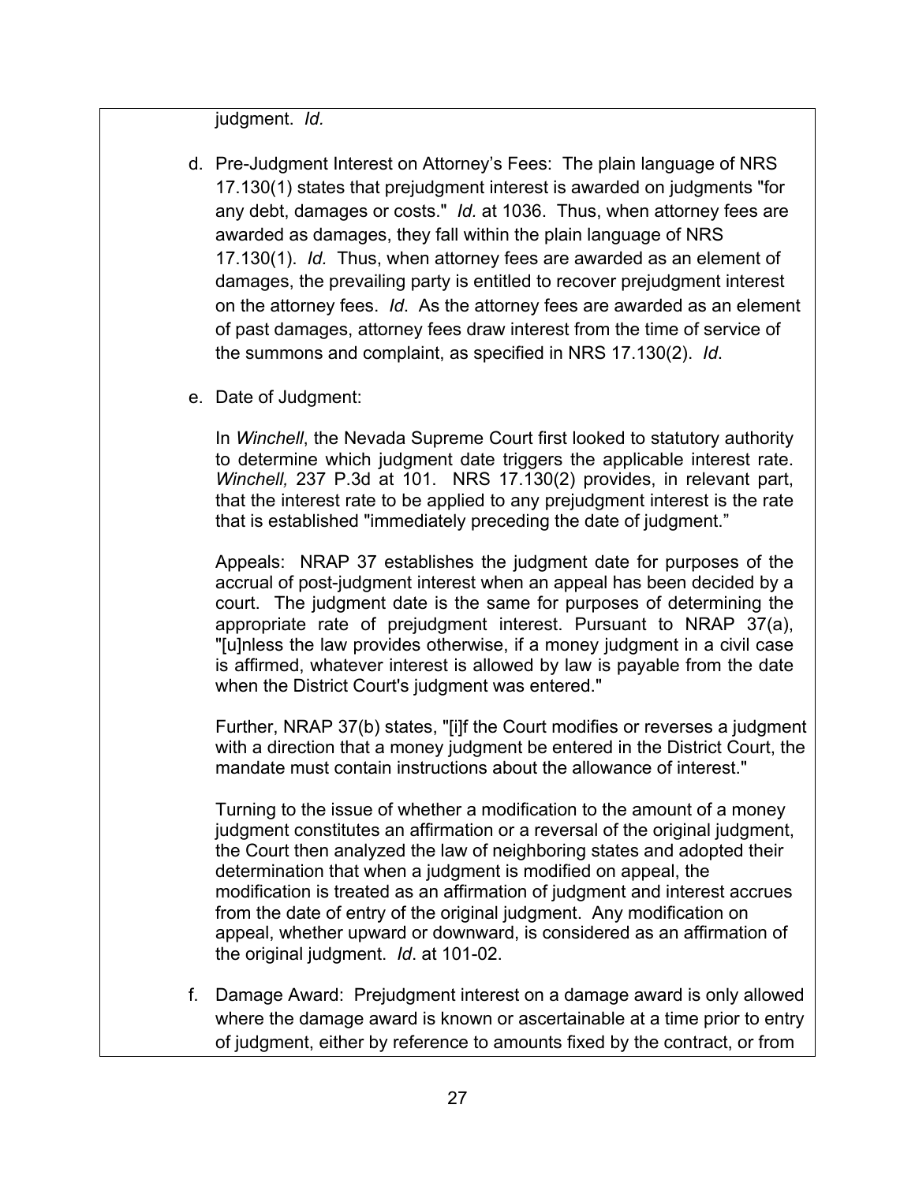judgment. *Id.*

d. Pre-Judgment Interest on Attorney's Fees: The plain language of NRS 17.130(1) states that prejudgment interest is awarded on judgments "for any debt, damages or costs." *Id.* at 1036. Thus, when attorney fees are awarded as damages, they fall within the plain language of NRS 17.130(1). *Id.* Thus, when attorney fees are awarded as an element of damages, the prevailing party is entitled to recover prejudgment interest on the attorney fees. *Id*. As the attorney fees are awarded as an element of past damages, attorney fees draw interest from the time of service of the summons and complaint, as specified in NRS 17.130(2). *Id*.

e. Date of Judgment:

   In *Winchell*, the Nevada Supreme Court first looked to statutory authority to determine which judgment date triggers the applicable interest rate. *Winchell,* 237 P.3d at 101. NRS 17.130(2) provides, in relevant part, that the interest rate to be applied to any prejudgment interest is the rate that is established "immediately preceding the date of judgment."

   Appeals: NRAP 37 establishes the judgment date for purposes of the accrual of post-judgment interest when an appeal has been decided by a court. The judgment date is the same for purposes of determining the appropriate rate of prejudgment interest. Pursuant to NRAP 37(a), "[u]nless the law provides otherwise, if a money judgment in a civil case is affirmed, whatever interest is allowed by law is payable from the date when the District Court's judgment was entered."

   Further, NRAP 37(b) states, "[i]f the Court modifies or reverses a judgment with a direction that a money judgment be entered in the District Court, the mandate must contain instructions about the allowance of interest."

   Turning to the issue of whether a modification to the amount of a money judgment constitutes an affirmation or a reversal of the original judgment, the Court then analyzed the law of neighboring states and adopted their determination that when a judgment is modified on appeal, the modification is treated as an affirmation of judgment and interest accrues from the date of entry of the original judgment. Any modification on appeal, whether upward or downward, is considered as an affirmation of the original judgment. *Id*. at 101-02.

f. Damage Award: Prejudgment interest on a damage award is only allowed where the damage award is known or ascertainable at a time prior to entry of judgment, either by reference to amounts fixed by the contract, or from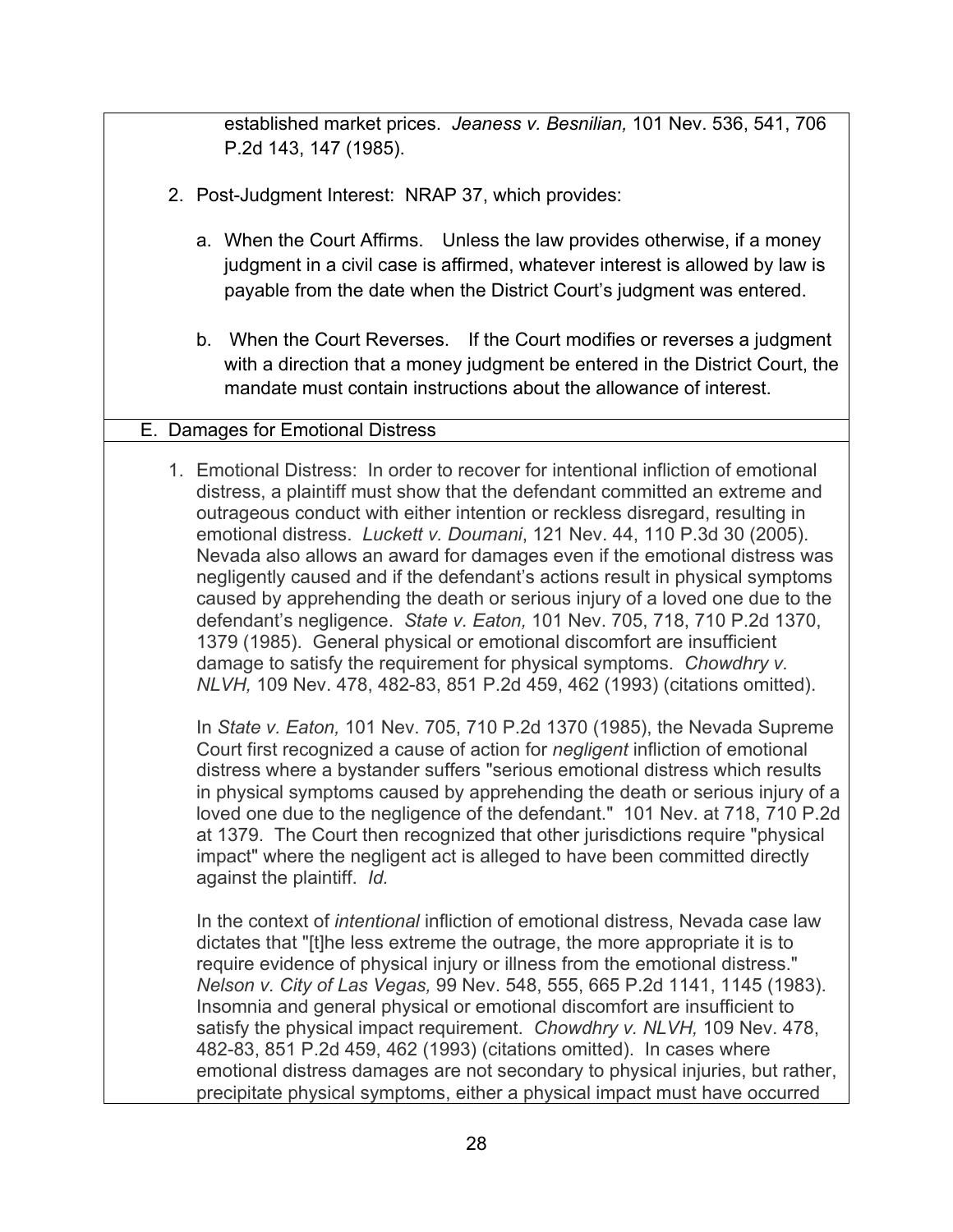established market prices. *Jeaness v. Besnilian,* 101 Nev. 536, 541, 706 P.2d 143, 147 (1985).

2. Post-Judgment Interest: NRAP 37, which provides:

   a. When the Court Affirms. Unless the law provides otherwise, if a money judgment in a civil case is affirmed, whatever interest is allowed by law is payable from the date when the District Court's judgment was entered.

   b. When the Court Reverses. If the Court modifies or reverses a judgment with a direction that a money judgment be entered in the District Court, the mandate must contain instructions about the allowance of interest.

E. Damages for Emotional Distress

1. Emotional Distress: In order to recover for intentional infliction of emotional distress, a plaintiff must show that the defendant committed an extreme and outrageous conduct with either intention or reckless disregard, resulting in emotional distress. *Luckett v. Doumani*, 121 Nev. 44, 110 P.3d 30 (2005). Nevada also allows an award for damages even if the emotional distress was negligently caused and if the defendant's actions result in physical symptoms caused by apprehending the death or serious injury of a loved one due to the defendant's negligence. *State v. Eaton,* 101 Nev. 705, 718, 710 P.2d 1370, 1379 (1985). General physical or emotional discomfort are insufficient damage to satisfy the requirement for physical symptoms. *Chowdhry v. NLVH,* 109 Nev. 478, 482-83, 851 P.2d 459, 462 (1993) (citations omitted).

   In *State v. Eaton,* 101 Nev. 705, 710 P.2d 1370 (1985), the Nevada Supreme Court first recognized a cause of action for *negligent* infliction of emotional distress where a bystander suffers "serious emotional distress which results in physical symptoms caused by apprehending the death or serious injury of a loved one due to the negligence of the defendant." 101 Nev. at 718, 710 P.2d at 1379. The Court then recognized that other jurisdictions require "physical impact" where the negligent act is alleged to have been committed directly against the plaintiff. *Id.*

   In the context of *intentional* infliction of emotional distress, Nevada case law dictates that "[t]he less extreme the outrage, the more appropriate it is to require evidence of physical injury or illness from the emotional distress." *Nelson v. City of Las Vegas,* 99 Nev. 548, 555, 665 P.2d 1141, 1145 (1983). Insomnia and general physical or emotional discomfort are insufficient to satisfy the physical impact requirement. *Chowdhry v. NLVH,* 109 Nev. 478, 482-83, 851 P.2d 459, 462 (1993) (citations omitted). In cases where emotional distress damages are not secondary to physical injuries, but rather, precipitate physical symptoms, either a physical impact must have occurred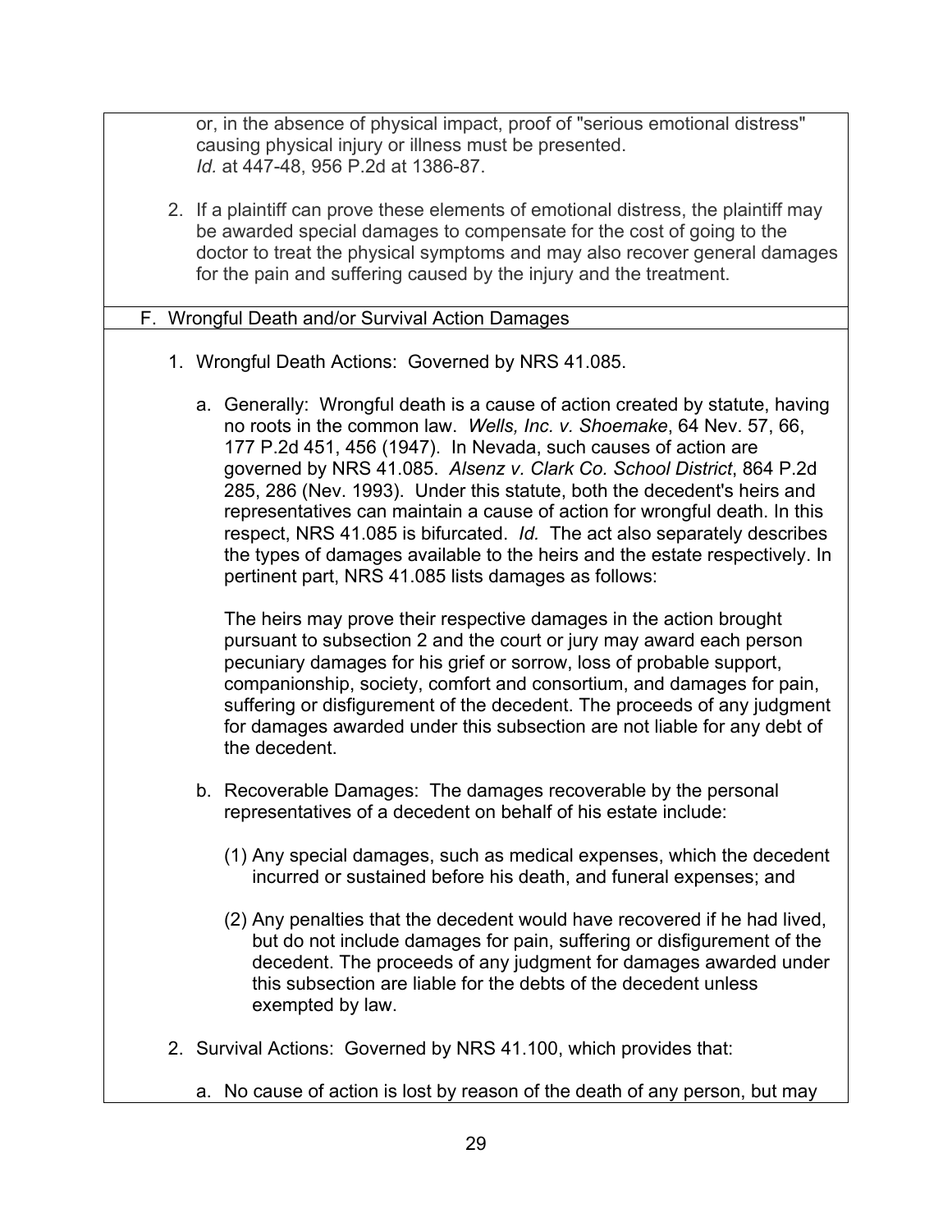or, in the absence of physical impact, proof of "serious emotional distress" causing physical injury or illness must be presented. *Id.* at 447-48, 956 P.2d at 1386-87.

2. If a plaintiff can prove these elements of emotional distress, the plaintiff may be awarded special damages to compensate for the cost of going to the doctor to treat the physical symptoms and may also recover general damages for the pain and suffering caused by the injury and the treatment.

## F. Wrongful Death and/or Survival Action Damages

1. Wrongful Death Actions: Governed by NRS 41.085.

   a. Generally: Wrongful death is a cause of action created by statute, having no roots in the common law. *Wells, Inc. v. Shoemake*, 64 Nev. 57, 66, 177 P.2d 451, 456 (1947). In Nevada, such causes of action are governed by NRS 41.085. *Alsenz v. Clark Co. School District*, 864 P.2d 285, 286 (Nev. 1993). Under this statute, both the decedent's heirs and representatives can maintain a cause of action for wrongful death. In this respect, NRS 41.085 is bifurcated. *Id.* The act also separately describes the types of damages available to the heirs and the estate respectively. In pertinent part, NRS 41.085 lists damages as follows:

      The heirs may prove their respective damages in the action brought pursuant to subsection 2 and the court or jury may award each person pecuniary damages for his grief or sorrow, loss of probable support, companionship, society, comfort and consortium, and damages for pain, suffering or disfigurement of the decedent. The proceeds of any judgment for damages awarded under this subsection are not liable for any debt of the decedent.

   b. Recoverable Damages: The damages recoverable by the personal representatives of a decedent on behalf of his estate include:

      (1) Any special damages, such as medical expenses, which the decedent incurred or sustained before his death, and funeral expenses; and

      (2) Any penalties that the decedent would have recovered if he had lived, but do not include damages for pain, suffering or disfigurement of the decedent. The proceeds of any judgment for damages awarded under this subsection are liable for the debts of the decedent unless exempted by law.

2. Survival Actions: Governed by NRS 41.100, which provides that:

   a. No cause of action is lost by reason of the death of any person, but may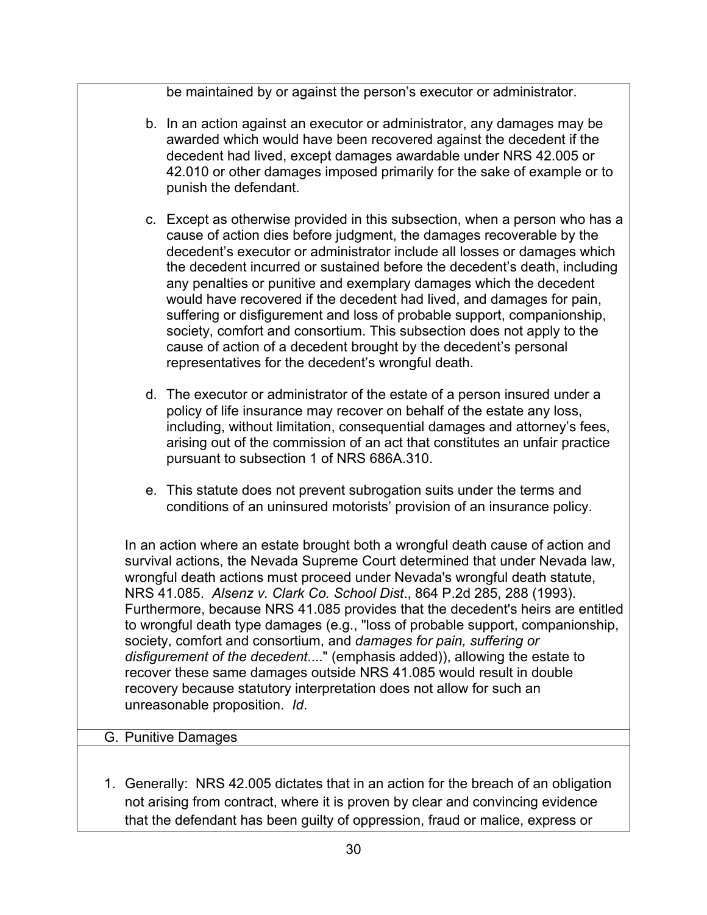be maintained by or against the person's executor or administrator.

b. In an action against an executor or administrator, any damages may be awarded which would have been recovered against the decedent if the decedent had lived, except damages awardable under NRS 42.005 or 42.010 or other damages imposed primarily for the sake of example or to punish the defendant.

c. Except as otherwise provided in this subsection, when a person who has a cause of action dies before judgment, the damages recoverable by the decedent's executor or administrator include all losses or damages which the decedent incurred or sustained before the decedent's death, including any penalties or punitive and exemplary damages which the decedent would have recovered if the decedent had lived, and damages for pain, suffering or disfigurement and loss of probable support, companionship, society, comfort and consortium. This subsection does not apply to the cause of action of a decedent brought by the decedent's personal representatives for the decedent's wrongful death.

d. The executor or administrator of the estate of a person insured under a policy of life insurance may recover on behalf of the estate any loss, including, without limitation, consequential damages and attorney's fees, arising out of the commission of an act that constitutes an unfair practice pursuant to subsection 1 of NRS 686A.310.

e. This statute does not prevent subrogation suits under the terms and conditions of an uninsured motorists' provision of an insurance policy.

In an action where an estate brought both a wrongful death cause of action and survival actions, the Nevada Supreme Court determined that under Nevada law, wrongful death actions must proceed under Nevada's wrongful death statute, NRS 41.085. *Alsenz v. Clark Co. School Dist*., 864 P.2d 285, 288 (1993). Furthermore, because NRS 41.085 provides that the decedent's heirs are entitled to wrongful death type damages (e.g., "loss of probable support, companionship, society, comfort and consortium, and *damages for pain, suffering or disfigurement of the decedent*...." (emphasis added)), allowing the estate to recover these same damages outside NRS 41.085 would result in double recovery because statutory interpretation does not allow for such an unreasonable proposition. *Id*.

## G. Punitive Damages

1. Generally: NRS 42.005 dictates that in an action for the breach of an obligation not arising from contract, where it is proven by clear and convincing evidence that the defendant has been guilty of oppression, fraud or malice, express or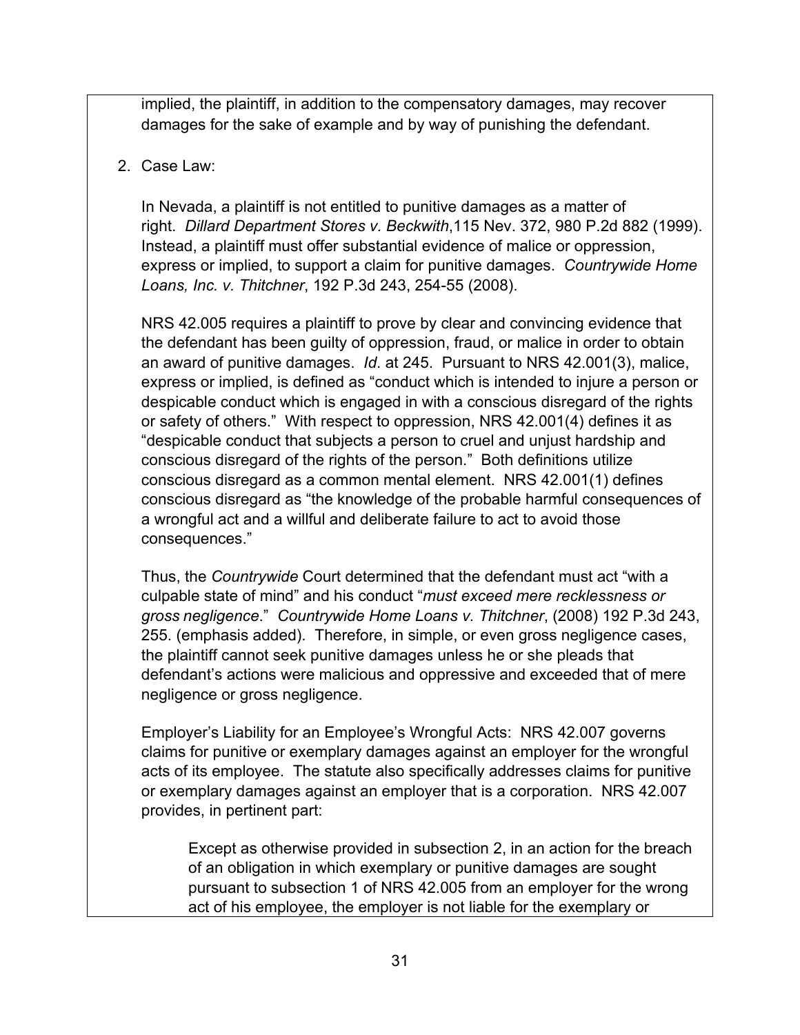implied, the plaintiff, in addition to the compensatory damages, may recover damages for the sake of example and by way of punishing the defendant.

2. Case Law:

   In Nevada, a plaintiff is not entitled to punitive damages as a matter of right. *Dillard Department Stores v. Beckwith*,115 Nev. 372, 980 P.2d 882 (1999). Instead, a plaintiff must offer substantial evidence of malice or oppression, express or implied, to support a claim for punitive damages. *Countrywide Home Loans, Inc. v. Thitchner*, 192 P.3d 243, 254-55 (2008).

   NRS 42.005 requires a plaintiff to prove by clear and convincing evidence that the defendant has been guilty of oppression, fraud, or malice in order to obtain an award of punitive damages. *Id*. at 245. Pursuant to NRS 42.001(3), malice, express or implied, is defined as "conduct which is intended to injure a person or despicable conduct which is engaged in with a conscious disregard of the rights or safety of others." With respect to oppression, NRS 42.001(4) defines it as "despicable conduct that subjects a person to cruel and unjust hardship and conscious disregard of the rights of the person." Both definitions utilize conscious disregard as a common mental element. NRS 42.001(1) defines conscious disregard as "the knowledge of the probable harmful consequences of a wrongful act and a willful and deliberate failure to act to avoid those consequences."

   Thus, the *Countrywide* Court determined that the defendant must act "with a culpable state of mind" and his conduct "*must exceed mere recklessness or gross negligence*." *Countrywide Home Loans v. Thitchner*, (2008) 192 P.3d 243, 255. (emphasis added). Therefore, in simple, or even gross negligence cases, the plaintiff cannot seek punitive damages unless he or she pleads that defendant's actions were malicious and oppressive and exceeded that of mere negligence or gross negligence.

   Employer's Liability for an Employee's Wrongful Acts: NRS 42.007 governs claims for punitive or exemplary damages against an employer for the wrongful acts of its employee. The statute also specifically addresses claims for punitive or exemplary damages against an employer that is a corporation. NRS 42.007 provides, in pertinent part:

   > Except as otherwise provided in subsection 2, in an action for the breach of an obligation in which exemplary or punitive damages are sought pursuant to subsection 1 of NRS 42.005 from an employer for the wrong act of his employee, the employer is not liable for the exemplary or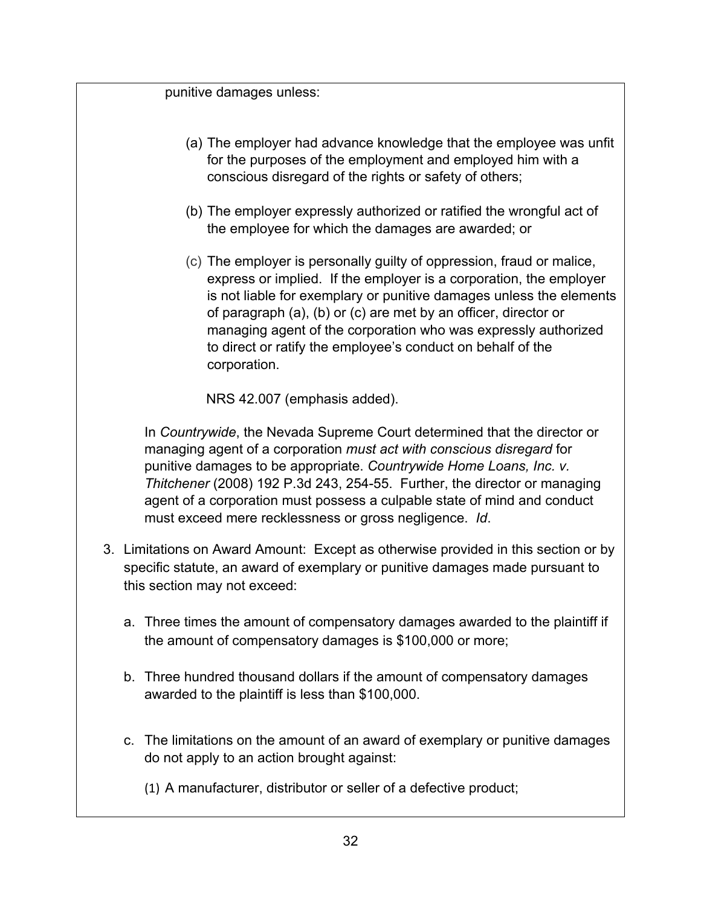punitive damages unless:

(a) The employer had advance knowledge that the employee was unfit for the purposes of the employment and employed him with a conscious disregard of the rights or safety of others;

(b) The employer expressly authorized or ratified the wrongful act of the employee for which the damages are awarded; or

(c) The employer is personally guilty of oppression, fraud or malice, express or implied. If the employer is a corporation, the employer is not liable for exemplary or punitive damages unless the elements of paragraph (a), (b) or (c) are met by an officer, director or managing agent of the corporation who was expressly authorized to direct or ratify the employee's conduct on behalf of the corporation.

NRS 42.007 (emphasis added).

In *Countrywide*, the Nevada Supreme Court determined that the director or managing agent of a corporation *must act with conscious disregard* for punitive damages to be appropriate. *Countrywide Home Loans, Inc. v. Thitchener* (2008) 192 P.3d 243, 254-55. Further, the director or managing agent of a corporation must possess a culpable state of mind and conduct must exceed mere recklessness or gross negligence. *Id*.

3. Limitations on Award Amount: Except as otherwise provided in this section or by specific statute, an award of exemplary or punitive damages made pursuant to this section may not exceed:

   a. Three times the amount of compensatory damages awarded to the plaintiff if the amount of compensatory damages is $100,000 or more;

   b. Three hundred thousand dollars if the amount of compensatory damages awarded to the plaintiff is less than $100,000.

   c. The limitations on the amount of an award of exemplary or punitive damages do not apply to an action brought against:

      (1) A manufacturer, distributor or seller of a defective product;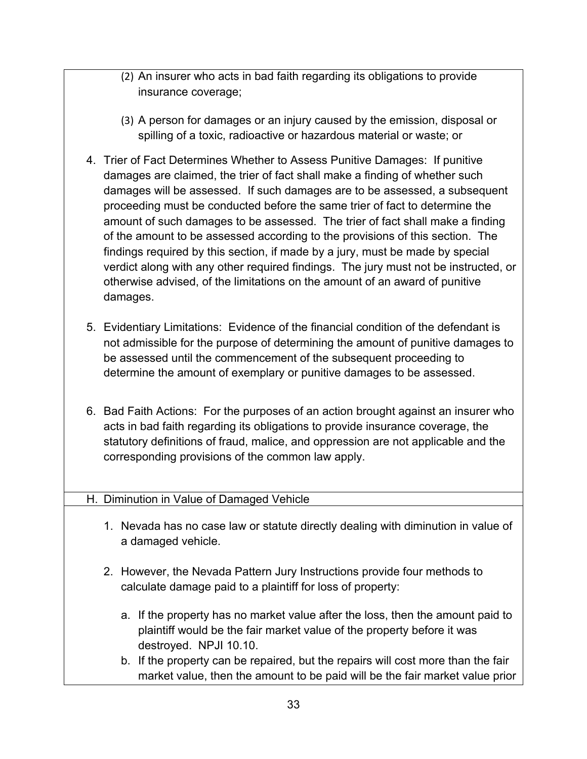(2) An insurer who acts in bad faith regarding its obligations to provide insurance coverage;

(3) A person for damages or an injury caused by the emission, disposal or spilling of a toxic, radioactive or hazardous material or waste; or

4. Trier of Fact Determines Whether to Assess Punitive Damages: If punitive damages are claimed, the trier of fact shall make a finding of whether such damages will be assessed. If such damages are to be assessed, a subsequent proceeding must be conducted before the same trier of fact to determine the amount of such damages to be assessed. The trier of fact shall make a finding of the amount to be assessed according to the provisions of this section. The findings required by this section, if made by a jury, must be made by special verdict along with any other required findings. The jury must not be instructed, or otherwise advised, of the limitations on the amount of an award of punitive damages.

5. Evidentiary Limitations: Evidence of the financial condition of the defendant is not admissible for the purpose of determining the amount of punitive damages to be assessed until the commencement of the subsequent proceeding to determine the amount of exemplary or punitive damages to be assessed.

6. Bad Faith Actions: For the purposes of an action brought against an insurer who acts in bad faith regarding its obligations to provide insurance coverage, the statutory definitions of fraud, malice, and oppression are not applicable and the corresponding provisions of the common law apply.

## H. Diminution in Value of Damaged Vehicle

1. Nevada has no case law or statute directly dealing with diminution in value of a damaged vehicle.

2. However, the Nevada Pattern Jury Instructions provide four methods to calculate damage paid to a plaintiff for loss of property:

   a. If the property has no market value after the loss, then the amount paid to plaintiff would be the fair market value of the property before it was destroyed. NPJI 10.10.
   b. If the property can be repaired, but the repairs will cost more than the fair market value, then the amount to be paid will be the fair market value prior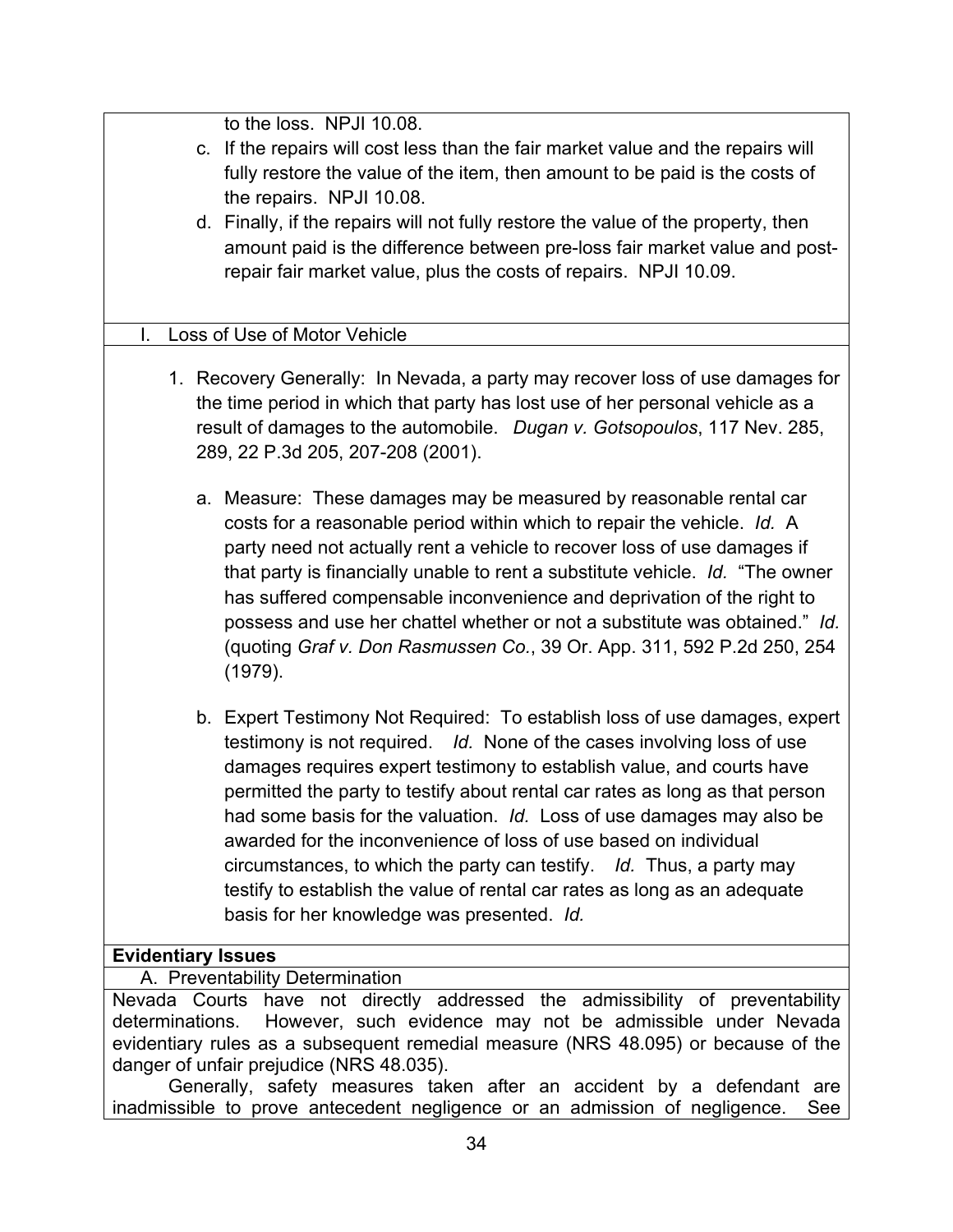to the loss. NPJI 10.08.

c. If the repairs will cost less than the fair market value and the repairs will fully restore the value of the item, then amount to be paid is the costs of the repairs. NPJI 10.08.

d. Finally, if the repairs will not fully restore the value of the property, then amount paid is the difference between pre-loss fair market value and post-repair fair market value, plus the costs of repairs. NPJI 10.09.

### I. Loss of Use of Motor Vehicle

1. Recovery Generally: In Nevada, a party may recover loss of use damages for the time period in which that party has lost use of her personal vehicle as a result of damages to the automobile. *Dugan v. Gotsopoulos*, 117 Nev. 285, 289, 22 P.3d 205, 207-208 (2001).

   a. Measure: These damages may be measured by reasonable rental car costs for a reasonable period within which to repair the vehicle. *Id.* A party need not actually rent a vehicle to recover loss of use damages if that party is financially unable to rent a substitute vehicle. *Id.* "The owner has suffered compensable inconvenience and deprivation of the right to possess and use her chattel whether or not a substitute was obtained." *Id.* (quoting *Graf v. Don Rasmussen Co.*, 39 Or. App. 311, 592 P.2d 250, 254 (1979).

   b. Expert Testimony Not Required: To establish loss of use damages, expert testimony is not required. *Id.* None of the cases involving loss of use damages requires expert testimony to establish value, and courts have permitted the party to testify about rental car rates as long as that person had some basis for the valuation. *Id.* Loss of use damages may also be awarded for the inconvenience of loss of use based on individual circumstances, to which the party can testify. *Id.* Thus, a party may testify to establish the value of rental car rates as long as an adequate basis for her knowledge was presented. *Id.*

## Evidentiary Issues

### A. Preventability Determination

Nevada Courts have not directly addressed the admissibility of preventability determinations. However, such evidence may not be admissible under Nevada evidentiary rules as a subsequent remedial measure (NRS 48.095) or because of the danger of unfair prejudice (NRS 48.035).

Generally, safety measures taken after an accident by a defendant are inadmissible to prove antecedent negligence or an admission of negligence. See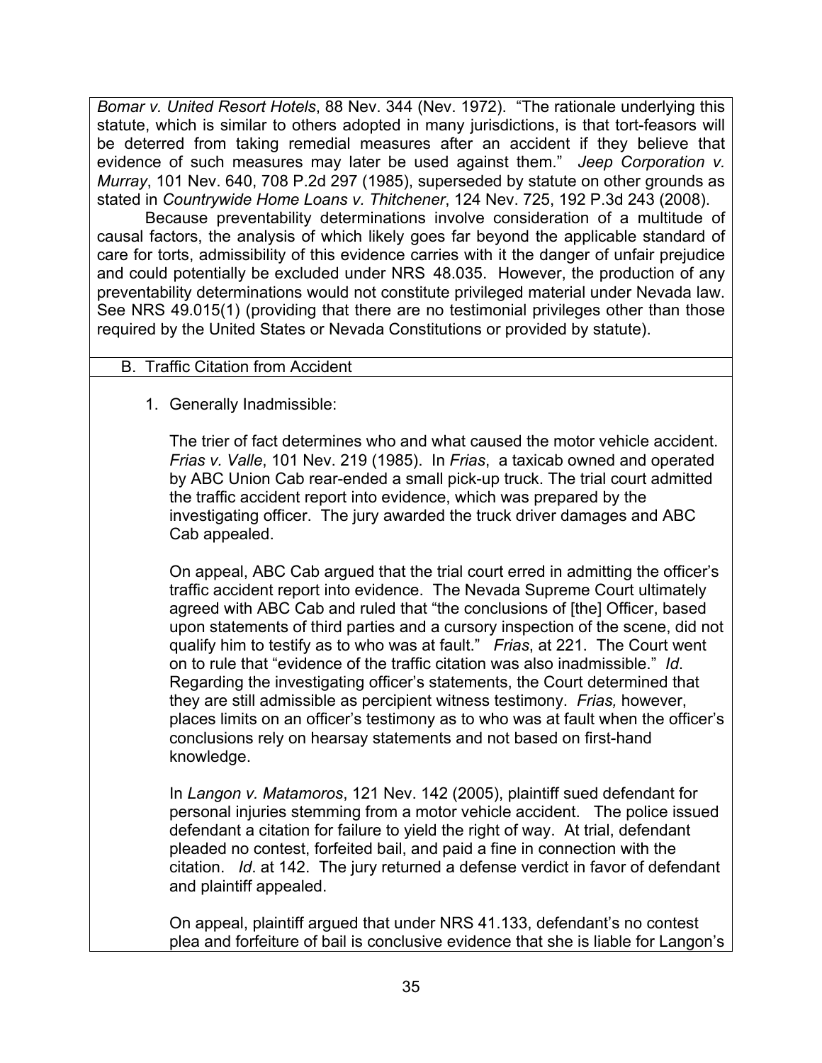*Bomar v. United Resort Hotels*, 88 Nev. 344 (Nev. 1972). "The rationale underlying this statute, which is similar to others adopted in many jurisdictions, is that tort-feasors will be deterred from taking remedial measures after an accident if they believe that evidence of such measures may later be used against them." *Jeep Corporation v. Murray*, 101 Nev. 640, 708 P.2d 297 (1985), superseded by statute on other grounds as stated in *Countrywide Home Loans v. Thitchener*, 124 Nev. 725, 192 P.3d 243 (2008).

Because preventability determinations involve consideration of a multitude of causal factors, the analysis of which likely goes far beyond the applicable standard of care for torts, admissibility of this evidence carries with it the danger of unfair prejudice and could potentially be excluded under NRS 48.035. However, the production of any preventability determinations would not constitute privileged material under Nevada law. See NRS 49.015(1) (providing that there are no testimonial privileges other than those required by the United States or Nevada Constitutions or provided by statute).

B. Traffic Citation from Accident

1. Generally Inadmissible:

The trier of fact determines who and what caused the motor vehicle accident. *Frias v. Valle*, 101 Nev. 219 (1985). In *Frias*, a taxicab owned and operated by ABC Union Cab rear-ended a small pick-up truck. The trial court admitted the traffic accident report into evidence, which was prepared by the investigating officer. The jury awarded the truck driver damages and ABC Cab appealed.

On appeal, ABC Cab argued that the trial court erred in admitting the officer's traffic accident report into evidence. The Nevada Supreme Court ultimately agreed with ABC Cab and ruled that "the conclusions of [the] Officer, based upon statements of third parties and a cursory inspection of the scene, did not qualify him to testify as to who was at fault." *Frias*, at 221. The Court went on to rule that "evidence of the traffic citation was also inadmissible." *Id*. Regarding the investigating officer's statements, the Court determined that they are still admissible as percipient witness testimony. *Frias,* however, places limits on an officer's testimony as to who was at fault when the officer's conclusions rely on hearsay statements and not based on first-hand knowledge.

In *Langon v. Matamoros*, 121 Nev. 142 (2005), plaintiff sued defendant for personal injuries stemming from a motor vehicle accident. The police issued defendant a citation for failure to yield the right of way. At trial, defendant pleaded no contest, forfeited bail, and paid a fine in connection with the citation. *Id*. at 142. The jury returned a defense verdict in favor of defendant and plaintiff appealed.

On appeal, plaintiff argued that under NRS 41.133, defendant's no contest plea and forfeiture of bail is conclusive evidence that she is liable for Langon's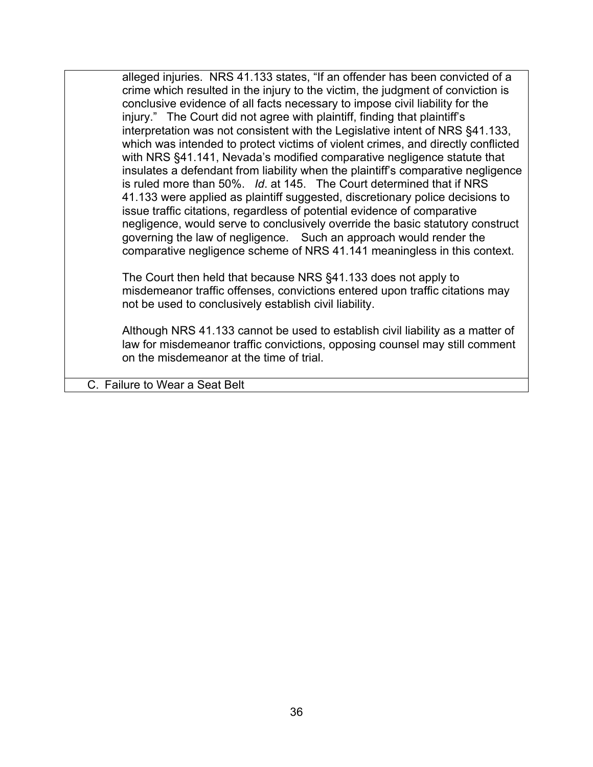alleged injuries. NRS 41.133 states, "If an offender has been convicted of a crime which resulted in the injury to the victim, the judgment of conviction is conclusive evidence of all facts necessary to impose civil liability for the injury." The Court did not agree with plaintiff, finding that plaintiff's interpretation was not consistent with the Legislative intent of NRS §41.133, which was intended to protect victims of violent crimes, and directly conflicted with NRS §41.141, Nevada's modified comparative negligence statute that insulates a defendant from liability when the plaintiff's comparative negligence is ruled more than 50%. *Id*. at 145. The Court determined that if NRS 41.133 were applied as plaintiff suggested, discretionary police decisions to issue traffic citations, regardless of potential evidence of comparative negligence, would serve to conclusively override the basic statutory construct governing the law of negligence. Such an approach would render the comparative negligence scheme of NRS 41.141 meaningless in this context.

The Court then held that because NRS §41.133 does not apply to misdemeanor traffic offenses, convictions entered upon traffic citations may not be used to conclusively establish civil liability.

Although NRS 41.133 cannot be used to establish civil liability as a matter of law for misdemeanor traffic convictions, opposing counsel may still comment on the misdemeanor at the time of trial.

C. Failure to Wear a Seat Belt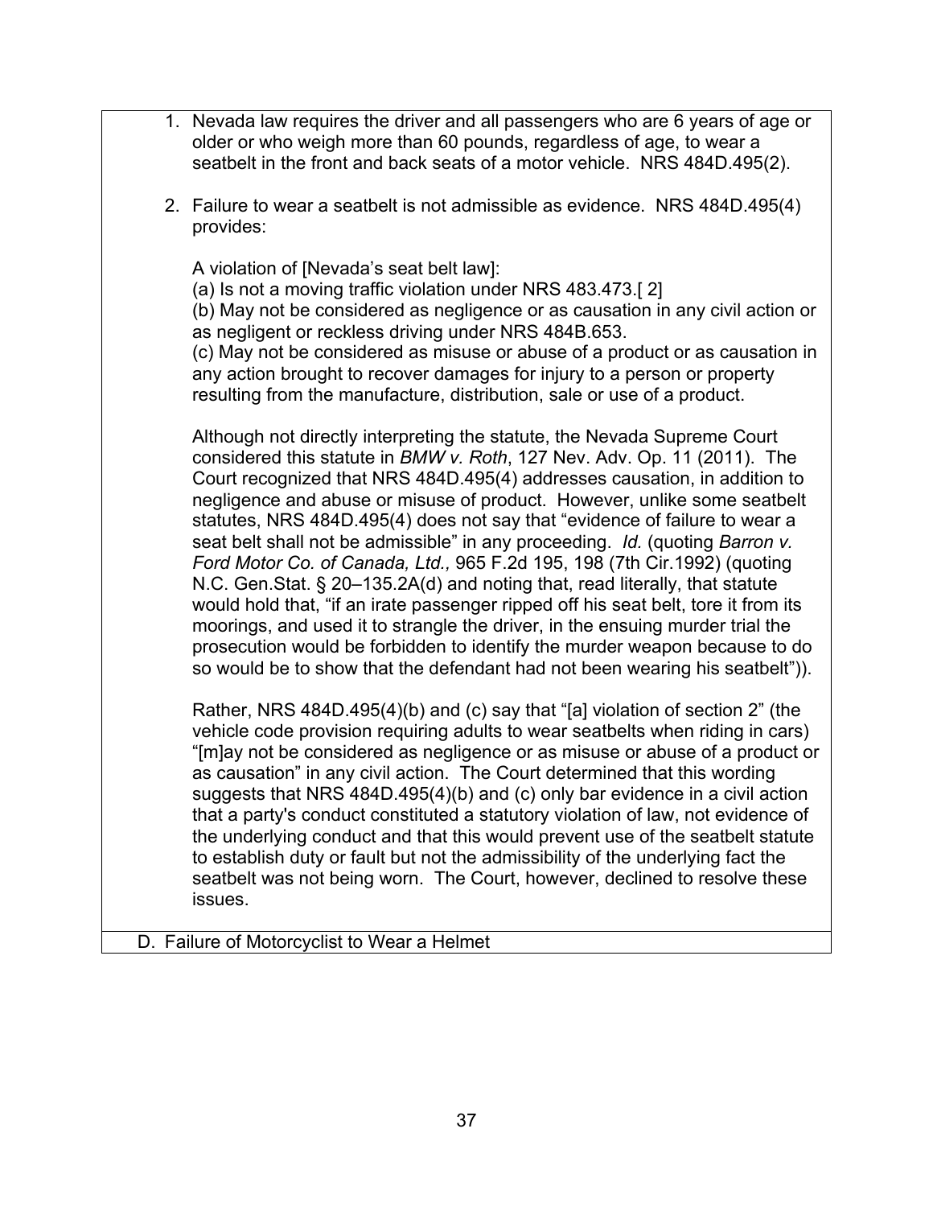1. Nevada law requires the driver and all passengers who are 6 years of age or older or who weigh more than 60 pounds, regardless of age, to wear a seatbelt in the front and back seats of a motor vehicle. NRS 484D.495(2).

2. Failure to wear a seatbelt is not admissible as evidence. NRS 484D.495(4) provides:

   A violation of [Nevada's seat belt law]:
   (a) Is not a moving traffic violation under NRS 483.473.[ 2]
   (b) May not be considered as negligence or as causation in any civil action or as negligent or reckless driving under NRS 484B.653.
   (c) May not be considered as misuse or abuse of a product or as causation in any action brought to recover damages for injury to a person or property resulting from the manufacture, distribution, sale or use of a product.

   Although not directly interpreting the statute, the Nevada Supreme Court considered this statute in *BMW v. Roth*, 127 Nev. Adv. Op. 11 (2011). The Court recognized that NRS 484D.495(4) addresses causation, in addition to negligence and abuse or misuse of product. However, unlike some seatbelt statutes, NRS 484D.495(4) does not say that "evidence of failure to wear a seat belt shall not be admissible" in any proceeding. *Id.* (quoting *Barron v. Ford Motor Co. of Canada, Ltd.,* 965 F.2d 195, 198 (7th Cir.1992) (quoting N.C. Gen.Stat. § 20–135.2A(d) and noting that, read literally, that statute would hold that, "if an irate passenger ripped off his seat belt, tore it from its moorings, and used it to strangle the driver, in the ensuing murder trial the prosecution would be forbidden to identify the murder weapon because to do so would be to show that the defendant had not been wearing his seatbelt")).

   Rather, NRS 484D.495(4)(b) and (c) say that "[a] violation of section 2" (the vehicle code provision requiring adults to wear seatbelts when riding in cars) "[m]ay not be considered as negligence or as misuse or abuse of a product or as causation" in any civil action. The Court determined that this wording suggests that NRS 484D.495(4)(b) and (c) only bar evidence in a civil action that a party's conduct constituted a statutory violation of law, not evidence of the underlying conduct and that this would prevent use of the seatbelt statute to establish duty or fault but not the admissibility of the underlying fact the seatbelt was not being worn. The Court, however, declined to resolve these issues.

D. Failure of Motorcyclist to Wear a Helmet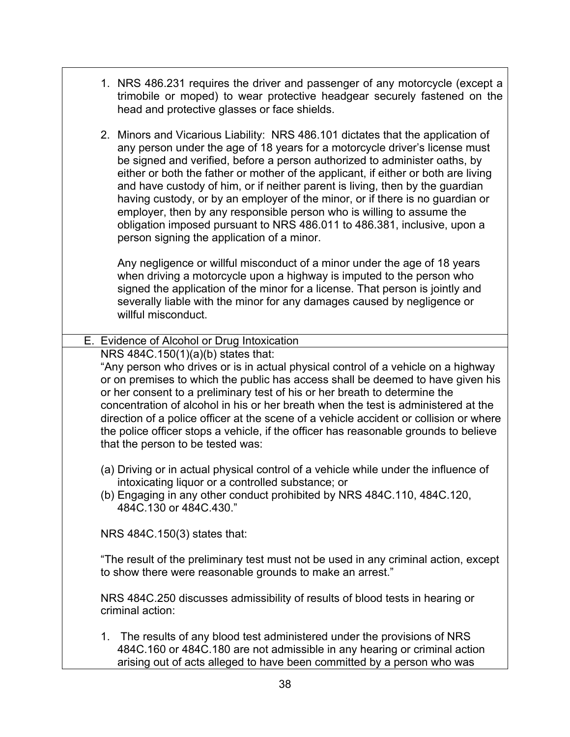1. NRS 486.231 requires the driver and passenger of any motorcycle (except a trimobile or moped) to wear protective headgear securely fastened on the head and protective glasses or face shields.

2. Minors and Vicarious Liability: NRS 486.101 dictates that the application of any person under the age of 18 years for a motorcycle driver's license must be signed and verified, before a person authorized to administer oaths, by either or both the father or mother of the applicant, if either or both are living and have custody of him, or if neither parent is living, then by the guardian having custody, or by an employer of the minor, or if there is no guardian or employer, then by any responsible person who is willing to assume the obligation imposed pursuant to NRS 486.011 to 486.381, inclusive, upon a person signing the application of a minor.

   Any negligence or willful misconduct of a minor under the age of 18 years when driving a motorcycle upon a highway is imputed to the person who signed the application of the minor for a license. That person is jointly and severally liable with the minor for any damages caused by negligence or willful misconduct.

## E. Evidence of Alcohol or Drug Intoxication

NRS 484C.150(1)(a)(b) states that:

"Any person who drives or is in actual physical control of a vehicle on a highway or on premises to which the public has access shall be deemed to have given his or her consent to a preliminary test of his or her breath to determine the concentration of alcohol in his or her breath when the test is administered at the direction of a police officer at the scene of a vehicle accident or collision or where the police officer stops a vehicle, if the officer has reasonable grounds to believe that the person to be tested was:

(a) Driving or in actual physical control of a vehicle while under the influence of intoxicating liquor or a controlled substance; or
(b) Engaging in any other conduct prohibited by NRS 484C.110, 484C.120, 484C.130 or 484C.430."

NRS 484C.150(3) states that:

"The result of the preliminary test must not be used in any criminal action, except to show there were reasonable grounds to make an arrest."

NRS 484C.250 discusses admissibility of results of blood tests in hearing or criminal action:

1. The results of any blood test administered under the provisions of NRS 484C.160 or 484C.180 are not admissible in any hearing or criminal action arising out of acts alleged to have been committed by a person who was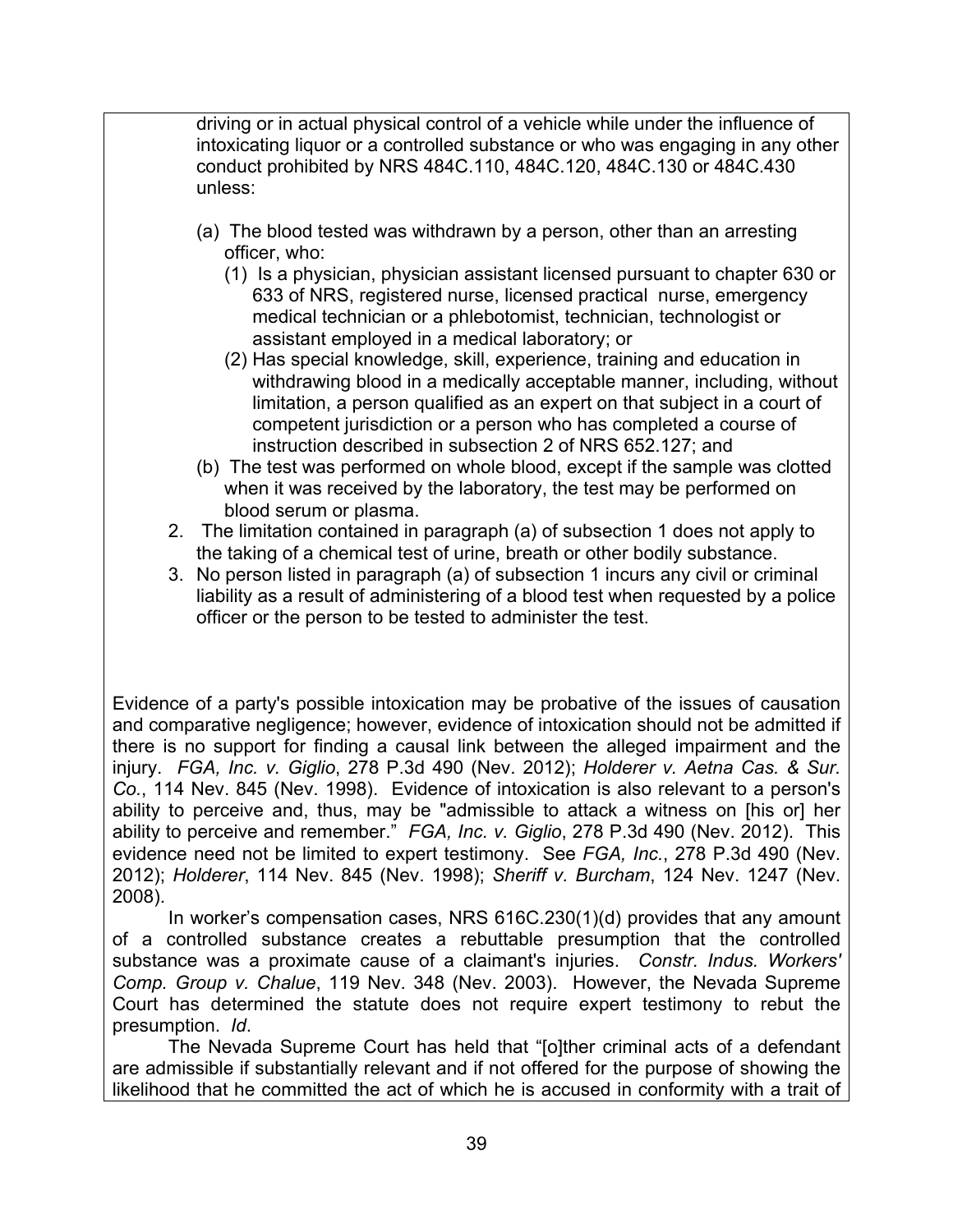driving or in actual physical control of a vehicle while under the influence of intoxicating liquor or a controlled substance or who was engaging in any other conduct prohibited by NRS 484C.110, 484C.120, 484C.130 or 484C.430 unless:

(a) The blood tested was withdrawn by a person, other than an arresting officer, who:
  (1) Is a physician, physician assistant licensed pursuant to chapter 630 or 633 of NRS, registered nurse, licensed practical nurse, emergency medical technician or a phlebotomist, technician, technologist or assistant employed in a medical laboratory; or
  (2) Has special knowledge, skill, experience, training and education in withdrawing blood in a medically acceptable manner, including, without limitation, a person qualified as an expert on that subject in a court of competent jurisdiction or a person who has completed a course of instruction described in subsection 2 of NRS 652.127; and

(b) The test was performed on whole blood, except if the sample was clotted when it was received by the laboratory, the test may be performed on blood serum or plasma.

2. The limitation contained in paragraph (a) of subsection 1 does not apply to the taking of a chemical test of urine, breath or other bodily substance.
3. No person listed in paragraph (a) of subsection 1 incurs any civil or criminal liability as a result of administering of a blood test when requested by a police officer or the person to be tested to administer the test.

Evidence of a party's possible intoxication may be probative of the issues of causation and comparative negligence; however, evidence of intoxication should not be admitted if there is no support for finding a causal link between the alleged impairment and the injury. *FGA, Inc. v. Giglio*, 278 P.3d 490 (Nev. 2012); *Holderer v. Aetna Cas. & Sur. Co.*, 114 Nev. 845 (Nev. 1998). Evidence of intoxication is also relevant to a person's ability to perceive and, thus, may be "admissible to attack a witness on [his or] her ability to perceive and remember." *FGA, Inc. v. Giglio*, 278 P.3d 490 (Nev. 2012). This evidence need not be limited to expert testimony. See *FGA, Inc.*, 278 P.3d 490 (Nev. 2012); *Holderer*, 114 Nev. 845 (Nev. 1998); *Sheriff v. Burcham*, 124 Nev. 1247 (Nev. 2008).

In worker's compensation cases, NRS 616C.230(1)(d) provides that any amount of a controlled substance creates a rebuttable presumption that the controlled substance was a proximate cause of a claimant's injuries. *Constr. Indus. Workers' Comp. Group v. Chalue*, 119 Nev. 348 (Nev. 2003). However, the Nevada Supreme Court has determined the statute does not require expert testimony to rebut the presumption. *Id*.

The Nevada Supreme Court has held that "[o]ther criminal acts of a defendant are admissible if substantially relevant and if not offered for the purpose of showing the likelihood that he committed the act of which he is accused in conformity with a trait of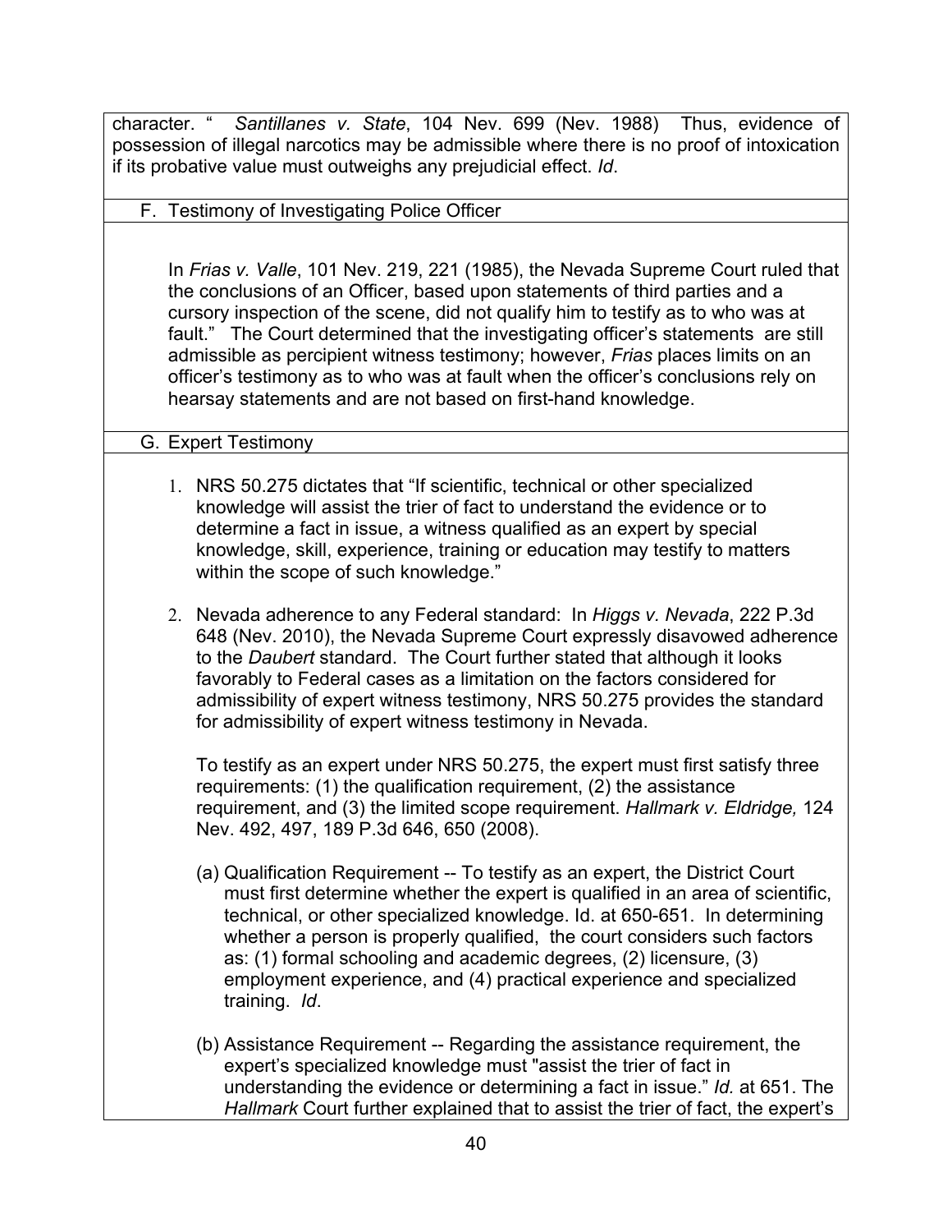character. " *Santillanes v. State*, 104 Nev. 699 (Nev. 1988) Thus, evidence of possession of illegal narcotics may be admissible where there is no proof of intoxication if its probative value must outweighs any prejudicial effect. *Id*.

### F. Testimony of Investigating Police Officer

In *Frias v. Valle*, 101 Nev. 219, 221 (1985), the Nevada Supreme Court ruled that the conclusions of an Officer, based upon statements of third parties and a cursory inspection of the scene, did not qualify him to testify as to who was at fault." The Court determined that the investigating officer's statements are still admissible as percipient witness testimony; however, *Frias* places limits on an officer's testimony as to who was at fault when the officer's conclusions rely on hearsay statements and are not based on first-hand knowledge.

### G. Expert Testimony

1. NRS 50.275 dictates that "If scientific, technical or other specialized knowledge will assist the trier of fact to understand the evidence or to determine a fact in issue, a witness qualified as an expert by special knowledge, skill, experience, training or education may testify to matters within the scope of such knowledge."

2. Nevada adherence to any Federal standard: In *Higgs v. Nevada*, 222 P.3d 648 (Nev. 2010), the Nevada Supreme Court expressly disavowed adherence to the *Daubert* standard. The Court further stated that although it looks favorably to Federal cases as a limitation on the factors considered for admissibility of expert witness testimony, NRS 50.275 provides the standard for admissibility of expert witness testimony in Nevada.

   To testify as an expert under NRS 50.275, the expert must first satisfy three requirements: (1) the qualification requirement, (2) the assistance requirement, and (3) the limited scope requirement. *Hallmark v. Eldridge,* 124 Nev. 492, 497, 189 P.3d 646, 650 (2008).

   (a) Qualification Requirement -- To testify as an expert, the District Court must first determine whether the expert is qualified in an area of scientific, technical, or other specialized knowledge. Id. at 650-651. In determining whether a person is properly qualified, the court considers such factors as: (1) formal schooling and academic degrees, (2) licensure, (3) employment experience, and (4) practical experience and specialized training. *Id*.

   (b) Assistance Requirement -- Regarding the assistance requirement, the expert's specialized knowledge must "assist the trier of fact in understanding the evidence or determining a fact in issue." *Id.* at 651. The *Hallmark* Court further explained that to assist the trier of fact, the expert's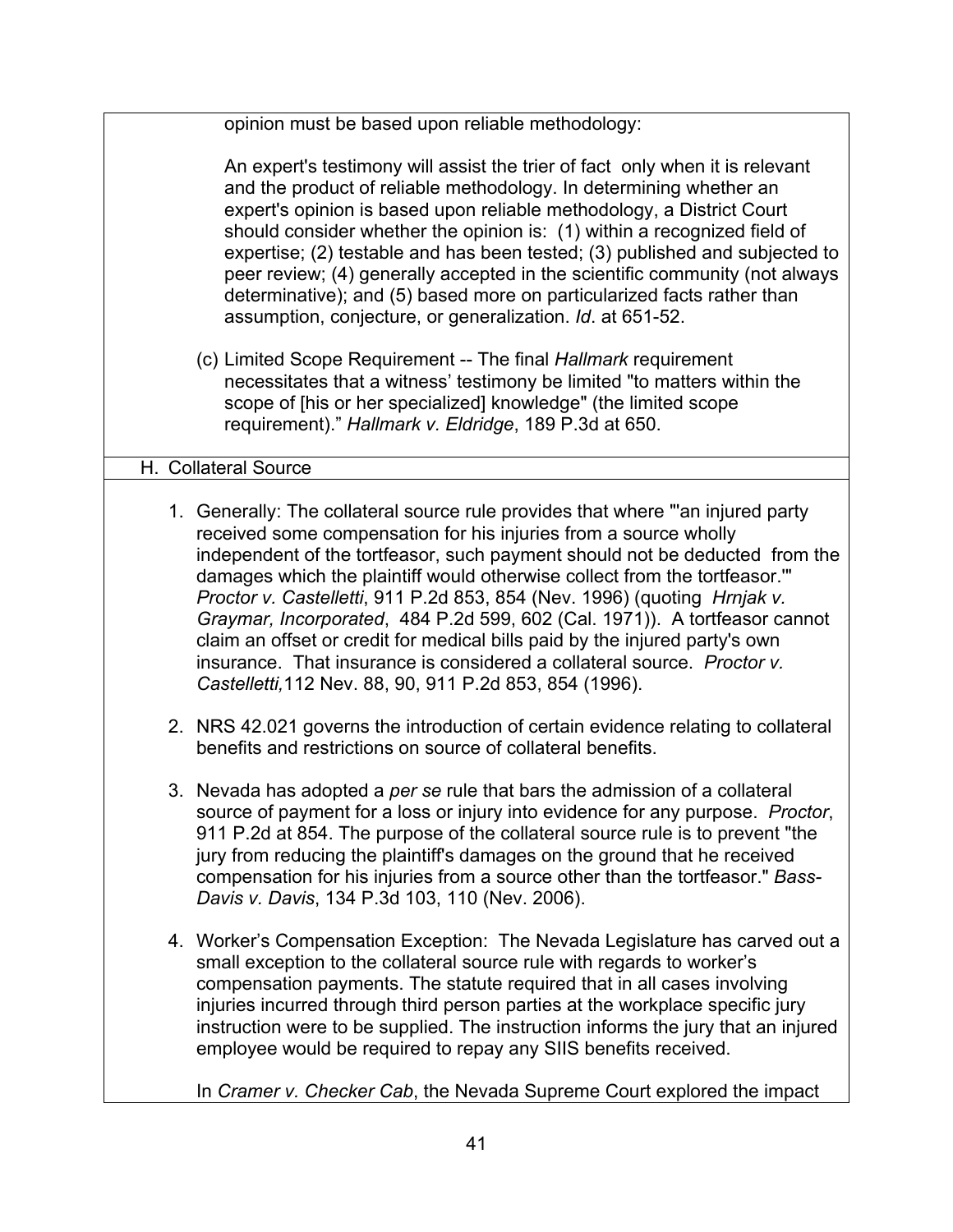opinion must be based upon reliable methodology:

An expert's testimony will assist the trier of fact only when it is relevant and the product of reliable methodology. In determining whether an expert's opinion is based upon reliable methodology, a District Court should consider whether the opinion is: (1) within a recognized field of expertise; (2) testable and has been tested; (3) published and subjected to peer review; (4) generally accepted in the scientific community (not always determinative); and (5) based more on particularized facts rather than assumption, conjecture, or generalization. *Id*. at 651-52.

(c) Limited Scope Requirement -- The final *Hallmark* requirement necessitates that a witness' testimony be limited "to matters within the scope of [his or her specialized] knowledge" (the limited scope requirement)." *Hallmark v. Eldridge*, 189 P.3d at 650.

## H. Collateral Source

1. Generally: The collateral source rule provides that where "'an injured party received some compensation for his injuries from a source wholly independent of the tortfeasor, such payment should not be deducted from the damages which the plaintiff would otherwise collect from the tortfeasor.'" *Proctor v. Castelletti*, 911 P.2d 853, 854 (Nev. 1996) (quoting *Hrnjak v. Graymar, Incorporated*, 484 P.2d 599, 602 (Cal. 1971)). A tortfeasor cannot claim an offset or credit for medical bills paid by the injured party's own insurance. That insurance is considered a collateral source. *Proctor v. Castelletti,*112 Nev. 88, 90, 911 P.2d 853, 854 (1996).

2. NRS 42.021 governs the introduction of certain evidence relating to collateral benefits and restrictions on source of collateral benefits.

3. Nevada has adopted a *per se* rule that bars the admission of a collateral source of payment for a loss or injury into evidence for any purpose. *Proctor*, 911 P.2d at 854. The purpose of the collateral source rule is to prevent "the jury from reducing the plaintiff's damages on the ground that he received compensation for his injuries from a source other than the tortfeasor." *Bass-Davis v. Davis*, 134 P.3d 103, 110 (Nev. 2006).

4. Worker's Compensation Exception: The Nevada Legislature has carved out a small exception to the collateral source rule with regards to worker's compensation payments. The statute required that in all cases involving injuries incurred through third person parties at the workplace specific jury instruction were to be supplied. The instruction informs the jury that an injured employee would be required to repay any SIIS benefits received.

   In *Cramer v. Checker Cab*, the Nevada Supreme Court explored the impact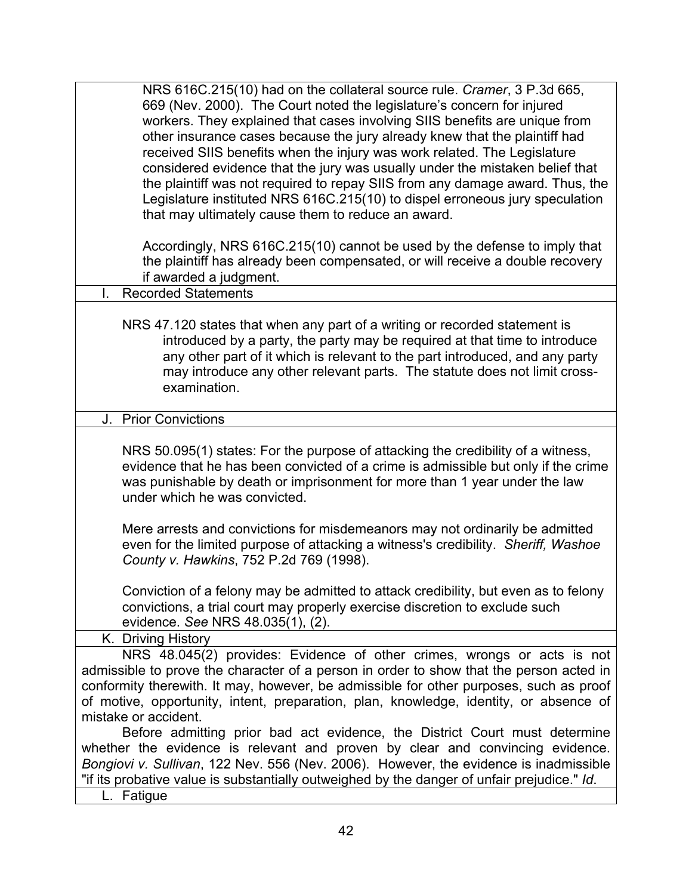NRS 616C.215(10) had on the collateral source rule. *Cramer*, 3 P.3d 665, 669 (Nev. 2000). The Court noted the legislature's concern for injured workers. They explained that cases involving SIIS benefits are unique from other insurance cases because the jury already knew that the plaintiff had received SIIS benefits when the injury was work related. The Legislature considered evidence that the jury was usually under the mistaken belief that the plaintiff was not required to repay SIIS from any damage award. Thus, the Legislature instituted NRS 616C.215(10) to dispel erroneous jury speculation that may ultimately cause them to reduce an award.

Accordingly, NRS 616C.215(10) cannot be used by the defense to imply that the plaintiff has already been compensated, or will receive a double recovery if awarded a judgment.

### I. Recorded Statements

NRS 47.120 states that when any part of a writing or recorded statement is introduced by a party, the party may be required at that time to introduce any other part of it which is relevant to the part introduced, and any party may introduce any other relevant parts. The statute does not limit cross-examination.

### J. Prior Convictions

NRS 50.095(1) states: For the purpose of attacking the credibility of a witness, evidence that he has been convicted of a crime is admissible but only if the crime was punishable by death or imprisonment for more than 1 year under the law under which he was convicted.

Mere arrests and convictions for misdemeanors may not ordinarily be admitted even for the limited purpose of attacking a witness's credibility. *Sheriff, Washoe County v. Hawkins*, 752 P.2d 769 (1998).

Conviction of a felony may be admitted to attack credibility, but even as to felony convictions, a trial court may properly exercise discretion to exclude such evidence. *See* NRS 48.035(1), (2).

### K. Driving History

NRS 48.045(2) provides: Evidence of other crimes, wrongs or acts is not admissible to prove the character of a person in order to show that the person acted in conformity therewith. It may, however, be admissible for other purposes, such as proof of motive, opportunity, intent, preparation, plan, knowledge, identity, or absence of mistake or accident.

Before admitting prior bad act evidence, the District Court must determine whether the evidence is relevant and proven by clear and convincing evidence. *Bongiovi v. Sullivan*, 122 Nev. 556 (Nev. 2006). However, the evidence is inadmissible "if its probative value is substantially outweighed by the danger of unfair prejudice." *Id*.

### L. Fatigue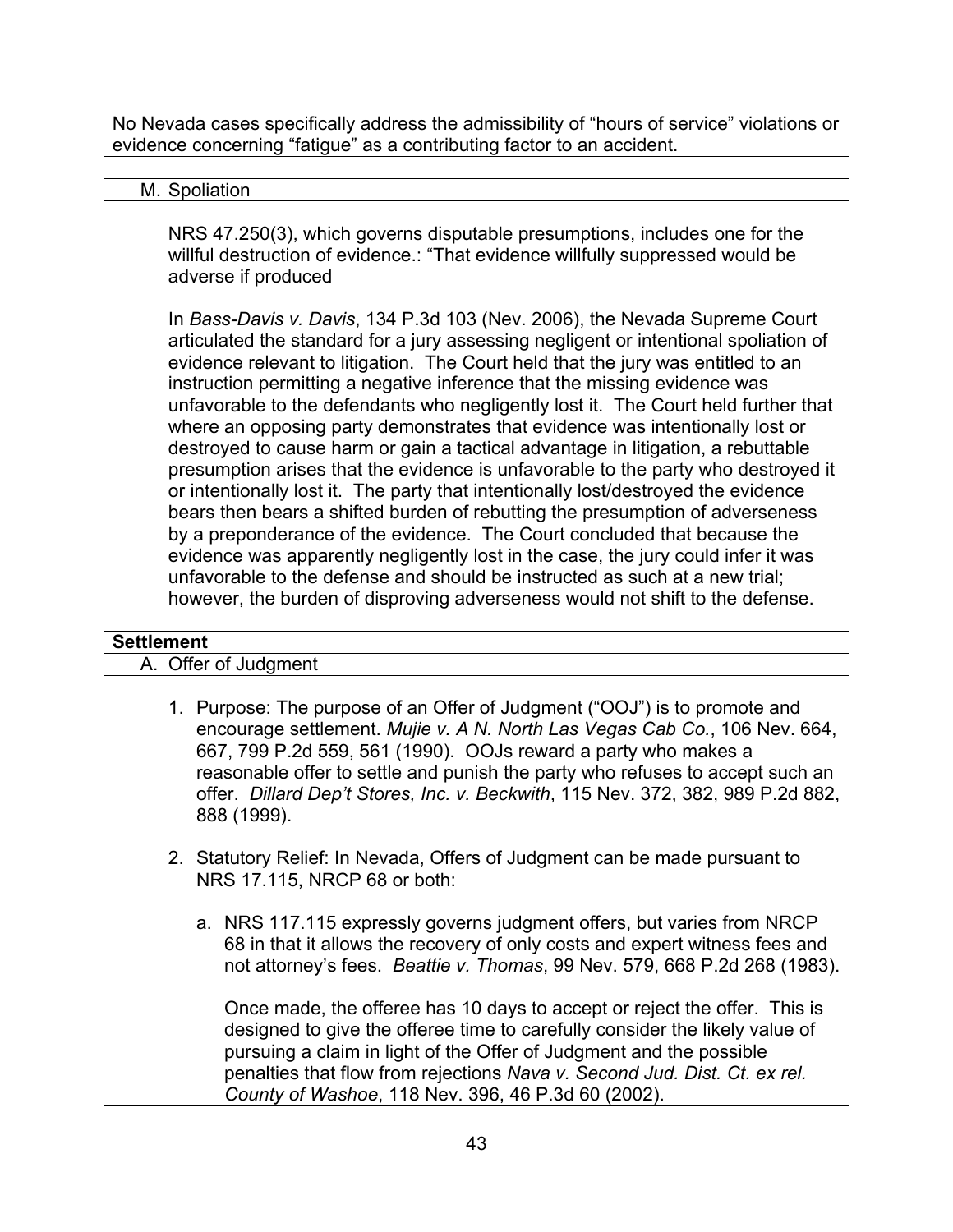No Nevada cases specifically address the admissibility of "hours of service" violations or evidence concerning "fatigue" as a contributing factor to an accident.

M. Spoliation

NRS 47.250(3), which governs disputable presumptions, includes one for the willful destruction of evidence.: "That evidence willfully suppressed would be adverse if produced

In *Bass-Davis v. Davis*, 134 P.3d 103 (Nev. 2006), the Nevada Supreme Court articulated the standard for a jury assessing negligent or intentional spoliation of evidence relevant to litigation. The Court held that the jury was entitled to an instruction permitting a negative inference that the missing evidence was unfavorable to the defendants who negligently lost it. The Court held further that where an opposing party demonstrates that evidence was intentionally lost or destroyed to cause harm or gain a tactical advantage in litigation, a rebuttable presumption arises that the evidence is unfavorable to the party who destroyed it or intentionally lost it. The party that intentionally lost/destroyed the evidence bears then bears a shifted burden of rebutting the presumption of adverseness by a preponderance of the evidence. The Court concluded that because the evidence was apparently negligently lost in the case, the jury could infer it was unfavorable to the defense and should be instructed as such at a new trial; however, the burden of disproving adverseness would not shift to the defense.

**Settlement**

A. Offer of Judgment

1. Purpose: The purpose of an Offer of Judgment ("OOJ") is to promote and encourage settlement. *Mujie v. A N. North Las Vegas Cab Co.*, 106 Nev. 664, 667, 799 P.2d 559, 561 (1990). OOJs reward a party who makes a reasonable offer to settle and punish the party who refuses to accept such an offer. *Dillard Dep't Stores, Inc. v. Beckwith*, 115 Nev. 372, 382, 989 P.2d 882, 888 (1999).

2. Statutory Relief: In Nevada, Offers of Judgment can be made pursuant to NRS 17.115, NRCP 68 or both:

   a. NRS 117.115 expressly governs judgment offers, but varies from NRCP 68 in that it allows the recovery of only costs and expert witness fees and not attorney's fees. *Beattie v. Thomas*, 99 Nev. 579, 668 P.2d 268 (1983).

      Once made, the offeree has 10 days to accept or reject the offer. This is designed to give the offeree time to carefully consider the likely value of pursuing a claim in light of the Offer of Judgment and the possible penalties that flow from rejections *Nava v. Second Jud. Dist. Ct. ex rel. County of Washoe*, 118 Nev. 396, 46 P.3d 60 (2002).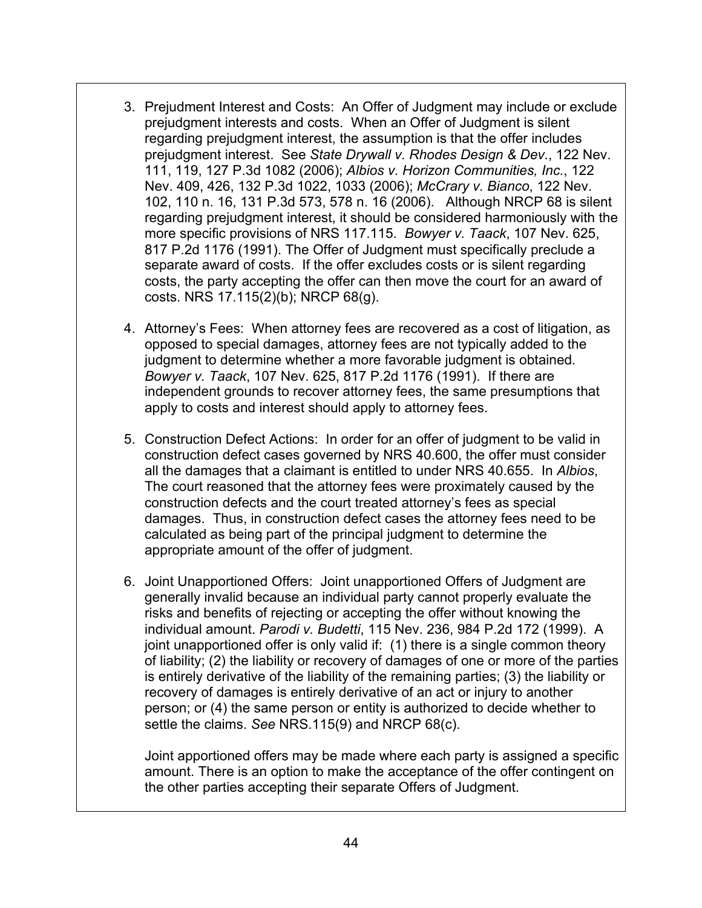3. Prejudment Interest and Costs: An Offer of Judgment may include or exclude prejudgment interests and costs. When an Offer of Judgment is silent regarding prejudgment interest, the assumption is that the offer includes prejudgment interest. See *State Drywall v. Rhodes Design & Dev.*, 122 Nev. 111, 119, 127 P.3d 1082 (2006); *Albios v. Horizon Communities, Inc.*, 122 Nev. 409, 426, 132 P.3d 1022, 1033 (2006); *McCrary v. Bianco*, 122 Nev. 102, 110 n. 16, 131 P.3d 573, 578 n. 16 (2006). Although NRCP 68 is silent regarding prejudgment interest, it should be considered harmoniously with the more specific provisions of NRS 117.115. *Bowyer v. Taack*, 107 Nev. 625, 817 P.2d 1176 (1991). The Offer of Judgment must specifically preclude a separate award of costs. If the offer excludes costs or is silent regarding costs, the party accepting the offer can then move the court for an award of costs. NRS 17.115(2)(b); NRCP 68(g).

4. Attorney's Fees: When attorney fees are recovered as a cost of litigation, as opposed to special damages, attorney fees are not typically added to the judgment to determine whether a more favorable judgment is obtained. *Bowyer v. Taack*, 107 Nev. 625, 817 P.2d 1176 (1991). If there are independent grounds to recover attorney fees, the same presumptions that apply to costs and interest should apply to attorney fees.

5. Construction Defect Actions: In order for an offer of judgment to be valid in construction defect cases governed by NRS 40.600, the offer must consider all the damages that a claimant is entitled to under NRS 40.655. In *Albios*, The court reasoned that the attorney fees were proximately caused by the construction defects and the court treated attorney's fees as special damages. Thus, in construction defect cases the attorney fees need to be calculated as being part of the principal judgment to determine the appropriate amount of the offer of judgment.

6. Joint Unapportioned Offers: Joint unapportioned Offers of Judgment are generally invalid because an individual party cannot properly evaluate the risks and benefits of rejecting or accepting the offer without knowing the individual amount. *Parodi v. Budetti*, 115 Nev. 236, 984 P.2d 172 (1999). A joint unapportioned offer is only valid if: (1) there is a single common theory of liability; (2) the liability or recovery of damages of one or more of the parties is entirely derivative of the liability of the remaining parties; (3) the liability or recovery of damages is entirely derivative of an act or injury to another person; or (4) the same person or entity is authorized to decide whether to settle the claims. *See* NRS.115(9) and NRCP 68(c).

   Joint apportioned offers may be made where each party is assigned a specific amount. There is an option to make the acceptance of the offer contingent on the other parties accepting their separate Offers of Judgment.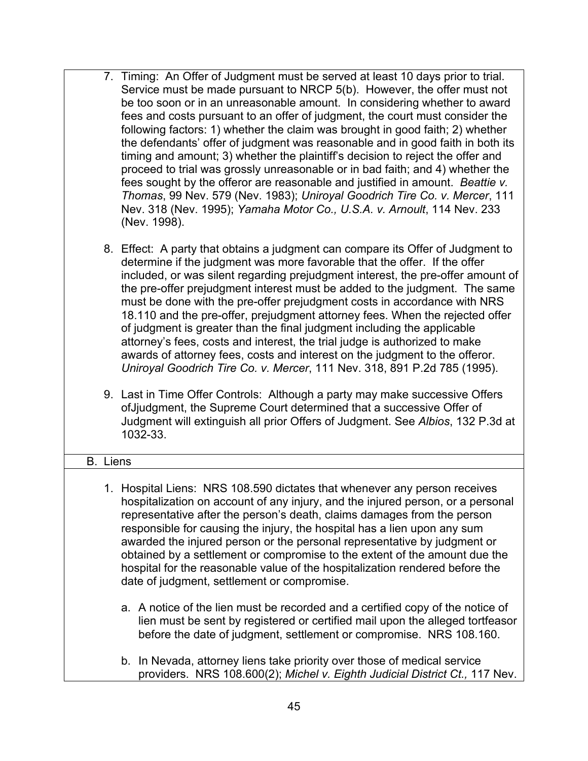7. Timing: An Offer of Judgment must be served at least 10 days prior to trial. Service must be made pursuant to NRCP 5(b). However, the offer must not be too soon or in an unreasonable amount. In considering whether to award fees and costs pursuant to an offer of judgment, the court must consider the following factors: 1) whether the claim was brought in good faith; 2) whether the defendants' offer of judgment was reasonable and in good faith in both its timing and amount; 3) whether the plaintiff's decision to reject the offer and proceed to trial was grossly unreasonable or in bad faith; and 4) whether the fees sought by the offeror are reasonable and justified in amount. *Beattie v. Thomas*, 99 Nev. 579 (Nev. 1983); *Uniroyal Goodrich Tire Co. v. Mercer*, 111 Nev. 318 (Nev. 1995); *Yamaha Motor Co., U.S.A. v. Arnoult*, 114 Nev. 233 (Nev. 1998).

8. Effect: A party that obtains a judgment can compare its Offer of Judgment to determine if the judgment was more favorable that the offer. If the offer included, or was silent regarding prejudgment interest, the pre-offer amount of the pre-offer prejudgment interest must be added to the judgment. The same must be done with the pre-offer prejudgment costs in accordance with NRS 18.110 and the pre-offer, prejudgment attorney fees. When the rejected offer of judgment is greater than the final judgment including the applicable attorney's fees, costs and interest, the trial judge is authorized to make awards of attorney fees, costs and interest on the judgment to the offeror. *Uniroyal Goodrich Tire Co. v. Mercer*, 111 Nev. 318, 891 P.2d 785 (1995).

9. Last in Time Offer Controls: Although a party may make successive Offers ofJjudgment, the Supreme Court determined that a successive Offer of Judgment will extinguish all prior Offers of Judgment. See *Albios*, 132 P.3d at 1032-33.

## B. Liens

1. Hospital Liens: NRS 108.590 dictates that whenever any person receives hospitalization on account of any injury, and the injured person, or a personal representative after the person's death, claims damages from the person responsible for causing the injury, the hospital has a lien upon any sum awarded the injured person or the personal representative by judgment or obtained by a settlement or compromise to the extent of the amount due the hospital for the reasonable value of the hospitalization rendered before the date of judgment, settlement or compromise.

   a. A notice of the lien must be recorded and a certified copy of the notice of lien must be sent by registered or certified mail upon the alleged tortfeasor before the date of judgment, settlement or compromise. NRS 108.160.

   b. In Nevada, attorney liens take priority over those of medical service providers. NRS 108.600(2); *Michel v. Eighth Judicial District Ct.,* 117 Nev.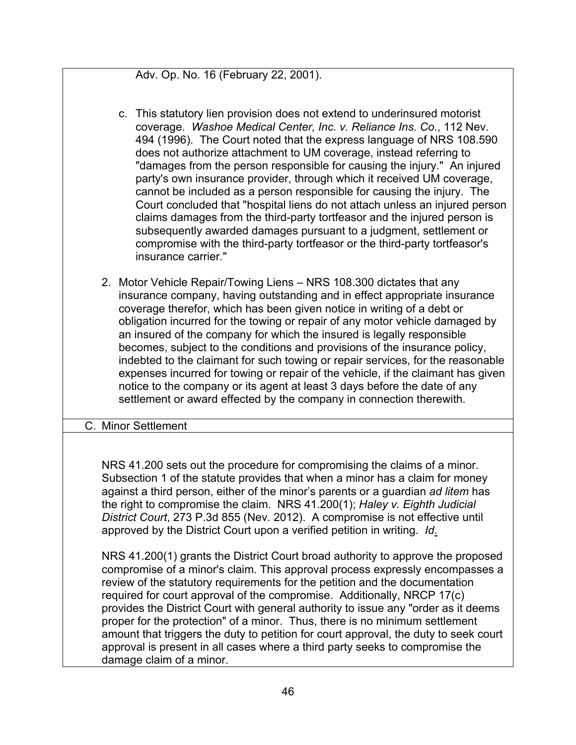Adv. Op. No. 16 (February 22, 2001).

c. This statutory lien provision does not extend to underinsured motorist coverage. *Washoe Medical Center, Inc. v. Reliance Ins. Co.*, 112 Nev. 494 (1996). The Court noted that the express language of NRS 108.590 does not authorize attachment to UM coverage, instead referring to "damages from the person responsible for causing the injury." An injured party's own insurance provider, through which it received UM coverage, cannot be included as a person responsible for causing the injury. The Court concluded that "hospital liens do not attach unless an injured person claims damages from the third-party tortfeasor and the injured person is subsequently awarded damages pursuant to a judgment, settlement or compromise with the third-party tortfeasor or the third-party tortfeasor's insurance carrier."

2. Motor Vehicle Repair/Towing Liens – NRS 108.300 dictates that any insurance company, having outstanding and in effect appropriate insurance coverage therefor, which has been given notice in writing of a debt or obligation incurred for the towing or repair of any motor vehicle damaged by an insured of the company for which the insured is legally responsible becomes, subject to the conditions and provisions of the insurance policy, indebted to the claimant for such towing or repair services, for the reasonable expenses incurred for towing or repair of the vehicle, if the claimant has given notice to the company or its agent at least 3 days before the date of any settlement or award effected by the company in connection therewith.

## C. Minor Settlement

NRS 41.200 sets out the procedure for compromising the claims of a minor. Subsection 1 of the statute provides that when a minor has a claim for money against a third person, either of the minor's parents or a guardian *ad litem* has the right to compromise the claim. NRS 41.200(1); *Haley v. Eighth Judicial District Court*, 273 P.3d 855 (Nev. 2012). A compromise is not effective until approved by the District Court upon a verified petition in writing. *Id*.

NRS 41.200(1) grants the District Court broad authority to approve the proposed compromise of a minor's claim. This approval process expressly encompasses a review of the statutory requirements for the petition and the documentation required for court approval of the compromise. Additionally, NRCP 17(c) provides the District Court with general authority to issue any "order as it deems proper for the protection" of a minor. Thus, there is no minimum settlement amount that triggers the duty to petition for court approval, the duty to seek court approval is present in all cases where a third party seeks to compromise the damage claim of a minor.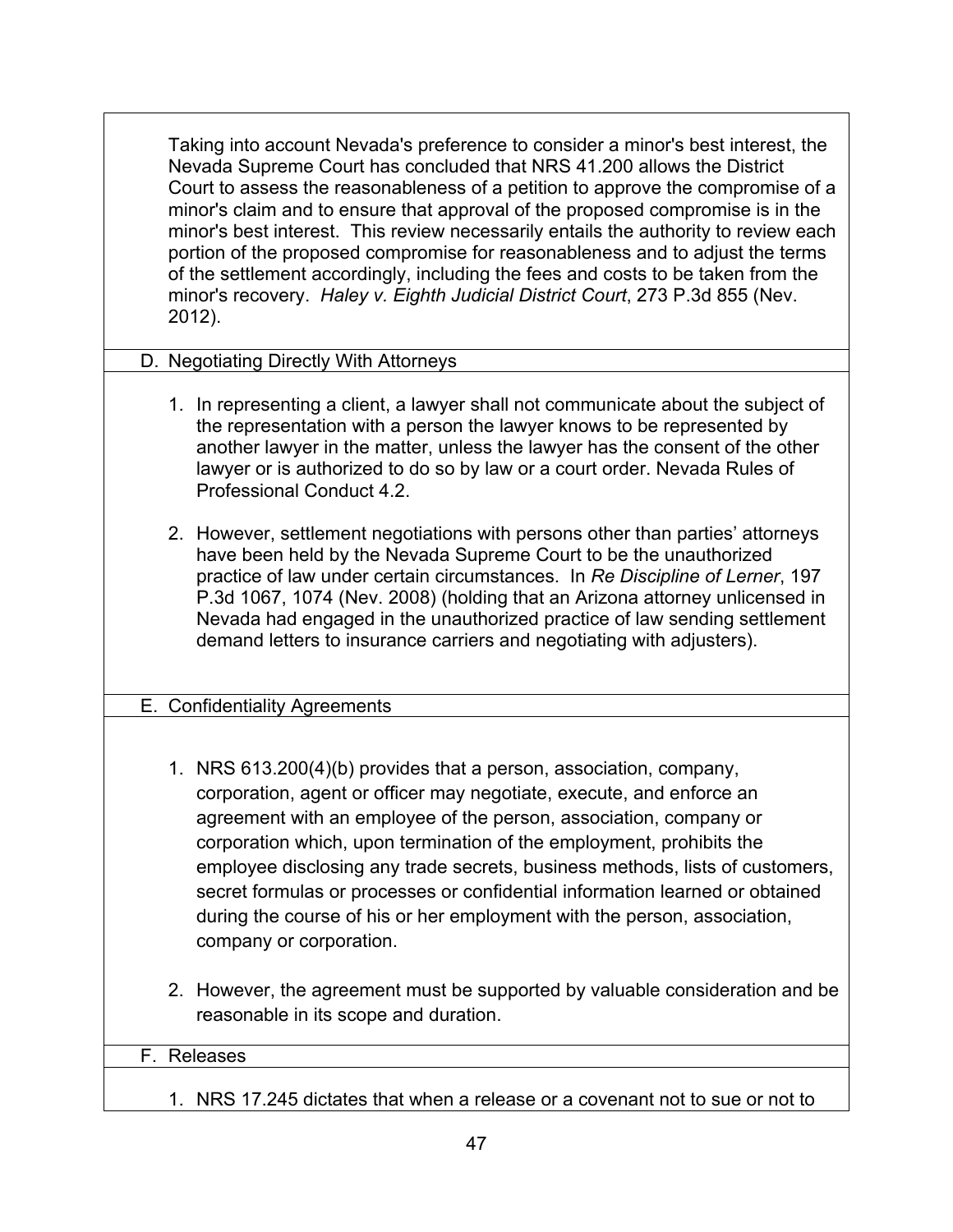Taking into account Nevada's preference to consider a minor's best interest, the Nevada Supreme Court has concluded that NRS 41.200 allows the District Court to assess the reasonableness of a petition to approve the compromise of a minor's claim and to ensure that approval of the proposed compromise is in the minor's best interest. This review necessarily entails the authority to review each portion of the proposed compromise for reasonableness and to adjust the terms of the settlement accordingly, including the fees and costs to be taken from the minor's recovery. *Haley v. Eighth Judicial District Court*, 273 P.3d 855 (Nev. 2012).

### D. Negotiating Directly With Attorneys

1. In representing a client, a lawyer shall not communicate about the subject of the representation with a person the lawyer knows to be represented by another lawyer in the matter, unless the lawyer has the consent of the other lawyer or is authorized to do so by law or a court order. Nevada Rules of Professional Conduct 4.2.

2. However, settlement negotiations with persons other than parties' attorneys have been held by the Nevada Supreme Court to be the unauthorized practice of law under certain circumstances. In *Re Discipline of Lerner*, 197 P.3d 1067, 1074 (Nev. 2008) (holding that an Arizona attorney unlicensed in Nevada had engaged in the unauthorized practice of law sending settlement demand letters to insurance carriers and negotiating with adjusters).

### E. Confidentiality Agreements

1. NRS 613.200(4)(b) provides that a person, association, company, corporation, agent or officer may negotiate, execute, and enforce an agreement with an employee of the person, association, company or corporation which, upon termination of the employment, prohibits the employee disclosing any trade secrets, business methods, lists of customers, secret formulas or processes or confidential information learned or obtained during the course of his or her employment with the person, association, company or corporation.

2. However, the agreement must be supported by valuable consideration and be reasonable in its scope and duration.

### F. Releases

1. NRS 17.245 dictates that when a release or a covenant not to sue or not to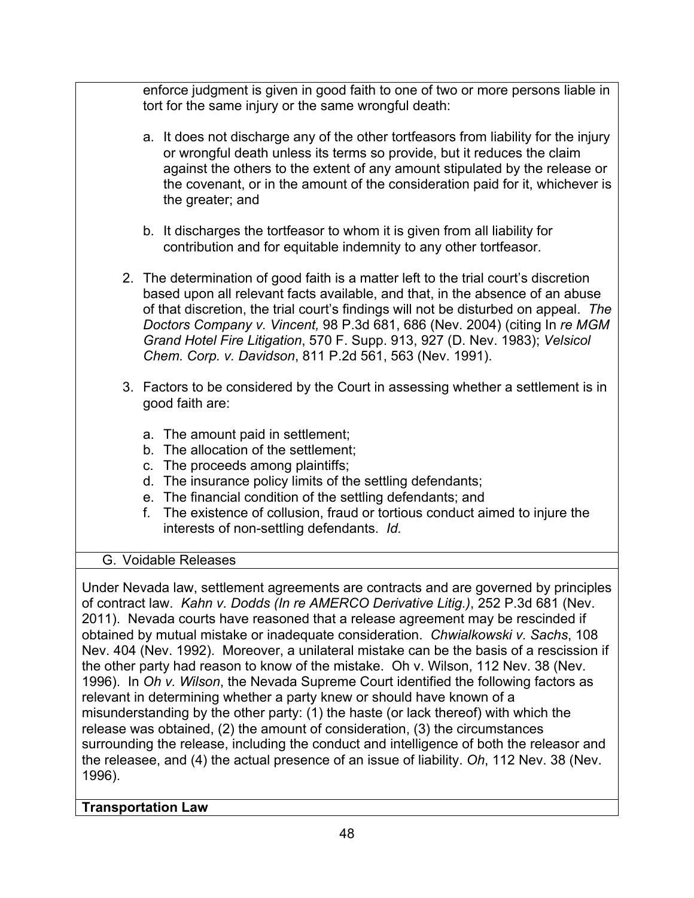enforce judgment is given in good faith to one of two or more persons liable in tort for the same injury or the same wrongful death:

a. It does not discharge any of the other tortfeasors from liability for the injury or wrongful death unless its terms so provide, but it reduces the claim against the others to the extent of any amount stipulated by the release or the covenant, or in the amount of the consideration paid for it, whichever is the greater; and

b. It discharges the tortfeasor to whom it is given from all liability for contribution and for equitable indemnity to any other tortfeasor.

2. The determination of good faith is a matter left to the trial court's discretion based upon all relevant facts available, and that, in the absence of an abuse of that discretion, the trial court's findings will not be disturbed on appeal. *The Doctors Company v. Vincent,* 98 P.3d 681, 686 (Nev. 2004) (citing In *re MGM Grand Hotel Fire Litigation*, 570 F. Supp. 913, 927 (D. Nev. 1983); *Velsicol Chem. Corp. v. Davidson*, 811 P.2d 561, 563 (Nev. 1991).

3. Factors to be considered by the Court in assessing whether a settlement is in good faith are:

   a. The amount paid in settlement;
   b. The allocation of the settlement;
   c. The proceeds among plaintiffs;
   d. The insurance policy limits of the settling defendants;
   e. The financial condition of the settling defendants; and
   f. The existence of collusion, fraud or tortious conduct aimed to injure the interests of non-settling defendants. *Id.*

G. Voidable Releases

Under Nevada law, settlement agreements are contracts and are governed by principles of contract law. *Kahn v. Dodds (In re AMERCO Derivative Litig.)*, 252 P.3d 681 (Nev. 2011). Nevada courts have reasoned that a release agreement may be rescinded if obtained by mutual mistake or inadequate consideration. *Chwialkowski v. Sachs*, 108 Nev. 404 (Nev. 1992). Moreover, a unilateral mistake can be the basis of a rescission if the other party had reason to know of the mistake. Oh v. Wilson, 112 Nev. 38 (Nev. 1996). In *Oh v. Wilson*, the Nevada Supreme Court identified the following factors as relevant in determining whether a party knew or should have known of a misunderstanding by the other party: (1) the haste (or lack thereof) with which the release was obtained, (2) the amount of consideration, (3) the circumstances surrounding the release, including the conduct and intelligence of both the releasor and the releasee, and (4) the actual presence of an issue of liability. *Oh*, 112 Nev. 38 (Nev. 1996).

**Transportation Law**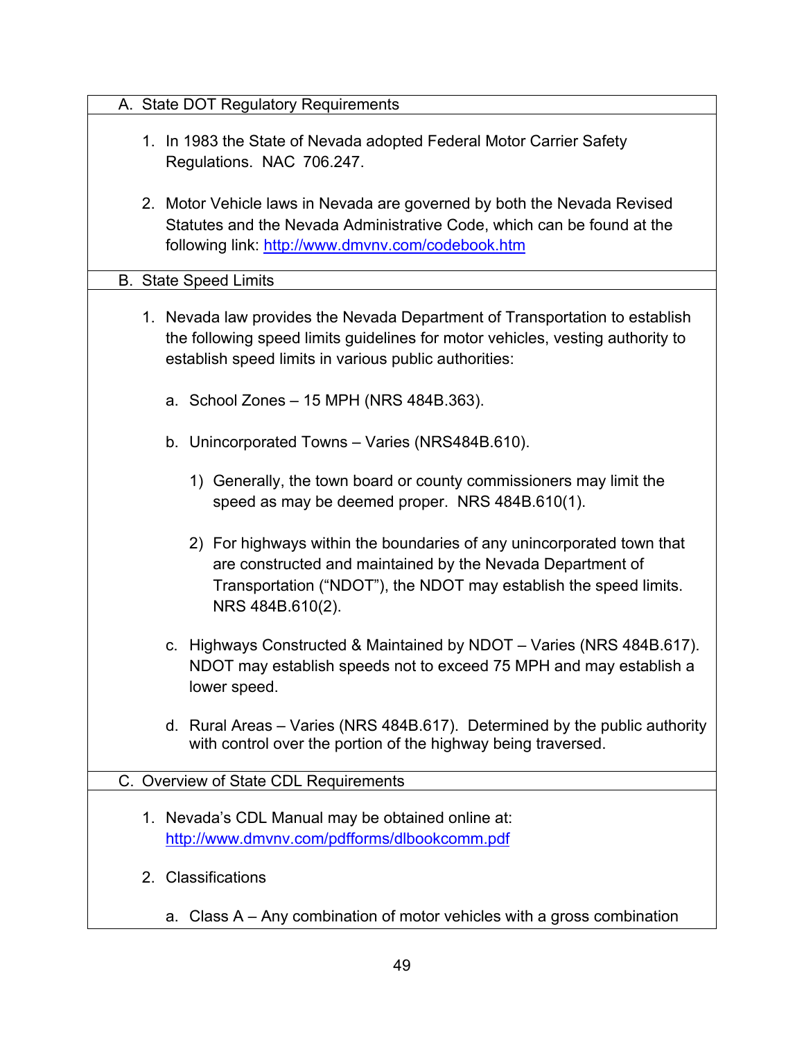## A. State DOT Regulatory Requirements

1. In 1983 the State of Nevada adopted Federal Motor Carrier Safety Regulations. NAC 706.247.

2. Motor Vehicle laws in Nevada are governed by both the Nevada Revised Statutes and the Nevada Administrative Code, which can be found at the following link: [http://www.dmvnv.com/codebook.htm](http://www.dmvnv.com/codebook.htm)

## B. State Speed Limits

1. Nevada law provides the Nevada Department of Transportation to establish the following speed limits guidelines for motor vehicles, vesting authority to establish speed limits in various public authorities:

   a. School Zones – 15 MPH (NRS 484B.363).

   b. Unincorporated Towns – Varies (NRS484B.610).

      1) Generally, the town board or county commissioners may limit the speed as may be deemed proper. NRS 484B.610(1).

      2) For highways within the boundaries of any unincorporated town that are constructed and maintained by the Nevada Department of Transportation ("NDOT"), the NDOT may establish the speed limits. NRS 484B.610(2).

   c. Highways Constructed & Maintained by NDOT – Varies (NRS 484B.617). NDOT may establish speeds not to exceed 75 MPH and may establish a lower speed.

   d. Rural Areas – Varies (NRS 484B.617). Determined by the public authority with control over the portion of the highway being traversed.

## C. Overview of State CDL Requirements

1. Nevada's CDL Manual may be obtained online at: [http://www.dmvnv.com/pdfforms/dlbookcomm.pdf](http://www.dmvnv.com/pdfforms/dlbookcomm.pdf)

2. Classifications

   a. Class A – Any combination of motor vehicles with a gross combination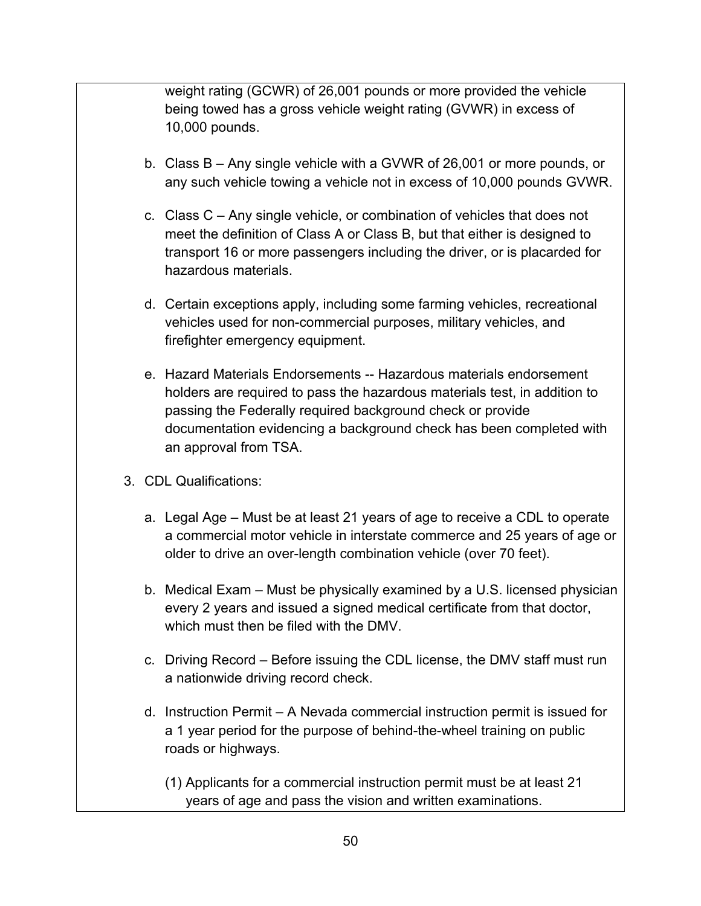weight rating (GCWR) of 26,001 pounds or more provided the vehicle being towed has a gross vehicle weight rating (GVWR) in excess of 10,000 pounds.

b. Class B – Any single vehicle with a GVWR of 26,001 or more pounds, or any such vehicle towing a vehicle not in excess of 10,000 pounds GVWR.

c. Class C – Any single vehicle, or combination of vehicles that does not meet the definition of Class A or Class B, but that either is designed to transport 16 or more passengers including the driver, or is placarded for hazardous materials.

d. Certain exceptions apply, including some farming vehicles, recreational vehicles used for non-commercial purposes, military vehicles, and firefighter emergency equipment.

e. Hazard Materials Endorsements -- Hazardous materials endorsement holders are required to pass the hazardous materials test, in addition to passing the Federally required background check or provide documentation evidencing a background check has been completed with an approval from TSA.

3. CDL Qualifications:

   a. Legal Age – Must be at least 21 years of age to receive a CDL to operate a commercial motor vehicle in interstate commerce and 25 years of age or older to drive an over-length combination vehicle (over 70 feet).

   b. Medical Exam – Must be physically examined by a U.S. licensed physician every 2 years and issued a signed medical certificate from that doctor, which must then be filed with the DMV.

   c. Driving Record – Before issuing the CDL license, the DMV staff must run a nationwide driving record check.

   d. Instruction Permit – A Nevada commercial instruction permit is issued for a 1 year period for the purpose of behind-the-wheel training on public roads or highways.

      (1) Applicants for a commercial instruction permit must be at least 21 years of age and pass the vision and written examinations.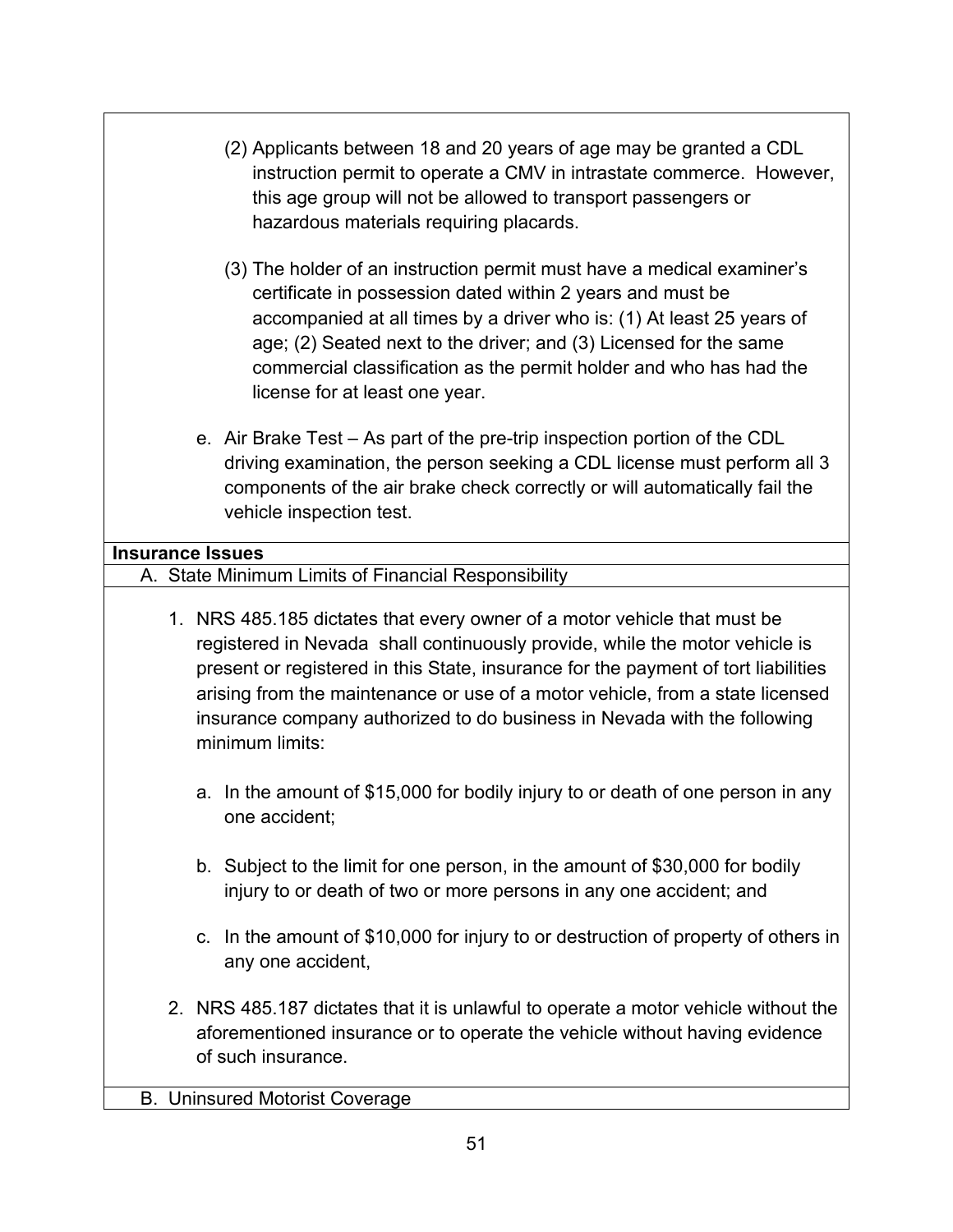(2) Applicants between 18 and 20 years of age may be granted a CDL instruction permit to operate a CMV in intrastate commerce. However, this age group will not be allowed to transport passengers or hazardous materials requiring placards.

(3) The holder of an instruction permit must have a medical examiner's certificate in possession dated within 2 years and must be accompanied at all times by a driver who is: (1) At least 25 years of age; (2) Seated next to the driver; and (3) Licensed for the same commercial classification as the permit holder and who has had the license for at least one year.

e. Air Brake Test – As part of the pre-trip inspection portion of the CDL driving examination, the person seeking a CDL license must perform all 3 components of the air brake check correctly or will automatically fail the vehicle inspection test.

**Insurance Issues**

A. State Minimum Limits of Financial Responsibility

1. NRS 485.185 dictates that every owner of a motor vehicle that must be registered in Nevada shall continuously provide, while the motor vehicle is present or registered in this State, insurance for the payment of tort liabilities arising from the maintenance or use of a motor vehicle, from a state licensed insurance company authorized to do business in Nevada with the following minimum limits:

   a. In the amount of $15,000 for bodily injury to or death of one person in any one accident;

   b. Subject to the limit for one person, in the amount of $30,000 for bodily injury to or death of two or more persons in any one accident; and

   c. In the amount of $10,000 for injury to or destruction of property of others in any one accident,

2. NRS 485.187 dictates that it is unlawful to operate a motor vehicle without the aforementioned insurance or to operate the vehicle without having evidence of such insurance.

B. Uninsured Motorist Coverage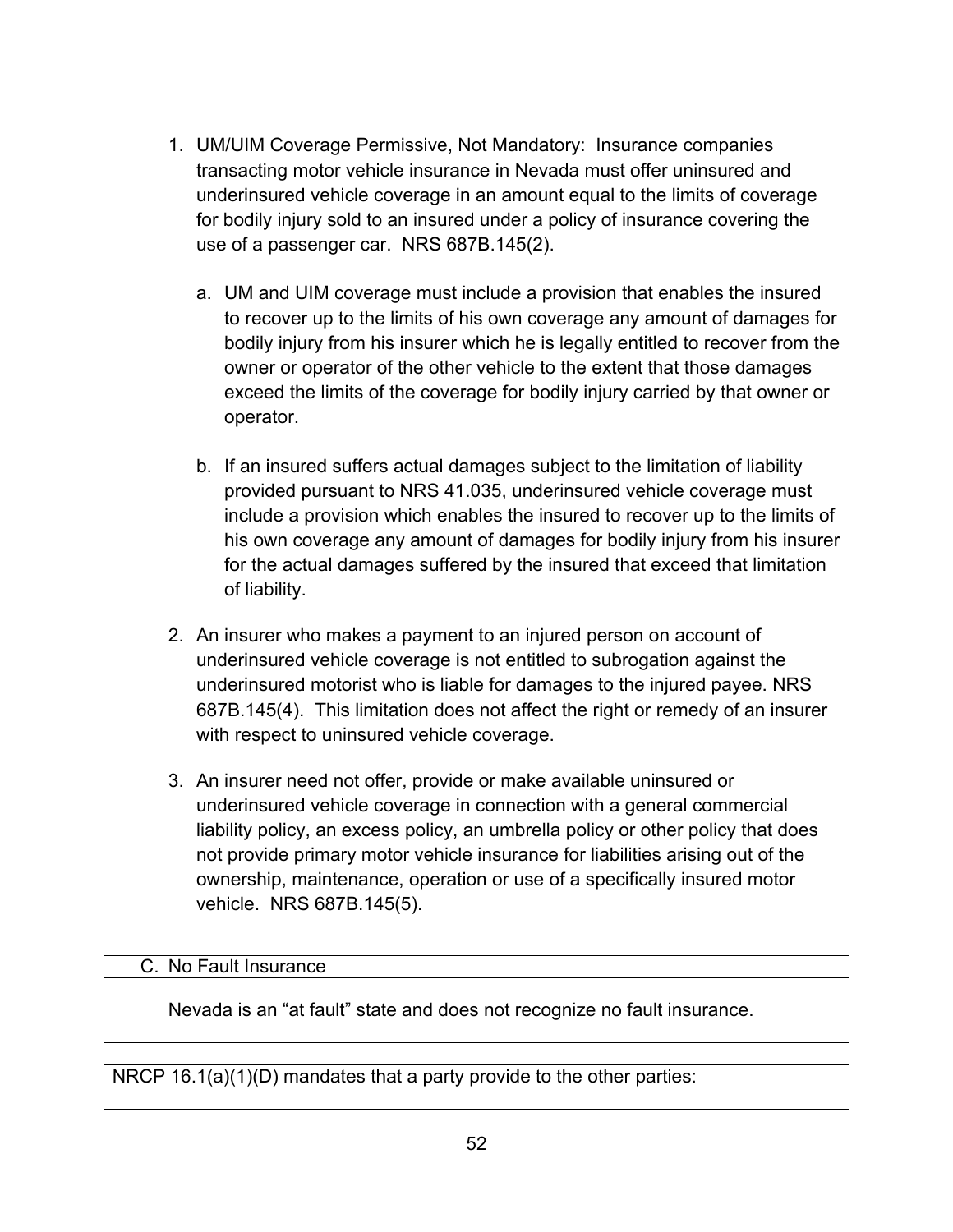1. UM/UIM Coverage Permissive, Not Mandatory: Insurance companies transacting motor vehicle insurance in Nevada must offer uninsured and underinsured vehicle coverage in an amount equal to the limits of coverage for bodily injury sold to an insured under a policy of insurance covering the use of a passenger car. NRS 687B.145(2).

   a. UM and UIM coverage must include a provision that enables the insured to recover up to the limits of his own coverage any amount of damages for bodily injury from his insurer which he is legally entitled to recover from the owner or operator of the other vehicle to the extent that those damages exceed the limits of the coverage for bodily injury carried by that owner or operator.

   b. If an insured suffers actual damages subject to the limitation of liability provided pursuant to NRS 41.035, underinsured vehicle coverage must include a provision which enables the insured to recover up to the limits of his own coverage any amount of damages for bodily injury from his insurer for the actual damages suffered by the insured that exceed that limitation of liability.

2. An insurer who makes a payment to an injured person on account of underinsured vehicle coverage is not entitled to subrogation against the underinsured motorist who is liable for damages to the injured payee. NRS 687B.145(4). This limitation does not affect the right or remedy of an insurer with respect to uninsured vehicle coverage.

3. An insurer need not offer, provide or make available uninsured or underinsured vehicle coverage in connection with a general commercial liability policy, an excess policy, an umbrella policy or other policy that does not provide primary motor vehicle insurance for liabilities arising out of the ownership, maintenance, operation or use of a specifically insured motor vehicle. NRS 687B.145(5).

## C. No Fault Insurance

Nevada is an "at fault" state and does not recognize no fault insurance.

NRCP 16.1(a)(1)(D) mandates that a party provide to the other parties: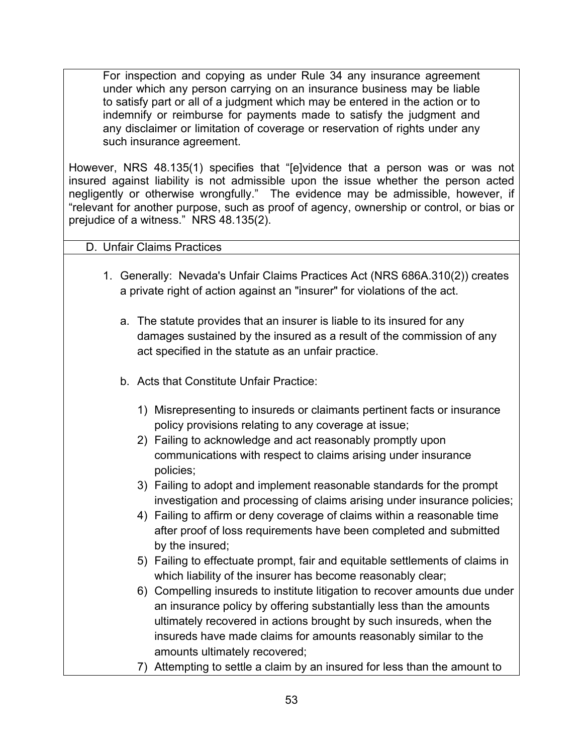For inspection and copying as under Rule 34 any insurance agreement under which any person carrying on an insurance business may be liable to satisfy part or all of a judgment which may be entered in the action or to indemnify or reimburse for payments made to satisfy the judgment and any disclaimer or limitation of coverage or reservation of rights under any such insurance agreement.

However, NRS 48.135(1) specifies that "[e]vidence that a person was or was not insured against liability is not admissible upon the issue whether the person acted negligently or otherwise wrongfully." The evidence may be admissible, however, if "relevant for another purpose, such as proof of agency, ownership or control, or bias or prejudice of a witness." NRS 48.135(2).

## D. Unfair Claims Practices

1. Generally: Nevada's Unfair Claims Practices Act (NRS 686A.310(2)) creates a private right of action against an "insurer" for violations of the act.

   a. The statute provides that an insurer is liable to its insured for any damages sustained by the insured as a result of the commission of any act specified in the statute as an unfair practice.

   b. Acts that Constitute Unfair Practice:

      1) Misrepresenting to insureds or claimants pertinent facts or insurance policy provisions relating to any coverage at issue;
      2) Failing to acknowledge and act reasonably promptly upon communications with respect to claims arising under insurance policies;
      3) Failing to adopt and implement reasonable standards for the prompt investigation and processing of claims arising under insurance policies;
      4) Failing to affirm or deny coverage of claims within a reasonable time after proof of loss requirements have been completed and submitted by the insured;
      5) Failing to effectuate prompt, fair and equitable settlements of claims in which liability of the insurer has become reasonably clear;
      6) Compelling insureds to institute litigation to recover amounts due under an insurance policy by offering substantially less than the amounts ultimately recovered in actions brought by such insureds, when the insureds have made claims for amounts reasonably similar to the amounts ultimately recovered;
      7) Attempting to settle a claim by an insured for less than the amount to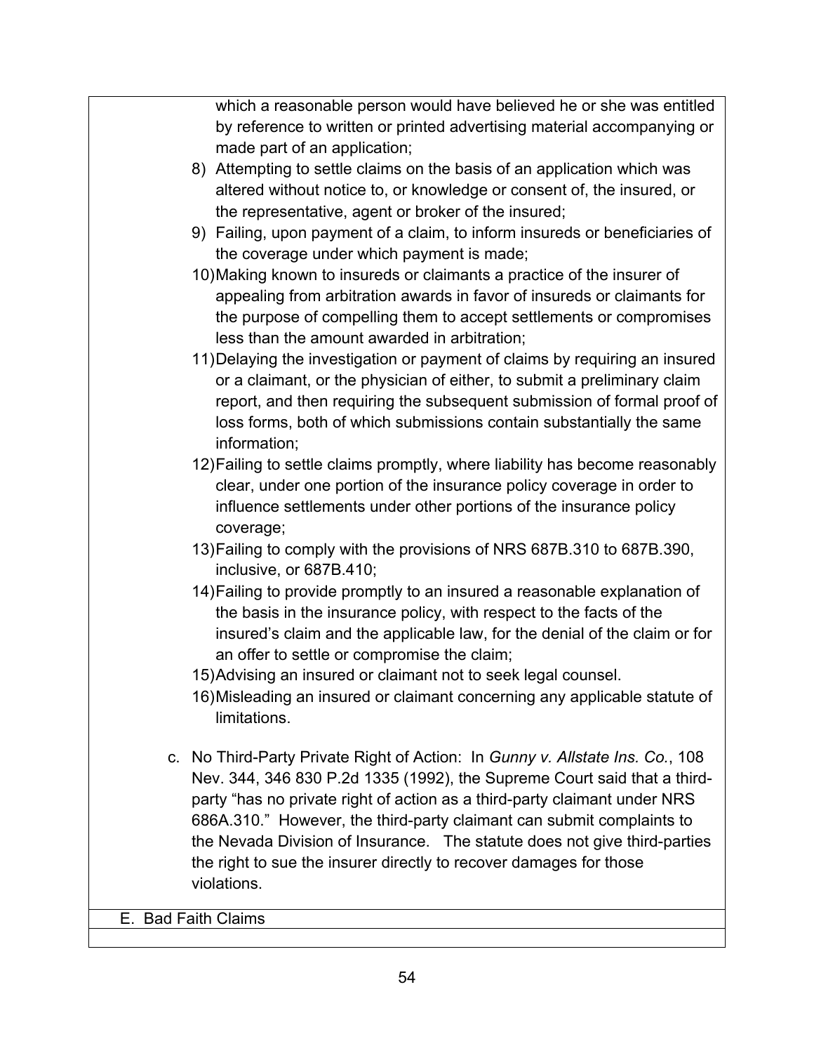which a reasonable person would have believed he or she was entitled by reference to written or printed advertising material accompanying or made part of an application;

8) Attempting to settle claims on the basis of an application which was altered without notice to, or knowledge or consent of, the insured, or the representative, agent or broker of the insured;
9) Failing, upon payment of a claim, to inform insureds or beneficiaries of the coverage under which payment is made;
10) Making known to insureds or claimants a practice of the insurer of appealing from arbitration awards in favor of insureds or claimants for the purpose of compelling them to accept settlements or compromises less than the amount awarded in arbitration;
11) Delaying the investigation or payment of claims by requiring an insured or a claimant, or the physician of either, to submit a preliminary claim report, and then requiring the subsequent submission of formal proof of loss forms, both of which submissions contain substantially the same information;
12) Failing to settle claims promptly, where liability has become reasonably clear, under one portion of the insurance policy coverage in order to influence settlements under other portions of the insurance policy coverage;
13) Failing to comply with the provisions of NRS 687B.310 to 687B.390, inclusive, or 687B.410;
14) Failing to provide promptly to an insured a reasonable explanation of the basis in the insurance policy, with respect to the facts of the insured's claim and the applicable law, for the denial of the claim or for an offer to settle or compromise the claim;
15) Advising an insured or claimant not to seek legal counsel.
16) Misleading an insured or claimant concerning any applicable statute of limitations.

c. No Third-Party Private Right of Action: In *Gunny v. Allstate Ins. Co.*, 108 Nev. 344, 346 830 P.2d 1335 (1992), the Supreme Court said that a third-party "has no private right of action as a third-party claimant under NRS 686A.310." However, the third-party claimant can submit complaints to the Nevada Division of Insurance. The statute does not give third-parties the right to sue the insurer directly to recover damages for those violations.

E. Bad Faith Claims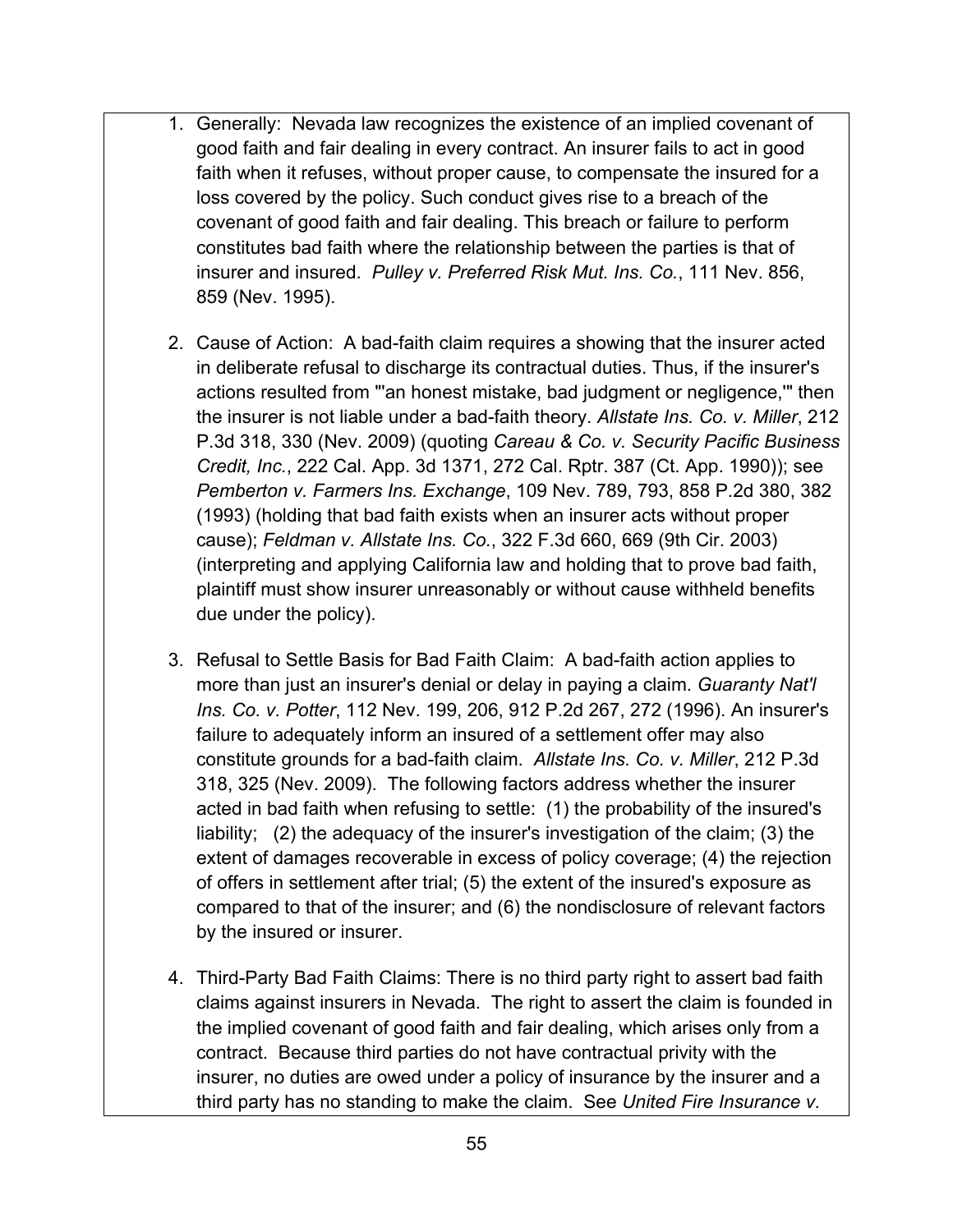1. Generally: Nevada law recognizes the existence of an implied covenant of good faith and fair dealing in every contract. An insurer fails to act in good faith when it refuses, without proper cause, to compensate the insured for a loss covered by the policy. Such conduct gives rise to a breach of the covenant of good faith and fair dealing. This breach or failure to perform constitutes bad faith where the relationship between the parties is that of insurer and insured. *Pulley v. Preferred Risk Mut. Ins. Co.*, 111 Nev. 856, 859 (Nev. 1995).

2. Cause of Action: A bad-faith claim requires a showing that the insurer acted in deliberate refusal to discharge its contractual duties. Thus, if the insurer's actions resulted from "'an honest mistake, bad judgment or negligence,'" then the insurer is not liable under a bad-faith theory. *Allstate Ins. Co. v. Miller*, 212 P.3d 318, 330 (Nev. 2009) (quoting *Careau & Co. v. Security Pacific Business Credit, Inc.*, 222 Cal. App. 3d 1371, 272 Cal. Rptr. 387 (Ct. App. 1990)); see *Pemberton v. Farmers Ins. Exchange*, 109 Nev. 789, 793, 858 P.2d 380, 382 (1993) (holding that bad faith exists when an insurer acts without proper cause); *Feldman v. Allstate Ins. Co.*, 322 F.3d 660, 669 (9th Cir. 2003) (interpreting and applying California law and holding that to prove bad faith, plaintiff must show insurer unreasonably or without cause withheld benefits due under the policy).

3. Refusal to Settle Basis for Bad Faith Claim: A bad-faith action applies to more than just an insurer's denial or delay in paying a claim. *Guaranty Nat'l Ins. Co. v. Potter*, 112 Nev. 199, 206, 912 P.2d 267, 272 (1996). An insurer's failure to adequately inform an insured of a settlement offer may also constitute grounds for a bad-faith claim. *Allstate Ins. Co. v. Miller*, 212 P.3d 318, 325 (Nev. 2009). The following factors address whether the insurer acted in bad faith when refusing to settle: (1) the probability of the insured's liability; (2) the adequacy of the insurer's investigation of the claim; (3) the extent of damages recoverable in excess of policy coverage; (4) the rejection of offers in settlement after trial; (5) the extent of the insured's exposure as compared to that of the insurer; and (6) the nondisclosure of relevant factors by the insured or insurer.

4. Third-Party Bad Faith Claims: There is no third party right to assert bad faith claims against insurers in Nevada. The right to assert the claim is founded in the implied covenant of good faith and fair dealing, which arises only from a contract. Because third parties do not have contractual privity with the insurer, no duties are owed under a policy of insurance by the insurer and a third party has no standing to make the claim. See *United Fire Insurance v.*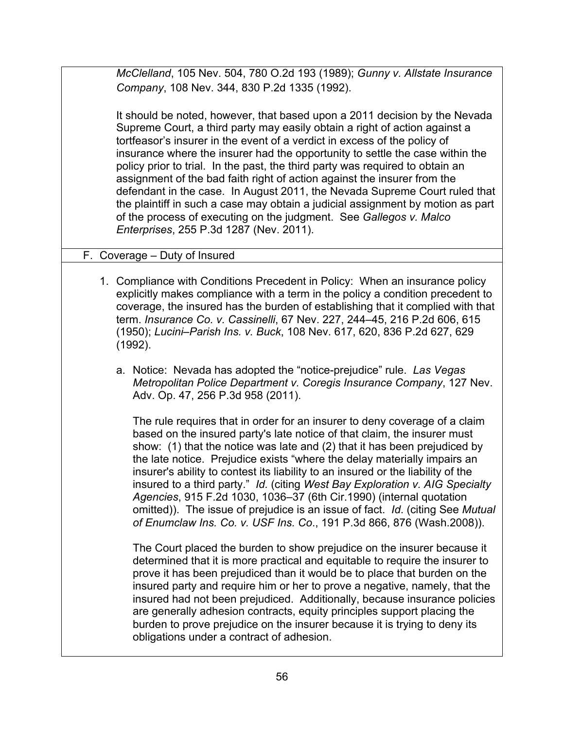*McClelland*, 105 Nev. 504, 780 O.2d 193 (1989); *Gunny v. Allstate Insurance Company*, 108 Nev. 344, 830 P.2d 1335 (1992).

It should be noted, however, that based upon a 2011 decision by the Nevada Supreme Court, a third party may easily obtain a right of action against a tortfeasor's insurer in the event of a verdict in excess of the policy of insurance where the insurer had the opportunity to settle the case within the policy prior to trial. In the past, the third party was required to obtain an assignment of the bad faith right of action against the insurer from the defendant in the case. In August 2011, the Nevada Supreme Court ruled that the plaintiff in such a case may obtain a judicial assignment by motion as part of the process of executing on the judgment. See *Gallegos v. Malco Enterprises*, 255 P.3d 1287 (Nev. 2011).

## F. Coverage – Duty of Insured

1. Compliance with Conditions Precedent in Policy: When an insurance policy explicitly makes compliance with a term in the policy a condition precedent to coverage, the insured has the burden of establishing that it complied with that term. *Insurance Co. v. Cassinelli*, 67 Nev. 227, 244–45, 216 P.2d 606, 615 (1950); *Lucini–Parish Ins. v. Buck*, 108 Nev. 617, 620, 836 P.2d 627, 629 (1992).

   a. Notice: Nevada has adopted the "notice-prejudice" rule. *Las Vegas Metropolitan Police Department v. Coregis Insurance Company*, 127 Nev. Adv. Op. 47, 256 P.3d 958 (2011).

      The rule requires that in order for an insurer to deny coverage of a claim based on the insured party's late notice of that claim, the insurer must show: (1) that the notice was late and (2) that it has been prejudiced by the late notice. Prejudice exists "where the delay materially impairs an insurer's ability to contest its liability to an insured or the liability of the insured to a third party." *Id.* (citing *West Bay Exploration v. AIG Specialty Agencies*, 915 F.2d 1030, 1036–37 (6th Cir.1990) (internal quotation omitted)). The issue of prejudice is an issue of fact. *Id*. (citing See *Mutual of Enumclaw Ins. Co. v. USF Ins. Co*., 191 P.3d 866, 876 (Wash.2008)).

      The Court placed the burden to show prejudice on the insurer because it determined that it is more practical and equitable to require the insurer to prove it has been prejudiced than it would be to place that burden on the insured party and require him or her to prove a negative, namely, that the insured had not been prejudiced. Additionally, because insurance policies are generally adhesion contracts, equity principles support placing the burden to prove prejudice on the insurer because it is trying to deny its obligations under a contract of adhesion.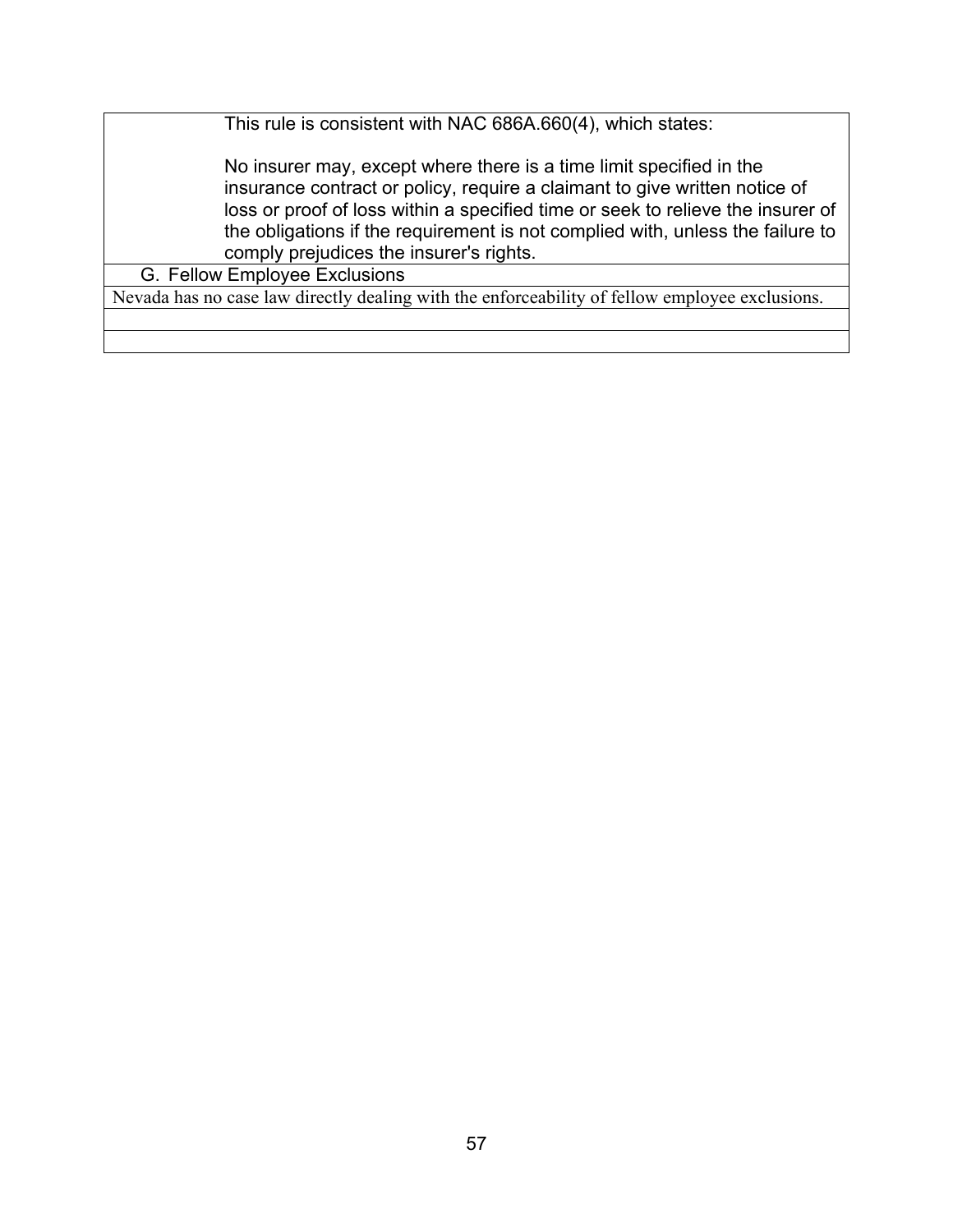| |
|---|
| This rule is consistent with NAC 686A.660(4), which states:<br><br>No insurer may, except where there is a time limit specified in the insurance contract or policy, require a claimant to give written notice of loss or proof of loss within a specified time or seek to relieve the insurer of the obligations if the requirement is not complied with, unless the failure to comply prejudices the insurer's rights. |
| G. Fellow Employee Exclusions |
| Nevada has no case law directly dealing with the enforceability of fellow employee exclusions. |
| |
| |